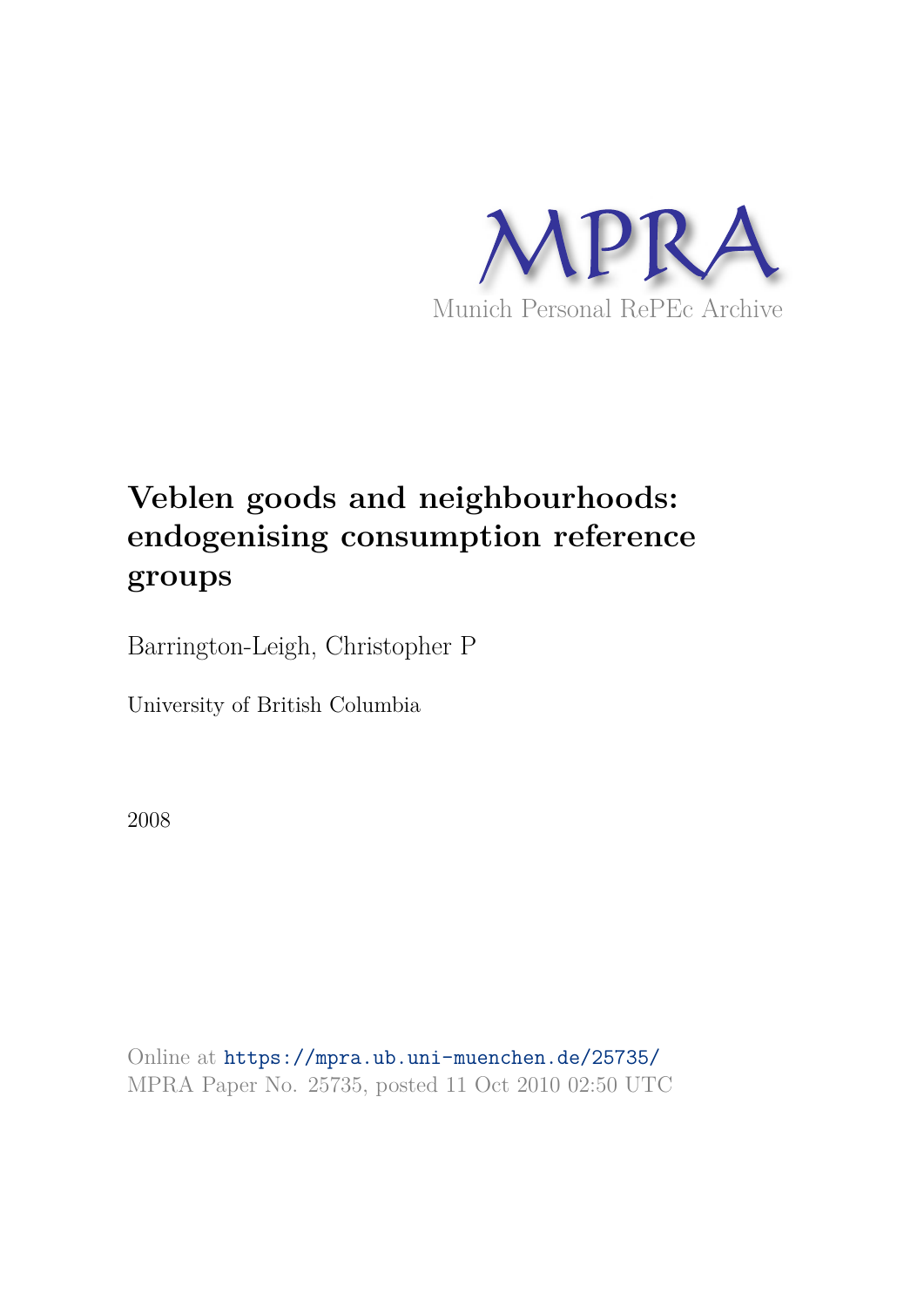MPRA

Munich Personal RePEc Archive

# Veblen goods and neighbourhoods: endogenising consumption reference groups

Barrington-Leigh, Christopher P

University of British Columbia

2008

Online at https://mpra.ub.uni-muenchen.de/25735/
MPRA Paper No. 25735, posted 11 Oct 2010 02:50 UTC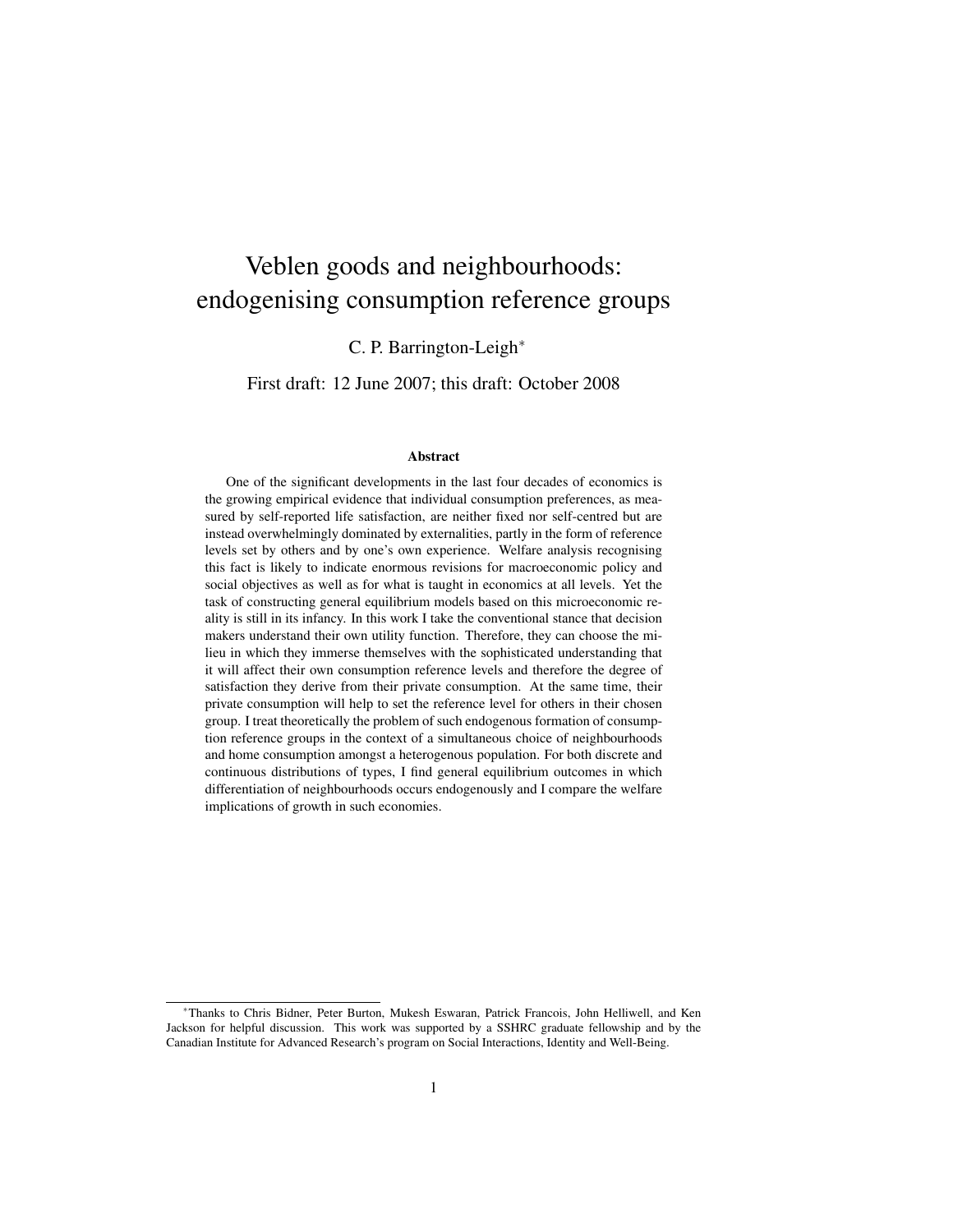# Veblen goods and neighbourhoods: endogenising consumption reference groups

C. P. Barrington-Leigh[*]

First draft: 12 June 2007; this draft: October 2008

### Abstract

One of the significant developments in the last four decades of economics is the growing empirical evidence that individual consumption preferences, as measured by self-reported life satisfaction, are neither fixed nor self-centred but are instead overwhelmingly dominated by externalities, partly in the form of reference levels set by others and by one's own experience. Welfare analysis recognising this fact is likely to indicate enormous revisions for macroeconomic policy and social objectives as well as for what is taught in economics at all levels. Yet the task of constructing general equilibrium models based on this microeconomic reality is still in its infancy. In this work I take the conventional stance that decision makers understand their own utility function. Therefore, they can choose the milieu in which they immerse themselves with the sophisticated understanding that it will affect their own consumption reference levels and therefore the degree of satisfaction they derive from their private consumption. At the same time, their private consumption will help to set the reference level for others in their chosen group. I treat theoretically the problem of such endogenous formation of consumption reference groups in the context of a simultaneous choice of neighbourhoods and home consumption amongst a heterogenous population. For both discrete and continuous distributions of types, I find general equilibrium outcomes in which differentiation of neighbourhoods occurs endogenously and I compare the welfare implications of growth in such economies.

---

[*] Thanks to Chris Bidner, Peter Burton, Mukesh Eswaran, Patrick Francois, John Helliwell, and Ken Jackson for helpful discussion. This work was supported by a SSHRC graduate fellowship and by the Canadian Institute for Advanced Research's program on Social Interactions, Identity and Well-Being.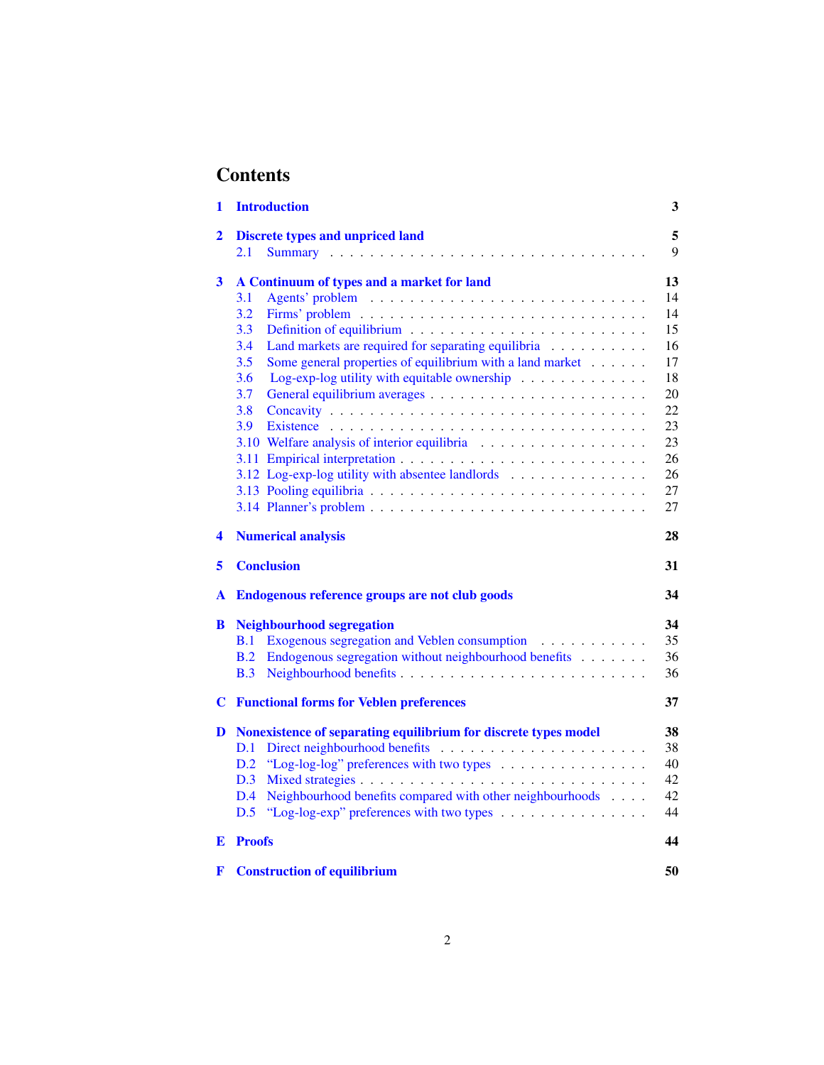# Contents

1 **Introduction** 3

2 **Discrete types and unpriced land** 5
- 2.1 Summary 9

3 **A Continuum of types and a market for land** 13
- 3.1 Agents' problem 14
- 3.2 Firms' problem 14
- 3.3 Definition of equilibrium 15
- 3.4 Land markets are required for separating equilibria 16
- 3.5 Some general properties of equilibrium with a land market 17
- 3.6 Log-exp-log utility with equitable ownership 18
- 3.7 General equilibrium averages 20
- 3.8 Concavity 22
- 3.9 Existence 23
- 3.10 Welfare analysis of interior equilibria 23
- 3.11 Empirical interpretation 26
- 3.12 Log-exp-log utility with absentee landlords 26
- 3.13 Pooling equilibria 27
- 3.14 Planner's problem 27

4 **Numerical analysis** 28

5 **Conclusion** 31

A **Endogenous reference groups are not club goods** 34

B **Neighbourhood segregation** 34
- B.1 Exogenous segregation and Veblen consumption 35
- B.2 Endogenous segregation without neighbourhood benefits 36
- B.3 Neighbourhood benefits 36

C **Functional forms for Veblen preferences** 37

D **Nonexistence of separating equilibrium for discrete types model** 38
- D.1 Direct neighbourhood benefits 38
- D.2 "Log-log-log" preferences with two types 40
- D.3 Mixed strategies 42
- D.4 Neighbourhood benefits compared with other neighbourhoods 42
- D.5 "Log-log-exp" preferences with two types 44

E **Proofs** 44

F **Construction of equilibrium** 50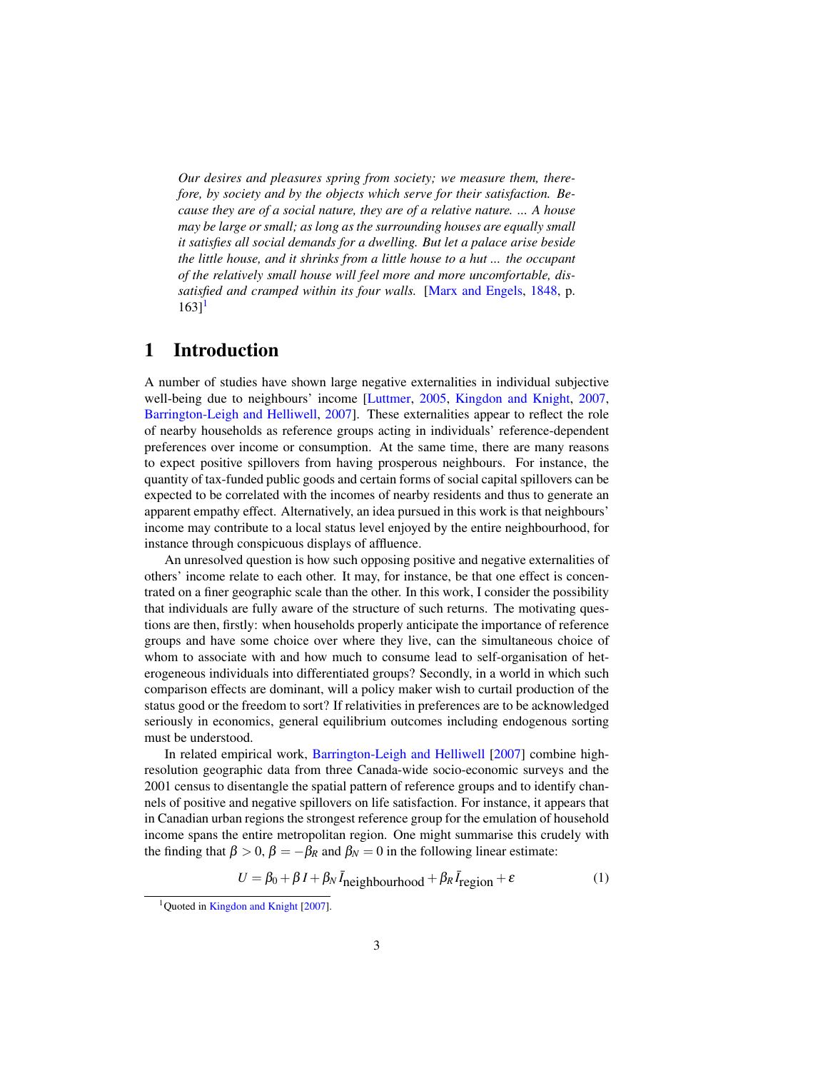*Our desires and pleasures spring from society; we measure them, therefore, by society and by the objects which serve for their satisfaction. Because they are of a social nature, they are of a relative nature. ... A house may be large or small; as long as the surrounding houses are equally small it satisfies all social demands for a dwelling. But let a palace arise beside the little house, and it shrinks from a little house to a hut ... the occupant of the relatively small house will feel more and more uncomfortable, dissatisfied and cramped within its four walls.* [Marx and Engels, 1848, p. 163][1]

# 1 Introduction

A number of studies have shown large negative externalities in individual subjective well-being due to neighbours' income [Luttmer, 2005, Kingdon and Knight, 2007, Barrington-Leigh and Helliwell, 2007]. These externalities appear to reflect the role of nearby households as reference groups acting in individuals' reference-dependent preferences over income or consumption. At the same time, there are many reasons to expect positive spillovers from having prosperous neighbours. For instance, the quantity of tax-funded public goods and certain forms of social capital spillovers can be expected to be correlated with the incomes of nearby residents and thus to generate an apparent empathy effect. Alternatively, an idea pursued in this work is that neighbours' income may contribute to a local status level enjoyed by the entire neighbourhood, for instance through conspicuous displays of affluence.

An unresolved question is how such opposing positive and negative externalities of others' income relate to each other. It may, for instance, be that one effect is concentrated on a finer geographic scale than the other. In this work, I consider the possibility that individuals are fully aware of the structure of such returns. The motivating questions are then, firstly: when households properly anticipate the importance of reference groups and have some choice over where they live, can the simultaneous choice of whom to associate with and how much to consume lead to self-organisation of heterogeneous individuals into differentiated groups? Secondly, in a world in which such comparison effects are dominant, will a policy maker wish to curtail production of the status good or the freedom to sort? If relativities in preferences are to be acknowledged seriously in economics, general equilibrium outcomes including endogenous sorting must be understood.

In related empirical work, Barrington-Leigh and Helliwell [2007] combine high-resolution geographic data from three Canada-wide socio-economic surveys and the 2001 census to disentangle the spatial pattern of reference groups and to identify channels of positive and negative spillovers on life satisfaction. For instance, it appears that in Canadian urban regions the strongest reference group for the emulation of household income spans the entire metropolitan region. One might summarise this crudely with the finding that $\beta > 0$, $\beta = -\beta_R$ and $\beta_N = 0$ in the following linear estimate:

$$U = \beta_0 + \beta I + \beta_N \bar{I}_{\text{neighbourhood}} + \beta_R \bar{I}_{\text{region}} + \varepsilon \tag{1}$$

[1] Quoted in Kingdon and Knight [2007].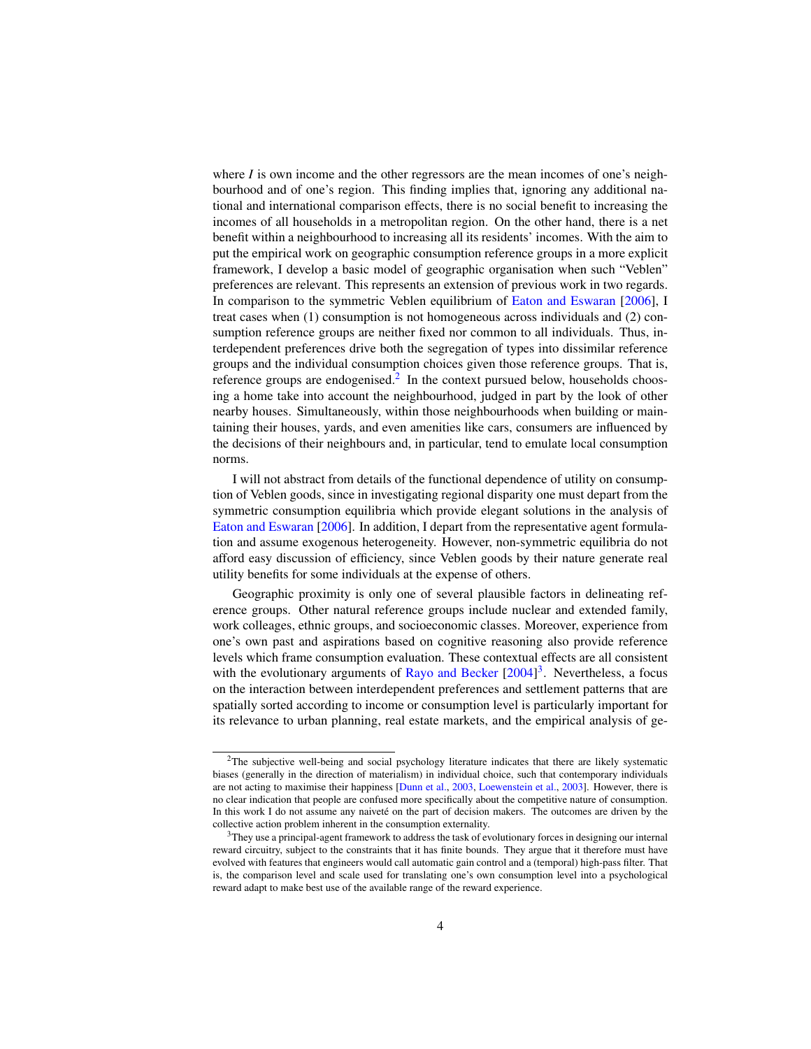where $I$ is own income and the other regressors are the mean incomes of one's neighbourhood and of one's region. This finding implies that, ignoring any additional national and international comparison effects, there is no social benefit to increasing the incomes of all households in a metropolitan region. On the other hand, there is a net benefit within a neighbourhood to increasing all its residents' incomes. With the aim to put the empirical work on geographic consumption reference groups in a more explicit framework, I develop a basic model of geographic organisation when such "Veblen" preferences are relevant. This represents an extension of previous work in two regards. In comparison to the symmetric Veblen equilibrium of Eaton and Eswaran [2006], I treat cases when (1) consumption is not homogeneous across individuals and (2) consumption reference groups are neither fixed nor common to all individuals. Thus, interdependent preferences drive both the segregation of types into dissimilar reference groups and the individual consumption choices given those reference groups. That is, reference groups are endogenised.[2] In the context pursued below, households choosing a home take into account the neighbourhood, judged in part by the look of other nearby houses. Simultaneously, within those neighbourhoods when building or maintaining their houses, yards, and even amenities like cars, consumers are influenced by the decisions of their neighbours and, in particular, tend to emulate local consumption norms.

I will not abstract from details of the functional dependence of utility on consumption of Veblen goods, since in investigating regional disparity one must depart from the symmetric consumption equilibria which provide elegant solutions in the analysis of Eaton and Eswaran [2006]. In addition, I depart from the representative agent formulation and assume exogenous heterogeneity. However, non-symmetric equilibria do not afford easy discussion of efficiency, since Veblen goods by their nature generate real utility benefits for some individuals at the expense of others.

Geographic proximity is only one of several plausible factors in delineating reference groups. Other natural reference groups include nuclear and extended family, work colleages, ethnic groups, and socioeconomic classes. Moreover, experience from one's own past and aspirations based on cognitive reasoning also provide reference levels which frame consumption evaluation. These contextual effects are all consistent with the evolutionary arguments of Rayo and Becker [2004][3]. Nevertheless, a focus on the interaction between interdependent preferences and settlement patterns that are spatially sorted according to income or consumption level is particularly important for its relevance to urban planning, real estate markets, and the empirical analysis of ge-

[2] The subjective well-being and social psychology literature indicates that there are likely systematic biases (generally in the direction of materialism) in individual choice, such that contemporary individuals are not acting to maximise their happiness [Dunn et al., 2003, Loewenstein et al., 2003]. However, there is no clear indication that people are confused more specifically about the competitive nature of consumption. In this work I do not assume any naiveté on the part of decision makers. The outcomes are driven by the collective action problem inherent in the consumption externality.

[3] They use a principal-agent framework to address the task of evolutionary forces in designing our internal reward circuitry, subject to the constraints that it has finite bounds. They argue that it therefore must have evolved with features that engineers would call automatic gain control and a (temporal) high-pass filter. That is, the comparison level and scale used for translating one's own consumption level into a psychological reward adapt to make best use of the available range of the reward experience.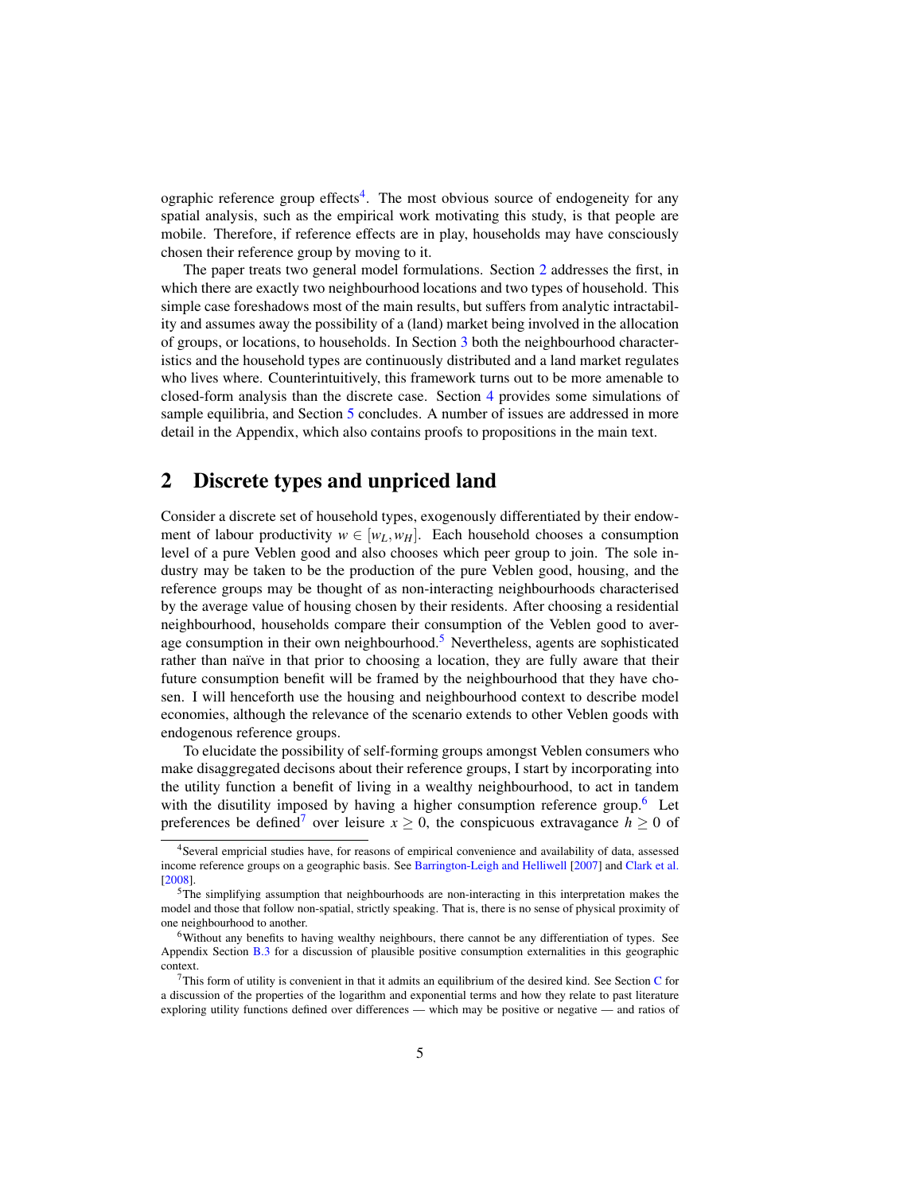ographic reference group effects[4]. The most obvious source of endogeneity for any spatial analysis, such as the empirical work motivating this study, is that people are mobile. Therefore, if reference effects are in play, households may have consciously chosen their reference group by moving to it.

The paper treats two general model formulations. Section 2 addresses the first, in which there are exactly two neighbourhood locations and two types of household. This simple case foreshadows most of the main results, but suffers from analytic intractability and assumes away the possibility of a (land) market being involved in the allocation of groups, or locations, to households. In Section 3 both the neighbourhood characteristics and the household types are continuously distributed and a land market regulates who lives where. Counterintuitively, this framework turns out to be more amenable to closed-form analysis than the discrete case. Section 4 provides some simulations of sample equilibria, and Section 5 concludes. A number of issues are addressed in more detail in the Appendix, which also contains proofs to propositions in the main text.

## 2 Discrete types and unpriced land

Consider a discrete set of household types, exogenously differentiated by their endowment of labour productivity $w \in [w_L, w_H]$. Each household chooses a consumption level of a pure Veblen good and also chooses which peer group to join. The sole industry may be taken to be the production of the pure Veblen good, housing, and the reference groups may be thought of as non-interacting neighbourhoods characterised by the average value of housing chosen by their residents. After choosing a residential neighbourhood, households compare their consumption of the Veblen good to average consumption in their own neighbourhood.[5] Nevertheless, agents are sophisticated rather than naïve in that prior to choosing a location, they are fully aware that their future consumption benefit will be framed by the neighbourhood that they have chosen. I will henceforth use the housing and neighbourhood context to describe model economies, although the relevance of the scenario extends to other Veblen goods with endogenous reference groups.

To elucidate the possibility of self-forming groups amongst Veblen consumers who make disaggregated decisons about their reference groups, I start by incorporating into the utility function a benefit of living in a wealthy neighbourhood, to act in tandem with the disutility imposed by having a higher consumption reference group.[6] Let preferences be defined[7] over leisure $x \geq 0$, the conspicuous extravagance $h \geq 0$ of

[4] Several empricial studies have, for reasons of empirical convenience and availability of data, assessed income reference groups on a geographic basis. See Barrington-Leigh and Helliwell [2007] and Clark et al. [2008].

[5] The simplifying assumption that neighbourhoods are non-interacting in this interpretation makes the model and those that follow non-spatial, strictly speaking. That is, there is no sense of physical proximity of one neighbourhood to another.

[6] Without any benefits to having wealthy neighbours, there cannot be any differentiation of types. See Appendix Section B.3 for a discussion of plausible positive consumption externalities in this geographic context.

[7] This form of utility is convenient in that it admits an equilibrium of the desired kind. See Section C for a discussion of the properties of the logarithm and exponential terms and how they relate to past literature exploring utility functions defined over differences — which may be positive or negative — and ratios of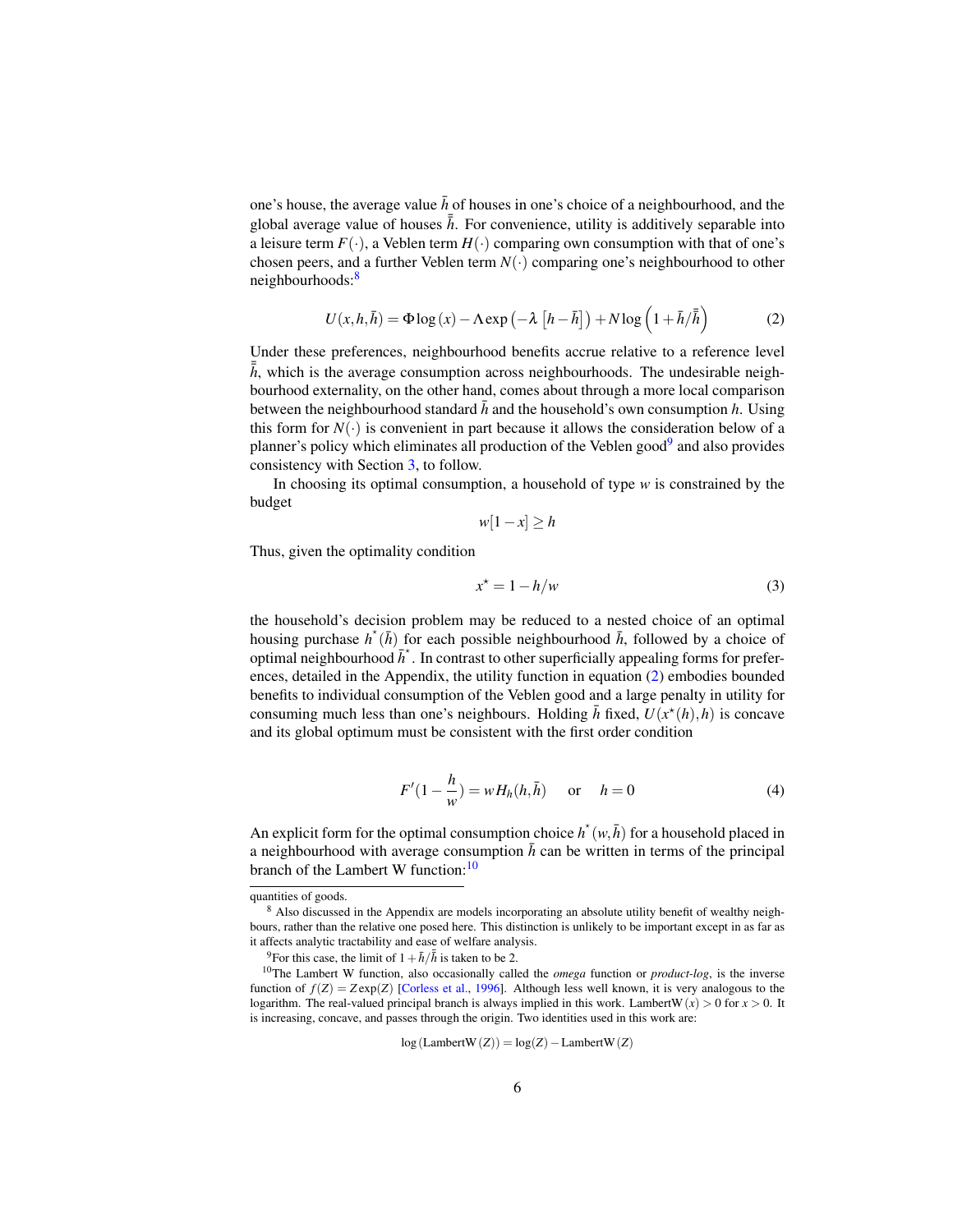one's house, the average value $\bar{h}$ of houses in one's choice of a neighbourhood, and the global average value of houses $\bar{\bar{h}}$. For convenience, utility is additively separable into a leisure term $F(\cdot)$, a Veblen term $H(\cdot)$ comparing own consumption with that of one's chosen peers, and a further Veblen term $N(\cdot)$ comparing one's neighbourhood to other neighbourhoods:[8]

$$U(x,h,\bar{h}) = \Phi \log(x) - \Lambda \exp\left(-\lambda\left[h-\bar{h}\right]\right) + N \log\left(1+\bar{h}/\bar{\bar{h}}\right) \tag{2}$$

Under these preferences, neighbourhood benefits accrue relative to a reference level $\bar{\bar{h}}$, which is the average consumption across neighbourhoods. The undesirable neighbourhood externality, on the other hand, comes about through a more local comparison between the neighbourhood standard $\bar{h}$ and the household's own consumption $h$. Using this form for $N(\cdot)$ is convenient in part because it allows the consideration below of a planner's policy which eliminates all production of the Veblen good[9] and also provides consistency with Section 3, to follow.

In choosing its optimal consumption, a household of type $w$ is constrained by the budget

$$w[1-x] \geq h$$

Thus, given the optimality condition

$$x^{\star} = 1 - h/w \tag{3}$$

the household's decision problem may be reduced to a nested choice of an optimal housing purchase $h^{\star}(\bar{h})$ for each possible neighbourhood $\bar{h}$, followed by a choice of optimal neighbourhood $\bar{h}^{\star}$. In contrast to other superficially appealing forms for preferences, detailed in the Appendix, the utility function in equation (2) embodies bounded benefits to individual consumption of the Veblen good and a large penalty in utility for consuming much less than one's neighbours. Holding $\bar{h}$ fixed, $U(x^{\star}(h),h)$ is concave and its global optimum must be consistent with the first order condition

$$F'(1-\frac{h}{w}) = w H_h(h,\bar{h}) \quad \text{ or } \quad h = 0 \tag{4}$$

An explicit form for the optimal consumption choice $h^{\star}(w,\bar{h})$ for a household placed in a neighbourhood with average consumption $\bar{h}$ can be written in terms of the principal branch of the Lambert W function:[10]

---

quantities of goods.

[8] Also discussed in the Appendix are models incorporating an absolute utility benefit of wealthy neighbours, rather than the relative one posed here. This distinction is unlikely to be important except in as far as it affects analytic tractability and ease of welfare analysis.

[9] For this case, the limit of $1+\bar{h}/\bar{\bar{h}}$ is taken to be 2.

[10] The Lambert W function, also occasionally called the *omega* function or *product-log*, is the inverse function of $f(Z) = Z\exp(Z)$ [Corless et al., 1996]. Although less well known, it is very analogous to the logarithm. The real-valued principal branch is always implied in this work. $\mathrm{LambertW}(x) > 0$ for $x > 0$. It is increasing, concave, and passes through the origin. Two identities used in this work are:

$$\log(\mathrm{LambertW}(Z)) = \log(Z) - \mathrm{LambertW}(Z)$$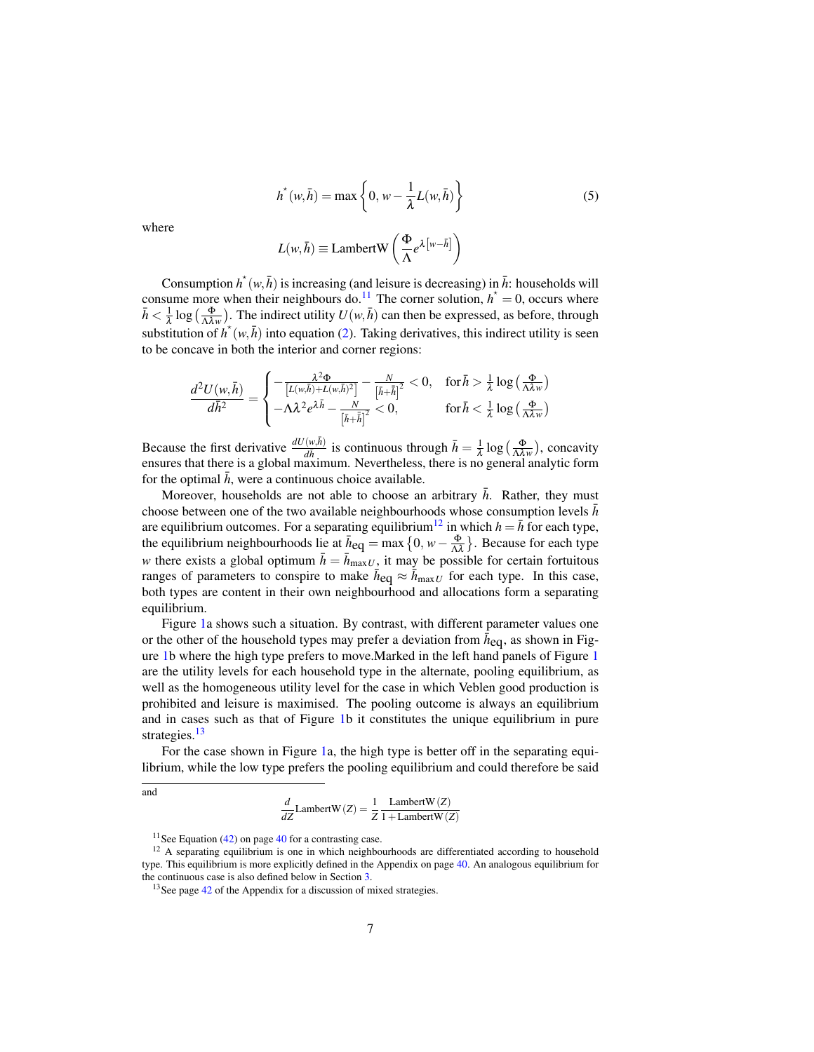$$h^{*}(w,\bar{h}) = \max\left\{0,\, w - \frac{1}{\lambda}L(w,\bar{h})\right\} \tag{5}$$

where

$$L(w,\bar{h}) \equiv \text{LambertW}\left(\frac{\Phi}{\Lambda}e^{\lambda\left[w-\bar{h}\right]}\right)$$

Consumption $h^{*}(w,\bar{h})$ is increasing (and leisure is decreasing) in $\bar{h}$: households will consume more when their neighbours do.[11] The corner solution, $h^{*} = 0$, occurs where $\bar{h} < \frac{1}{\lambda}\log\left(\frac{\Phi}{\Lambda\lambda w}\right)$. The indirect utility $U(w,\bar{h})$ can then be expressed, as before, through substitution of $h^{*}(w,\bar{h})$ into equation (2). Taking derivatives, this indirect utility is seen to be concave in both the interior and corner regions:

$$\frac{d^2U(w,\bar{h})}{d\bar{h}^2} = \begin{cases} -\frac{\lambda^2\Phi}{\left[L(w,\bar{h})+L(w,\bar{h})^2\right]} - \frac{N}{\left[\bar{h}+\bar{h}\right]^2} < 0, & \text{for}\, \bar{h} > \frac{1}{\lambda}\log\left(\frac{\Phi}{\Lambda\lambda w}\right) \\ -\Lambda\lambda^2 e^{\lambda\bar{h}} - \frac{N}{\left[\bar{h}+\bar{h}\right]^2} < 0, & \text{for}\, \bar{h} < \frac{1}{\lambda}\log\left(\frac{\Phi}{\Lambda\lambda w}\right) \end{cases}$$

Because the first derivative $\frac{dU(w,\bar{h})}{dh}$ is continuous through $\bar{h} = \frac{1}{\lambda}\log\left(\frac{\Phi}{\Lambda\lambda w}\right)$, concavity ensures that there is a global maximum. Nevertheless, there is no general analytic form for the optimal $\bar{h}$, were a continuous choice available.

Moreover, households are not able to choose an arbitrary $\bar{h}$. Rather, they must choose between one of the two available neighbourhoods whose consumption levels $\bar{h}$ are equilibrium outcomes. For a separating equilibrium[12] in which $h = \bar{h}$ for each type, the equilibrium neighbourhoods lie at $\bar{h}_{\text{eq}} = \max\left\{0,\, w - \frac{\Phi}{\Lambda\lambda}\right\}$. Because for each type $w$ there exists a global optimum $\bar{h} = \bar{h}_{\max U}$, it may be possible for certain fortuitous ranges of parameters to conspire to make $\bar{h}_{\text{eq}} \approx \bar{h}_{\max U}$ for each type. In this case, both types are content in their own neighbourhood and allocations form a separating equilibrium.

Figure 1a shows such a situation. By contrast, with different parameter values one or the other of the household types may prefer a deviation from $\bar{h}_{\text{eq}}$, as shown in Figure 1b where the high type prefers to move.Marked in the left hand panels of Figure 1 are the utility levels for each household type in the alternate, pooling equilibrium, as well as the homogeneous utility level for the case in which Veblen good production is prohibited and leisure is maximised. The pooling outcome is always an equilibrium and in cases such as that of Figure 1b it constitutes the unique equilibrium in pure strategies.[13]

For the case shown in Figure 1a, the high type is better off in the separating equilibrium, while the low type prefers the pooling equilibrium and could therefore be said

---

and

$$\frac{d}{dZ}\text{LambertW}(Z) = \frac{1}{Z}\frac{\text{LambertW}(Z)}{1+\text{LambertW}(Z)}$$

[11] See Equation (42) on page 40 for a contrasting case.

[12] A separating equilibrium is one in which neighbourhoods are differentiated according to household type. This equilibrium is more explicitly defined in the Appendix on page 40. An analogous equilibrium for the continuous case is also defined below in Section 3.

[13] See page 42 of the Appendix for a discussion of mixed strategies.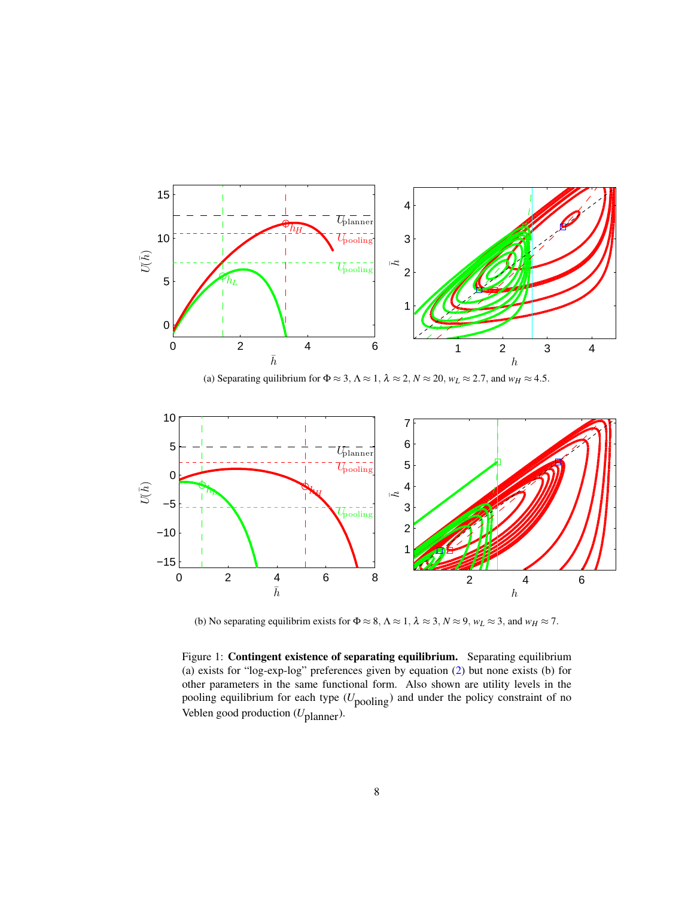(a) Separating quilibrium for $\Phi \approx 3$, $\Lambda \approx 1$, $\lambda \approx 2$, $N \approx 20$, $w_L \approx 2.7$, and $w_H \approx 4.5$.

(b) No separating equilibrim exists for $\Phi \approx 8$, $\Lambda \approx 1$, $\lambda \approx 3$, $N \approx 9$, $w_L \approx 3$, and $w_H \approx 7$.

Figure 1: **Contingent existence of separating equilibrium.** Separating equilibrium (a) exists for "log-exp-log" preferences given by equation (2) but none exists (b) for other parameters in the same functional form. Also shown are utility levels in the pooling equilibrium for each type ($U_{\text{pooling}}$) and under the policy constraint of no Veblen good production ($U_{\text{planner}}$).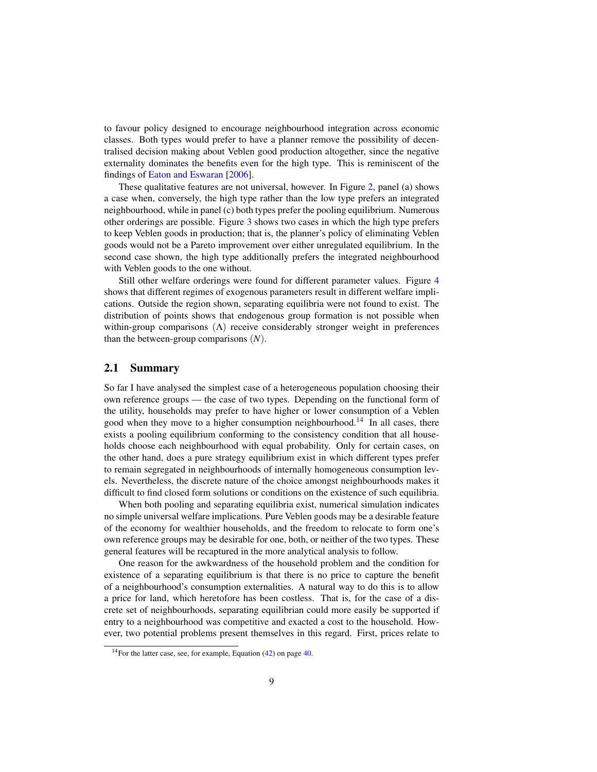to favour policy designed to encourage neighbourhood integration across economic classes. Both types would prefer to have a planner remove the possibility of decentralised decision making about Veblen good production altogether, since the negative externality dominates the benefits even for the high type. This is reminiscent of the findings of Eaton and Eswaran [2006].

These qualitative features are not universal, however. In Figure 2, panel (a) shows a case when, conversely, the high type rather than the low type prefers an integrated neighbourhood, while in panel (c) both types prefer the pooling equilibrium. Numerous other orderings are possible. Figure 3 shows two cases in which the high type prefers to keep Veblen goods in production; that is, the planner's policy of eliminating Veblen goods would not be a Pareto improvement over either unregulated equilibrium. In the second case shown, the high type additionally prefers the integrated neighbourhood with Veblen goods to the one without.

Still other welfare orderings were found for different parameter values. Figure 4 shows that different regimes of exogenous parameters result in different welfare implications. Outside the region shown, separating equilibria were not found to exist. The distribution of points shows that endogenous group formation is not possible when within-group comparisons ($\Lambda$) receive considerably stronger weight in preferences than the between-group comparisons ($N$).

## 2.1 Summary

So far I have analysed the simplest case of a heterogeneous population choosing their own reference groups — the case of two types. Depending on the functional form of the utility, households may prefer to have higher or lower consumption of a Veblen good when they move to a higher consumption neighbourhood.[14] In all cases, there exists a pooling equilibrium conforming to the consistency condition that all households choose each neighbourhood with equal probability. Only for certain cases, on the other hand, does a pure strategy equilibrium exist in which different types prefer to remain segregated in neighbourhoods of internally homogeneous consumption levels. Nevertheless, the discrete nature of the choice amongst neighbourhoods makes it difficult to find closed form solutions or conditions on the existence of such equilibria.

When both pooling and separating equilibria exist, numerical simulation indicates no simple universal welfare implications. Pure Veblen goods may be a desirable feature of the economy for wealthier households, and the freedom to relocate to form one's own reference groups may be desirable for one, both, or neither of the two types. These general features will be recaptured in the more analytical analysis to follow.

One reason for the awkwardness of the household problem and the condition for existence of a separating equilibrium is that there is no price to capture the benefit of a neighbourhood's consumption externalities. A natural way to do this is to allow a price for land, which heretofore has been costless. That is, for the case of a discrete set of neighbourhoods, separating equilibrian could more easily be supported if entry to a neighbourhood was competitive and exacted a cost to the household. However, two potential problems present themselves in this regard. First, prices relate to

[14] For the latter case, see, for example, Equation (42) on page 40.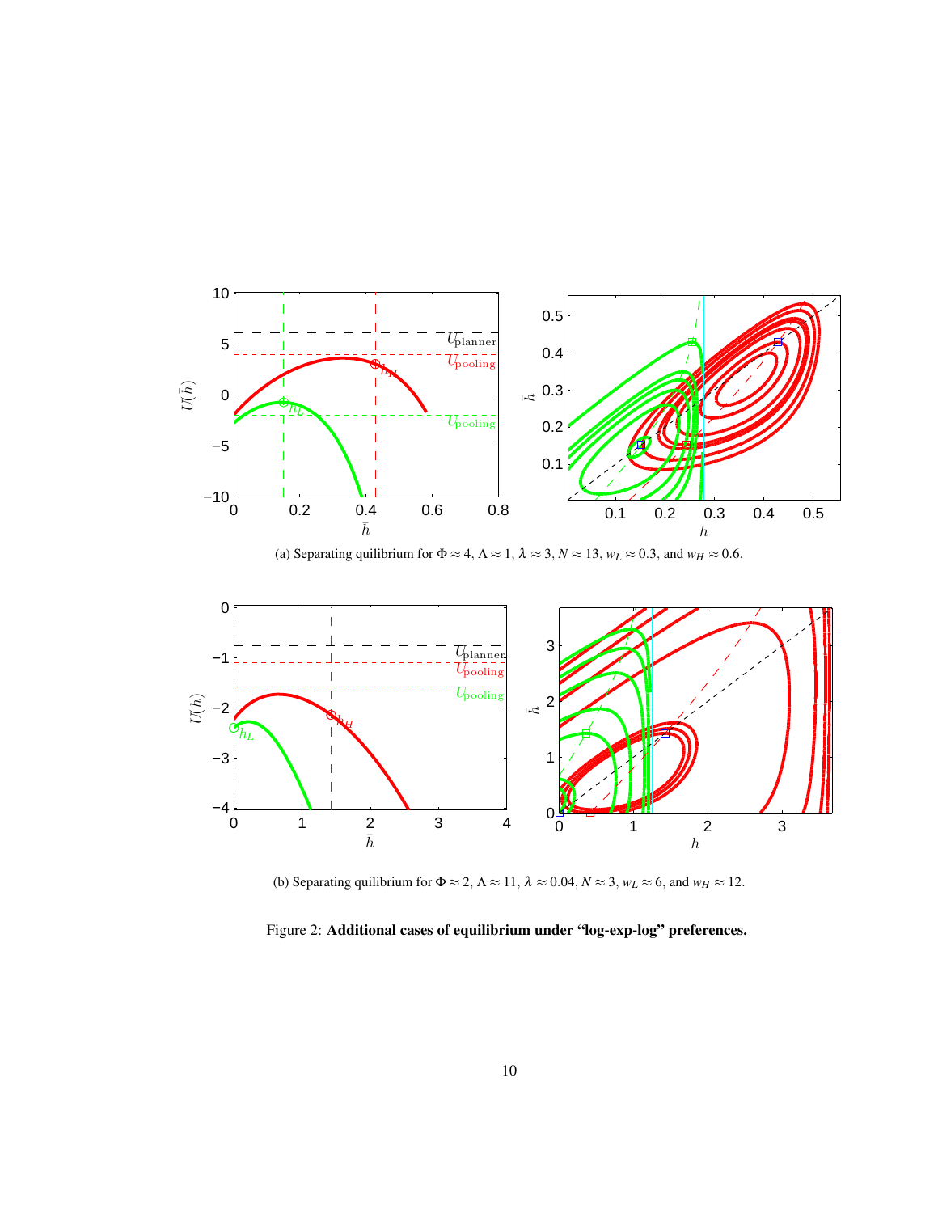(a) Separating quilibrium for $\Phi \approx 4$, $\Lambda \approx 1$, $\lambda \approx 3$, $N \approx 13$, $w_L \approx 0.3$, and $w_H \approx 0.6$.

(b) Separating quilibrium for $\Phi \approx 2$, $\Lambda \approx 11$, $\lambda \approx 0.04$, $N \approx 3$, $w_L \approx 6$, and $w_H \approx 12$.

Figure 2: **Additional cases of equilibrium under "log-exp-log" preferences.**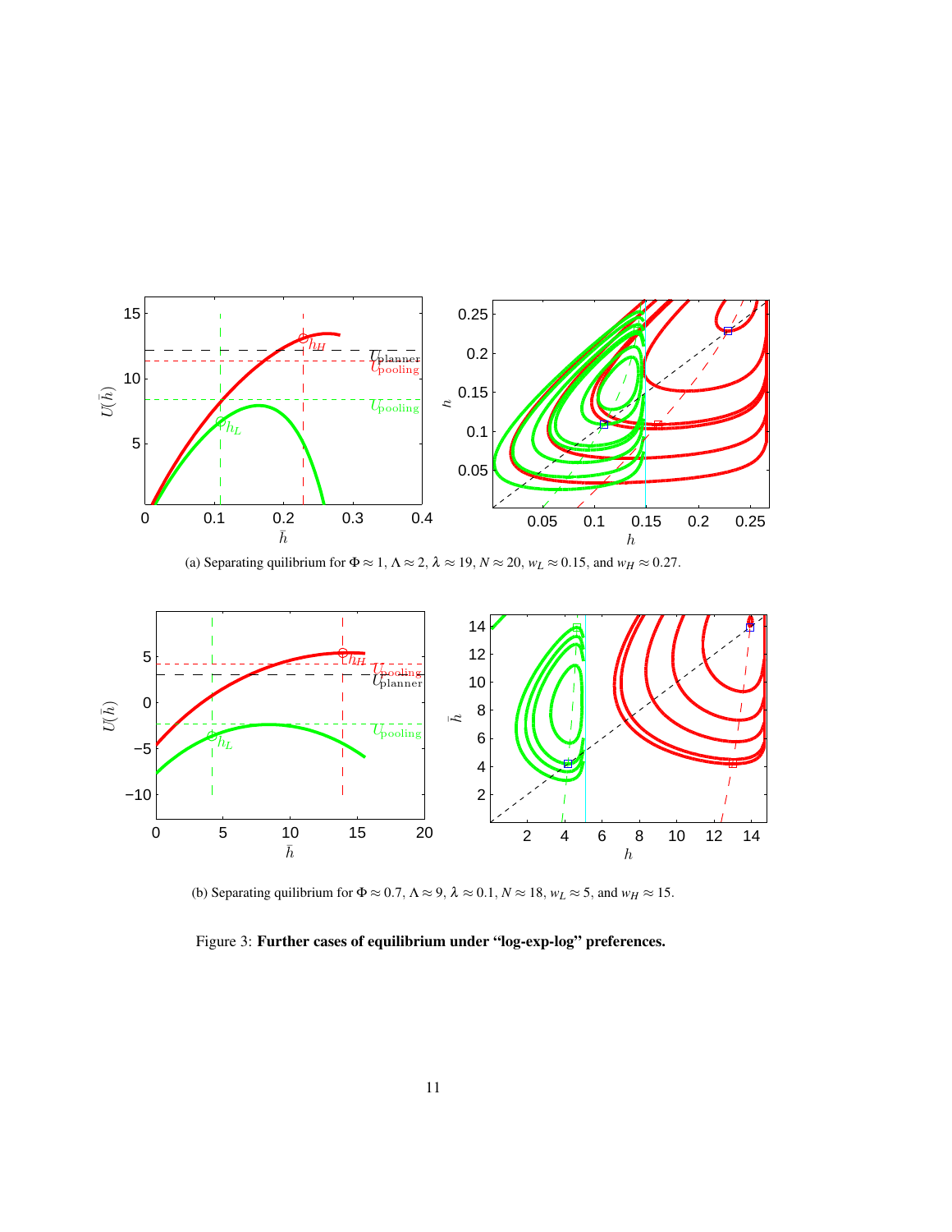(a) Separating quilibrium for $\Phi \approx 1$, $\Lambda \approx 2$, $\lambda \approx 19$, $N \approx 20$, $w_L \approx 0.15$, and $w_H \approx 0.27$.

(b) Separating quilibrium for $\Phi \approx 0.7$, $\Lambda \approx 9$, $\lambda \approx 0.1$, $N \approx 18$, $w_L \approx 5$, and $w_H \approx 15$.

Figure 3: **Further cases of equilibrium under "log-exp-log" preferences.**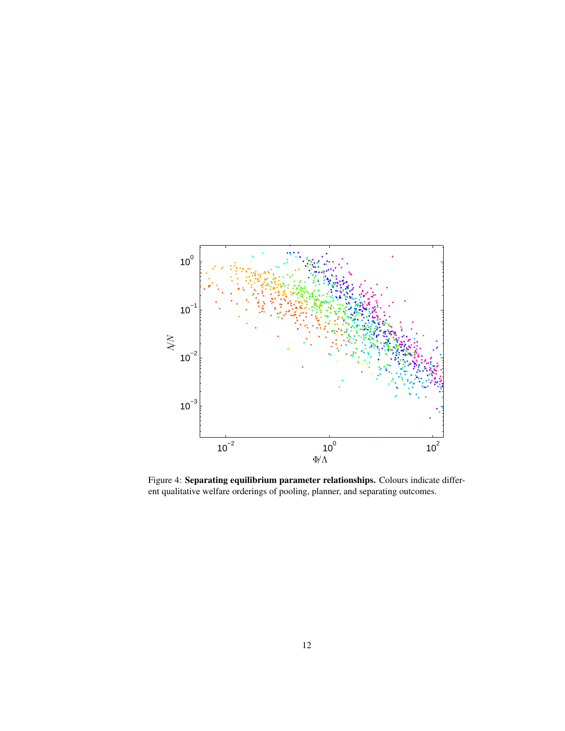Figure 4: **Separating equilibrium parameter relationships.** Colours indicate different qualitative welfare orderings of pooling, planner, and separating outcomes.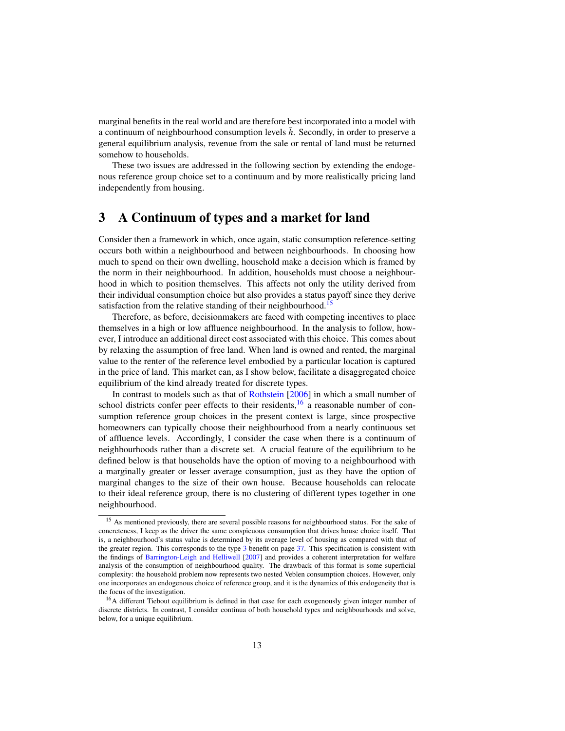marginal benefits in the real world and are therefore best incorporated into a model with a continuum of neighbourhood consumption levels $\bar{h}$. Secondly, in order to preserve a general equilibrium analysis, revenue from the sale or rental of land must be returned somehow to households.

These two issues are addressed in the following section by extending the endogenous reference group choice set to a continuum and by more realistically pricing land independently from housing.

# 3 A Continuum of types and a market for land

Consider then a framework in which, once again, static consumption reference-setting occurs both within a neighbourhood and between neighbourhoods. In choosing how much to spend on their own dwelling, household make a decision which is framed by the norm in their neighbourhood. In addition, households must choose a neighbourhood in which to position themselves. This affects not only the utility derived from their individual consumption choice but also provides a status payoff since they derive satisfaction from the relative standing of their neighbourhood.[15]

Therefore, as before, decisionmakers are faced with competing incentives to place themselves in a high or low affluence neighbourhood. In the analysis to follow, however, I introduce an additional direct cost associated with this choice. This comes about by relaxing the assumption of free land. When land is owned and rented, the marginal value to the renter of the reference level embodied by a particular location is captured in the price of land. This market can, as I show below, facilitate a disaggregated choice equilibrium of the kind already treated for discrete types.

In contrast to models such as that of Rothstein [2006] in which a small number of school districts confer peer effects to their residents,[16] a reasonable number of consumption reference group choices in the present context is large, since prospective homeowners can typically choose their neighbourhood from a nearly continuous set of affluence levels. Accordingly, I consider the case when there is a continuum of neighbourhoods rather than a discrete set. A crucial feature of the equilibrium to be defined below is that households have the option of moving to a neighbourhood with a marginally greater or lesser average consumption, just as they have the option of marginal changes to the size of their own house. Because households can relocate to their ideal reference group, there is no clustering of different types together in one neighbourhood.

[15] As mentioned previously, there are several possible reasons for neighbourhood status. For the sake of concreteness, I keep as the driver the same conspicuous consumption that drives house choice itself. That is, a neighbourhood's status value is determined by its average level of housing as compared with that of the greater region. This corresponds to the type 3 benefit on page 37. This specification is consistent with the findings of Barrington-Leigh and Helliwell [2007] and provides a coherent interpretation for welfare analysis of the consumption of neighbourhood quality. The drawback of this format is some superficial complexity: the household problem now represents two nested Veblen consumption choices. However, only one incorporates an endogenous choice of reference group, and it is the dynamics of this endogeneity that is the focus of the investigation.

[16] A different Tiebout equilibrium is defined in that case for each exogenously given integer number of discrete districts. In contrast, I consider continua of both household types and neighbourhoods and solve, below, for a unique equilibrium.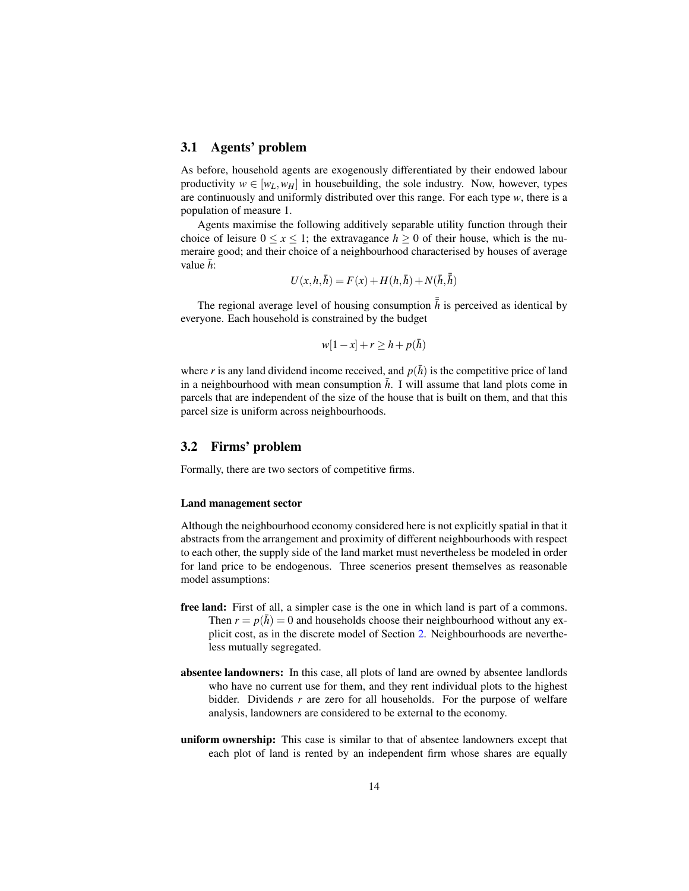## 3.1 Agents' problem

As before, household agents are exogenously differentiated by their endowed labour productivity $w \in [w_L, w_H]$ in housebuilding, the sole industry. Now, however, types are continuously and uniformly distributed over this range. For each type $w$, there is a population of measure 1.

Agents maximise the following additively separable utility function through their choice of leisure $0 \leq x \leq 1$; the extravagance $h \geq 0$ of their house, which is the numeraire good; and their choice of a neighbourhood characterised by houses of average value $\bar{h}$:

$$U(x, h, \bar{h}) = F(x) + H(h, \bar{h}) + N(\bar{h}, \bar{\bar{h}})$$

The regional average level of housing consumption $\bar{\bar{h}}$ is perceived as identical by everyone. Each household is constrained by the budget

$$w[1 - x] + r \geq h + p(\bar{h})$$

where $r$ is any land dividend income received, and $p(\bar{h})$ is the competitive price of land in a neighbourhood with mean consumption $\bar{h}$. I will assume that land plots come in parcels that are independent of the size of the house that is built on them, and that this parcel size is uniform across neighbourhoods.

## 3.2 Firms' problem

Formally, there are two sectors of competitive firms.

#### Land management sector

Although the neighbourhood economy considered here is not explicitly spatial in that it abstracts from the arrangement and proximity of different neighbourhoods with respect to each other, the supply side of the land market must nevertheless be modeled in order for land price to be endogenous. Three scenerios present themselves as reasonable model assumptions:

**free land:** First of all, a simpler case is the one in which land is part of a commons. Then $r = p(\bar{h}) = 0$ and households choose their neighbourhood without any explicit cost, as in the discrete model of Section 2. Neighbourhoods are nevertheless mutually segregated.

**absentee landowners:** In this case, all plots of land are owned by absentee landlords who have no current use for them, and they rent individual plots to the highest bidder. Dividends $r$ are zero for all households. For the purpose of welfare analysis, landowners are considered to be external to the economy.

**uniform ownership:** This case is similar to that of absentee landowners except that each plot of land is rented by an independent firm whose shares are equally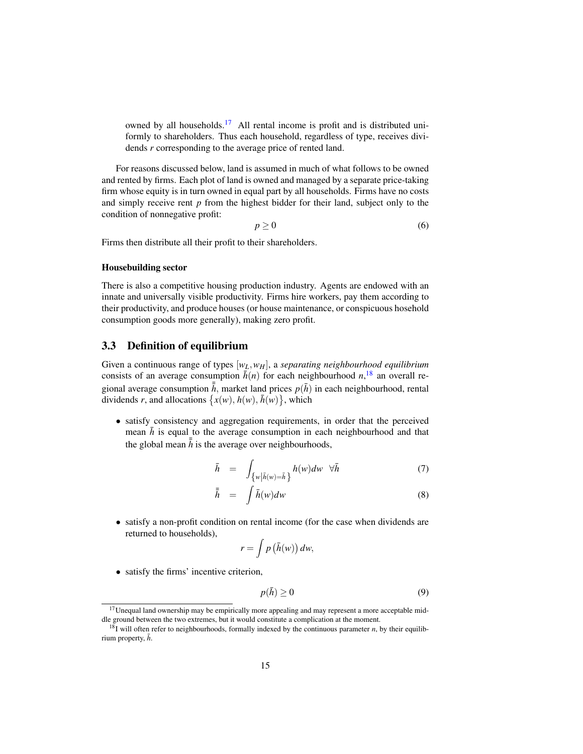owned by all households.[17] All rental income is profit and is distributed uniformly to shareholders. Thus each household, regardless of type, receives dividends $r$ corresponding to the average price of rented land.

For reasons discussed below, land is assumed in much of what follows to be owned and rented by firms. Each plot of land is owned and managed by a separate price-taking firm whose equity is in turn owned in equal part by all households. Firms have no costs and simply receive rent $p$ from the highest bidder for their land, subject only to the condition of nonnegative profit:

$$p \geq 0 \tag{6}$$

Firms then distribute all their profit to their shareholders.

#### Housebuilding sector

There is also a competitive housing production industry. Agents are endowed with an innate and universally visible productivity. Firms hire workers, pay them according to their productivity, and produce houses (or house maintenance, or conspicuous hosehold consumption goods more generally), making zero profit.

## 3.3 Definition of equilibrium

Given a continuous range of types $[w_L, w_H]$, a *separating neighbourhood equilibrium* consists of an average consumption $\bar{h}(n)$ for each neighbourhood $n$,[18] an overall regional average consumption $\bar{\bar{h}}$, market land prices $p(\bar{h})$ in each neighbourhood, rental dividends $r$, and allocations $\{x(w), h(w), \bar{h}(w)\}$, which

- satisfy consistency and aggregation requirements, in order that the perceived mean $\bar{h}$ is equal to the average consumption in each neighbourhood and that the global mean $\bar{\bar{h}}$ is the average over neighbourhoods,

$$\bar{h} = \int_{\{w | \bar{h}(w) = \bar{h}\}} h(w) dw \quad \forall \bar{h} \tag{7}$$

$$\bar{\bar{h}} = \int \bar{h}(w) dw \tag{8}$$

- satisfy a non-profit condition on rental income (for the case when dividends are returned to households),

$$r = \int p\left(\bar{h}(w)\right) dw,$$

- satisfy the firms' incentive criterion,

$$p(\bar{h}) \geq 0 \tag{9}$$

[17] Unequal land ownership may be empirically more appealing and may represent a more acceptable middle ground between the two extremes, but it would constitute a complication at the moment.

[18] I will often refer to neighbourhoods, formally indexed by the continuous parameter $n$, by their equilibrium property, $\bar{h}$.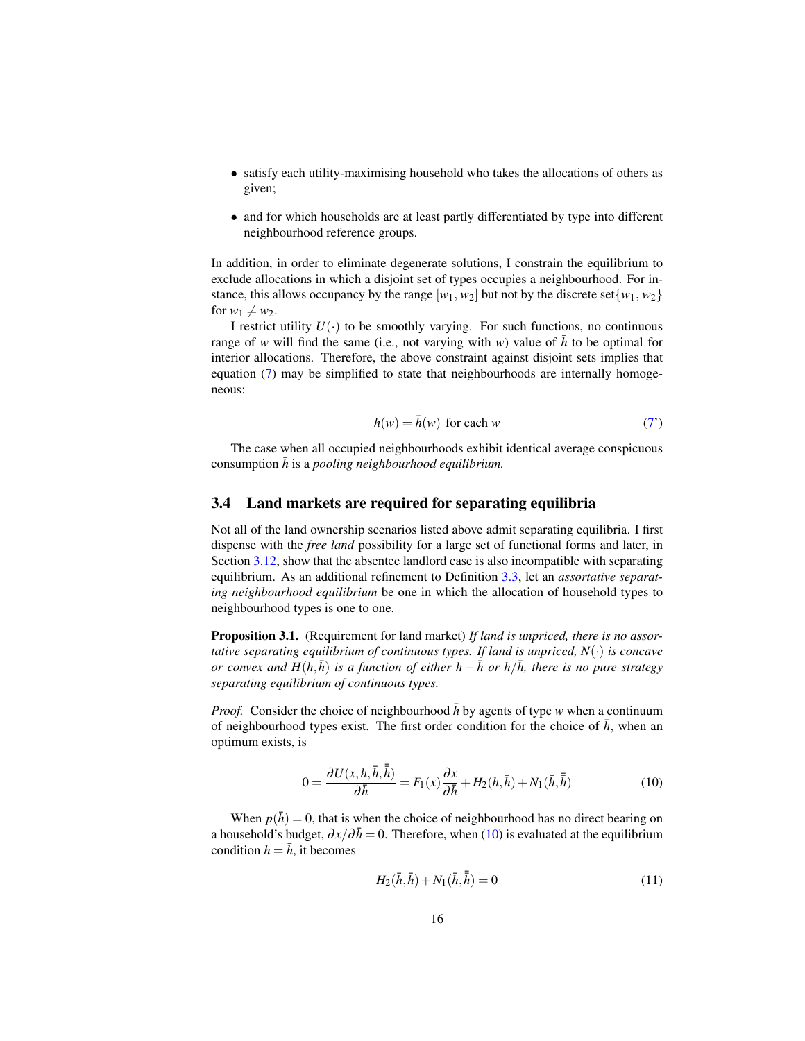- satisfy each utility-maximising household who takes the allocations of others as given;
- and for which households are at least partly differentiated by type into different neighbourhood reference groups.

In addition, in order to eliminate degenerate solutions, I constrain the equilibrium to exclude allocations in which a disjoint set of types occupies a neighbourhood. For instance, this allows occupancy by the range $[w_1, w_2]$ but not by the discrete set$\{w_1, w_2\}$ for $w_1 \neq w_2$.

I restrict utility $U(\cdot)$ to be smoothly varying. For such functions, no continuous range of $w$ will find the same (i.e., not varying with $w$) value of $\bar{h}$ to be optimal for interior allocations. Therefore, the above constraint against disjoint sets implies that equation (7) may be simplified to state that neighbourhoods are internally homogeneous:

$$h(w) = \bar{h}(w) \text{ for each } w \tag{7'}$$

The case when all occupied neighbourhoods exhibit identical average conspicuous consumption $\bar{h}$ is a *pooling neighbourhood equilibrium.*

## 3.4 Land markets are required for separating equilibria

Not all of the land ownership scenarios listed above admit separating equilibria. I first dispense with the *free land* possibility for a large set of functional forms and later, in Section 3.12, show that the absentee landlord case is also incompatible with separating equilibrium. As an additional refinement to Definition 3.3, let an *assortative separating neighbourhood equilibrium* be one in which the allocation of household types to neighbourhood types is one to one.

**Proposition 3.1.** (Requirement for land market) *If land is unpriced, there is no assortative separating equilibrium of continuous types. If land is unpriced, $N(\cdot)$ is concave or convex and $H(h,\bar{h})$ is a function of either $h-\bar{h}$ or $h/\bar{h}$, there is no pure strategy separating equilibrium of continuous types.*

*Proof.* Consider the choice of neighbourhood $\bar{h}$ by agents of type $w$ when a continuum of neighbourhood types exist. The first order condition for the choice of $\bar{h}$, when an optimum exists, is

$$0 = \frac{\partial U(x,h,\bar{h},\bar{\bar{h}})}{\partial \bar{h}} = F_1(x)\frac{\partial x}{\partial \bar{h}} + H_2(h,\bar{h}) + N_1(\bar{h},\bar{\bar{h}}) \tag{10}$$

When $p(\bar{h}) = 0$, that is when the choice of neighbourhood has no direct bearing on a household's budget, $\partial x/\partial \bar{h} = 0$. Therefore, when (10) is evaluated at the equilibrium condition $h = \bar{h}$, it becomes

$$H_2(\bar{h},\bar{h}) + N_1(\bar{h},\bar{\bar{h}}) = 0 \tag{11}$$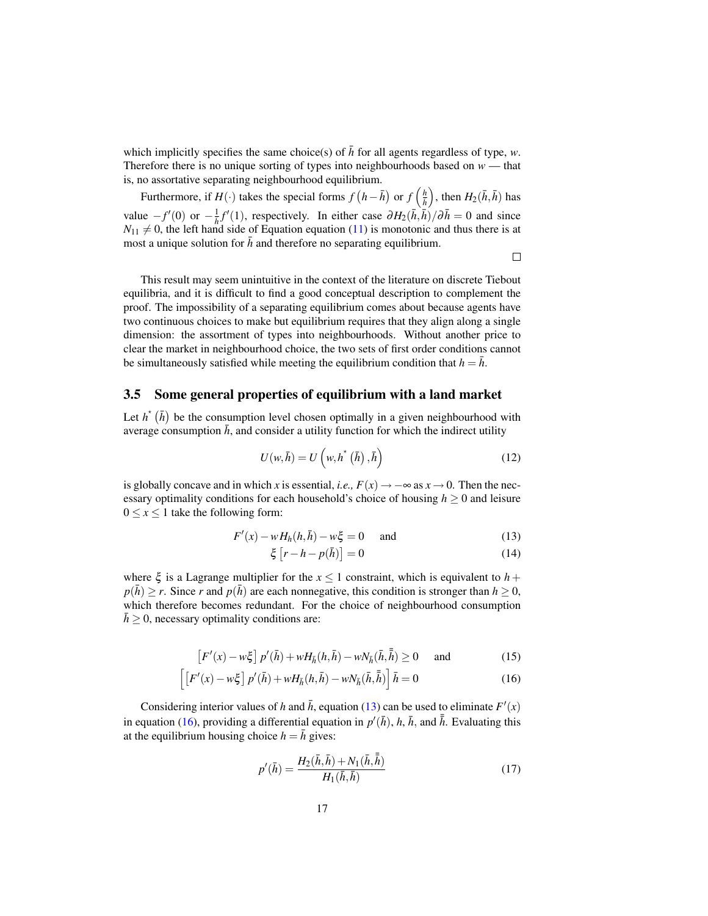which implicitly specifies the same choice(s) of $\bar{h}$ for all agents regardless of type, $w$. Therefore there is no unique sorting of types into neighbourhoods based on $w$ — that is, no assortative separating neighbourhood equilibrium.

Furthermore, if $H(\cdot)$ takes the special forms $f\left(h-\bar{h}\right)$ or $f\left(\frac{h}{\bar{h}}\right)$, then $H_2(\bar{h},\bar{h})$ has value $-f'(0)$ or $-\frac{1}{\bar{h}}f'(1)$, respectively. In either case $\partial H_2(\bar{h},\bar{h})/\partial\bar{h} = 0$ and since $N_{11} \neq 0$, the left hand side of Equation equation (11) is monotonic and thus there is at most a unique solution for $\bar{h}$ and therefore no separating equilibrium.

□

This result may seem unintuitive in the context of the literature on discrete Tiebout equilibria, and it is difficult to find a good conceptual description to complement the proof. The impossibility of a separating equilibrium comes about because agents have two continuous choices to make but equilibrium requires that they align along a single dimension: the assortment of types into neighbourhoods. Without another price to clear the market in neighbourhood choice, the two sets of first order conditions cannot be simultaneously satisfied while meeting the equilibrium condition that $h = \bar{h}$.

### 3.5 Some general properties of equilibrium with a land market

Let $h^{*}\left(\bar{h}\right)$ be the consumption level chosen optimally in a given neighbourhood with average consumption $\bar{h}$, and consider a utility function for which the indirect utility

$$U(w,\bar{h}) = U\left(w, h^{*}\left(\bar{h}\right), \bar{h}\right) \tag{12}$$

is globally concave and in which $x$ is essential, *i.e.,* $F(x) \to -\infty$ as $x \to 0$. Then the necessary optimality conditions for each household's choice of housing $h \geq 0$ and leisure $0 \leq x \leq 1$ take the following form:

$$F'(x) - wH_h(h,\bar{h}) - w\xi = 0 \quad \text{and} \tag{13}$$

$$\xi\left[r - h - p(\bar{h})\right] = 0 \tag{14}$$

where $\xi$ is a Lagrange multiplier for the $x \leq 1$ constraint, which is equivalent to $h + p(\bar{h}) \geq r$. Since $r$ and $p(\bar{h})$ are each nonnegative, this condition is stronger than $h \geq 0$, which therefore becomes redundant. For the choice of neighbourhood consumption $\bar{h} \geq 0$, necessary optimality conditions are:

$$\left[F'(x) - w\xi\right] p'(\bar{h}) + wH_{\bar{h}}(h,\bar{h}) - wN_{\bar{h}}(\bar{h},\bar{\bar{h}}) \geq 0 \quad \text{and} \tag{15}$$

$$\left[\left[F'(x) - w\xi\right] p'(\bar{h}) + wH_{\bar{h}}(h,\bar{h}) - wN_{\bar{h}}(\bar{h},\bar{\bar{h}})\right]\bar{h} = 0 \tag{16}$$

Considering interior values of $h$ and $\bar{h}$, equation (13) can be used to eliminate $F'(x)$ in equation (16), providing a differential equation in $p'(\bar{h})$, $h$, $\bar{h}$, and $\bar{\bar{h}}$. Evaluating this at the equilibrium housing choice $h = \bar{h}$ gives:

$$p'(\bar{h}) = \frac{H_2(\bar{h},\bar{h}) + N_1(\bar{h},\bar{\bar{h}})}{H_1(\bar{h},\bar{h})} \tag{17}$$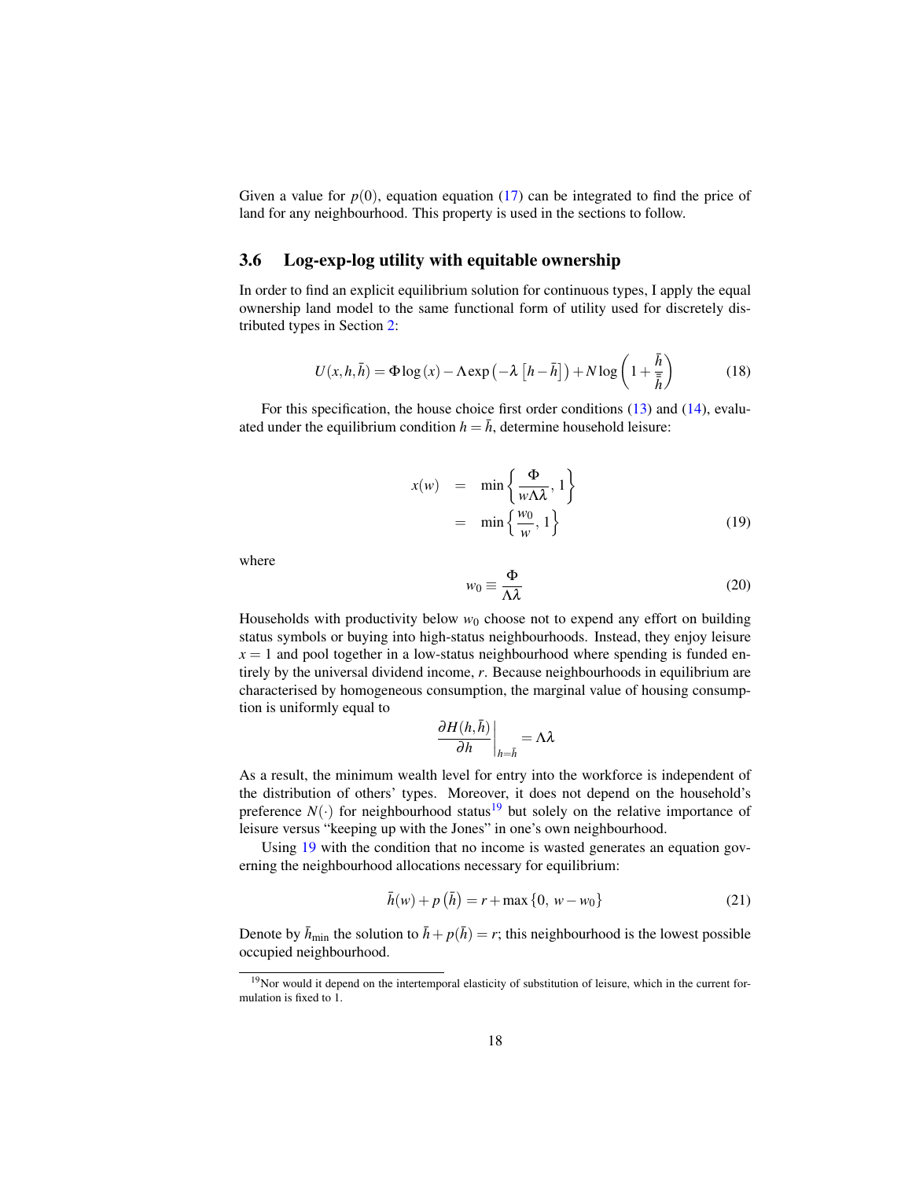Given a value for $p(0)$, equation equation (17) can be integrated to find the price of land for any neighbourhood. This property is used in the sections to follow.

### 3.6 Log-exp-log utility with equitable ownership

In order to find an explicit equilibrium solution for continuous types, I apply the equal ownership land model to the same functional form of utility used for discretely distributed types in Section 2:

$$U(x,h,\bar{h}) = \Phi \log(x) - \Lambda \exp\left(-\lambda\left[h-\bar{h}\right]\right) + N \log\left(1+\frac{\bar{h}}{\bar{\bar{h}}}\right) \tag{18}$$

For this specification, the house choice first order conditions (13) and (14), evaluated under the equilibrium condition $h = \bar{h}$, determine household leisure:

$$\begin{aligned} x(w) &= \min\left\{\frac{\Phi}{w\Lambda\lambda}, 1\right\} \\ &= \min\left\{\frac{w_0}{w}, 1\right\} \end{aligned} \tag{19}$$

where

$$w_0 \equiv \frac{\Phi}{\Lambda\lambda} \tag{20}$$

Households with productivity below $w_0$ choose not to expend any effort on building status symbols or buying into high-status neighbourhoods. Instead, they enjoy leisure $x = 1$ and pool together in a low-status neighbourhood where spending is funded entirely by the universal dividend income, $r$. Because neighbourhoods in equilibrium are characterised by homogeneous consumption, the marginal value of housing consumption is uniformly equal to

$$\left.\frac{\partial H(h,\bar{h})}{\partial h}\right|_{h=\bar{h}} = \Lambda\lambda$$

As a result, the minimum wealth level for entry into the workforce is independent of the distribution of others' types. Moreover, it does not depend on the household's preference $N(\cdot)$ for neighbourhood status[19] but solely on the relative importance of leisure versus "keeping up with the Jones" in one's own neighbourhood.

Using 19 with the condition that no income is wasted generates an equation governing the neighbourhood allocations necessary for equilibrium:

$$\bar{h}(w) + p\left(\bar{h}\right) = r + \max\left\{0,\ w - w_0\right\} \tag{21}$$

Denote by $\bar{h}_{\min}$ the solution to $\bar{h} + p(\bar{h}) = r$; this neighbourhood is the lowest possible occupied neighbourhood.

[19] Nor would it depend on the intertemporal elasticity of substitution of leisure, which in the current formulation is fixed to 1.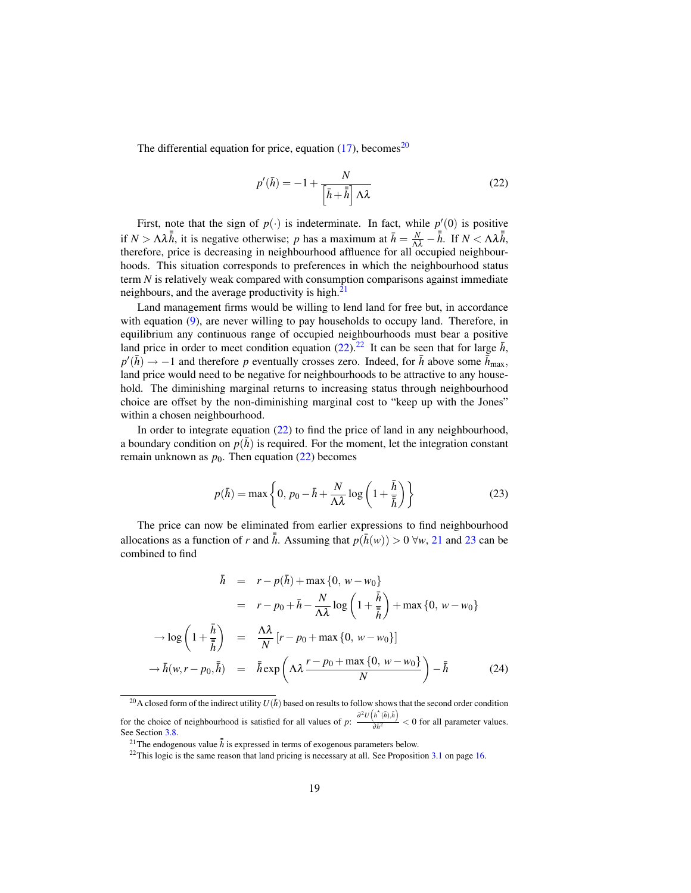The differential equation for price, equation (17), becomes[20]

$$p'(\bar{h}) = -1 + \frac{N}{\left[\bar{h} + \bar{\bar{h}}\right]\Lambda\lambda} \tag{22}$$

First, note that the sign of $p(\cdot)$ is indeterminate. In fact, while $p'(0)$ is positive if $N > \Lambda\lambda\bar{\bar{h}}$, it is negative otherwise; $p$ has a maximum at $\bar{h} = \frac{N}{\Lambda\lambda} - \bar{\bar{h}}$. If $N < \Lambda\lambda\bar{\bar{h}}$, therefore, price is decreasing in neighbourhood affluence for all occupied neighbourhoods. This situation corresponds to preferences in which the neighbourhood status term $N$ is relatively weak compared with consumption comparisons against immediate neighbours, and the average productivity is high.[21]

Land management firms would be willing to lend land for free but, in accordance with equation (9), are never willing to pay households to occupy land. Therefore, in equilibrium any continuous range of occupied neighbourhoods must bear a positive land price in order to meet condition equation (22).[22] It can be seen that for large $\bar{h}$, $p'(\bar{h}) \to -1$ and therefore $p$ eventually crosses zero. Indeed, for $\bar{h}$ above some $\bar{h}_{\max}$, land price would need to be negative for neighbourhoods to be attractive to any household. The diminishing marginal returns to increasing status through neighbourhood choice are offset by the non-diminishing marginal cost to "keep up with the Jones" within a chosen neighbourhood.

In order to integrate equation (22) to find the price of land in any neighbourhood, a boundary condition on $p(\bar{h})$ is required. For the moment, let the integration constant remain unknown as $p_0$. Then equation (22) becomes

$$p(\bar{h}) = \max\left\{0,\, p_0 - \bar{h} + \frac{N}{\Lambda\lambda}\log\left(1 + \frac{\bar{h}}{\bar{\bar{h}}}\right)\right\} \tag{23}$$

The price can now be eliminated from earlier expressions to find neighbourhood allocations as a function of $r$ and $\bar{\bar{h}}$. Assuming that $p(\bar{h}(w)) > 0\ \forall w$, 21 and 23 can be combined to find

$$\begin{aligned}
\bar{h} &= r - p(\bar{h}) + \max\{0,\, w - w_0\} \\
&= r - p_0 + \bar{h} - \frac{N}{\Lambda\lambda}\log\left(1 + \frac{\bar{h}}{\bar{\bar{h}}}\right) + \max\{0,\, w - w_0\} \\
\to \log\left(1 + \frac{\bar{h}}{\bar{\bar{h}}}\right) &= \frac{\Lambda\lambda}{N}\left[r - p_0 + \max\{0,\, w - w_0\}\right] \\
\to \bar{h}(w, r - p_0, \bar{\bar{h}}) &= \bar{\bar{h}}\exp\left(\Lambda\lambda\frac{r - p_0 + \max\{0,\, w - w_0\}}{N}\right) - \bar{\bar{h}} \qquad (24)
\end{aligned}$$

[20] A closed form of the indirect utility $U(\bar{h})$ based on results to follow shows that the second order condition for the choice of neighbourhood is satisfied for all values of $p$: $\frac{\partial^2 U\left(h^*(\bar{h}),\bar{h}\right)}{\partial \bar{h}^2} < 0$ for all parameter values. See Section 3.8.

[21] The endogenous value $\bar{\bar{h}}$ is expressed in terms of exogenous parameters below.

[22] This logic is the same reason that land pricing is necessary at all. See Proposition 3.1 on page 16.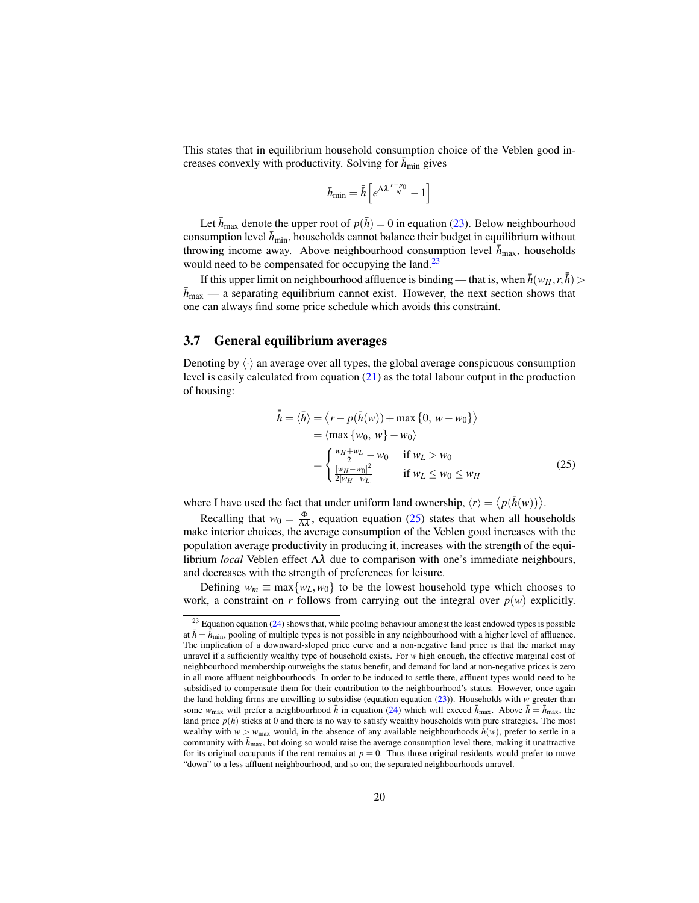This states that in equilibrium household consumption choice of the Veblen good increases convexly with productivity. Solving for $\bar{h}_{\min}$ gives

$$\bar{h}_{\min} = \bar{\bar{h}}\left[e^{\Lambda\lambda\frac{r-p_0}{N}} - 1\right]$$

Let $\bar{h}_{\max}$ denote the upper root of $p(\bar{h}) = 0$ in equation (23). Below neighbourhood consumption level $\bar{h}_{\min}$, households cannot balance their budget in equilibrium without throwing income away. Above neighbourhood consumption level $\bar{h}_{\max}$, households would need to be compensated for occupying the land.[23]

If this upper limit on neighbourhood affluence is binding — that is, when $\bar{h}(w_H, r, \bar{\bar{h}}) > \bar{h}_{\max}$ — a separating equilibrium cannot exist. However, the next section shows that one can always find some price schedule which avoids this constraint.

### 3.7 General equilibrium averages

Denoting by $\langle\cdot\rangle$ an average over all types, the global average conspicuous consumption level is easily calculated from equation (21) as the total labour output in the production of housing:

$$\begin{aligned}
\bar{\bar{h}} = \langle\bar{h}\rangle &= \left\langle r - p(\bar{h}(w)) + \max\{0,\ w - w_0\}\right\rangle \\
&= \langle\max\{w_0,\ w\} - w_0\rangle \\
&= \begin{cases} \frac{w_H + w_L}{2} - w_0 & \text{if } w_L > w_0 \\ \frac{[w_H - w_0]^2}{2[w_H - w_L]} & \text{if } w_L \leq w_0 \leq w_H \end{cases}
\end{aligned} \tag{25}$$

where I have used the fact that under uniform land ownership, $\langle r\rangle = \left\langle p(\bar{h}(w))\right\rangle$.

Recalling that $w_0 = \frac{\Phi}{\Lambda\lambda}$, equation equation (25) states that when all households make interior choices, the average consumption of the Veblen good increases with the population average productivity in producing it, increases with the strength of the equilibrium *local* Veblen effect $\Lambda\lambda$ due to comparison with one's immediate neighbours, and decreases with the strength of preferences for leisure.

Defining $w_m \equiv \max\{w_L, w_0\}$ to be the lowest household type which chooses to work, a constraint on $r$ follows from carrying out the integral over $p(w)$ explicitly.

[23] Equation equation (24) shows that, while pooling behaviour amongst the least endowed types is possible at $\bar{h} = \bar{h}_{\min}$, pooling of multiple types is not possible in any neighbourhood with a higher level of affluence. The implication of a downward-sloped price curve and a non-negative land price is that the market may unravel if a sufficiently wealthy type of household exists. For $w$ high enough, the effective marginal cost of neighbourhood membership outweighs the status benefit, and demand for land at non-negative prices is zero in all more affluent neighbourhoods. In order to be induced to settle there, affluent types would need to be subsidised to compensate them for their contribution to the neighbourhood's status. However, once again the land holding firms are unwilling to subsidise (equation equation (23)). Households with $w$ greater than some $w_{\max}$ will prefer a neighbourhood $\bar{h}$ in equation (24) which will exceed $\bar{h}_{\max}$. Above $\bar{h} = \bar{h}_{\max}$, the land price $p(\bar{h})$ sticks at 0 and there is no way to satisfy wealthy households with pure strategies. The most wealthy with $w > w_{\max}$ would, in the absence of any available neighbourhoods $\bar{h}(w)$, prefer to settle in a community with $\bar{h}_{\max}$, but doing so would raise the average consumption level there, making it unattractive for its original occupants if the rent remains at $p = 0$. Thus those original residents would prefer to move "down" to a less affluent neighbourhood, and so on; the separated neighbourhoods unravel.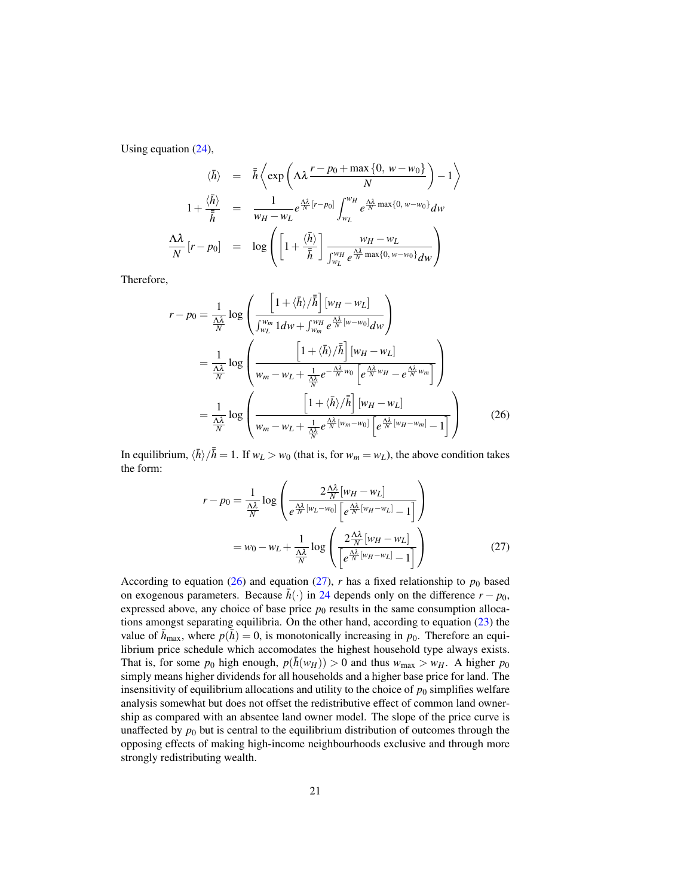Using equation (24),

$$
\begin{aligned}
\langle \bar{h} \rangle &= \bar{\bar{h}} \left\langle \exp\left( \Lambda\lambda \frac{r - p_0 + \max\{0,\, w - w_0\}}{N} \right) - 1 \right\rangle \\
1 + \frac{\langle \bar{h} \rangle}{\bar{\bar{h}}} &= \frac{1}{w_H - w_L} e^{\frac{\Lambda\lambda}{N}[r - p_0]} \int_{w_L}^{w_H} e^{\frac{\Lambda\lambda}{N}\max\{0,\, w - w_0\}} dw \\
\frac{\Lambda\lambda}{N}[r - p_0] &= \log\left( \left[ 1 + \frac{\langle \bar{h} \rangle}{\bar{\bar{h}}} \right] \frac{w_H - w_L}{\int_{w_L}^{w_H} e^{\frac{\Lambda\lambda}{N}\max\{0,\, w - w_0\}} dw} \right)
\end{aligned}
$$

Therefore,

$$
\begin{aligned}
r - p_0 &= \frac{1}{\frac{\Lambda\lambda}{N}} \log\left( \frac{\left[ 1 + \langle \bar{h} \rangle / \bar{\bar{h}} \right][w_H - w_L]}{\int_{w_L}^{w_m} 1 dw + \int_{w_m}^{w_H} e^{\frac{\Lambda\lambda}{N}[w - w_0]} dw} \right) \\
&= \frac{1}{\frac{\Lambda\lambda}{N}} \log\left( \frac{\left[ 1 + \langle \bar{h} \rangle / \bar{\bar{h}} \right][w_H - w_L]}{w_m - w_L + \frac{1}{\frac{\Lambda\lambda}{N}} e^{-\frac{\Lambda\lambda}{N} w_0} \left[ e^{\frac{\Lambda\lambda}{N} w_H} - e^{\frac{\Lambda\lambda}{N} w_m} \right]} \right) \\
&= \frac{1}{\frac{\Lambda\lambda}{N}} \log\left( \frac{\left[ 1 + \langle \bar{h} \rangle / \bar{\bar{h}} \right][w_H - w_L]}{w_m - w_L + \frac{1}{\frac{\Lambda\lambda}{N}} e^{\frac{\Lambda\lambda}{N}[w_m - w_0]} \left[ e^{\frac{\Lambda\lambda}{N}[w_H - w_m]} - 1 \right]} \right)
\end{aligned}
\tag{26}
$$

In equilibrium, $\langle \bar{h} \rangle / \bar{\bar{h}} = 1$. If $w_L > w_0$ (that is, for $w_m = w_L$), the above condition takes the form:

$$
\begin{aligned}
r - p_0 &= \frac{1}{\frac{\Lambda\lambda}{N}} \log\left( \frac{2\frac{\Lambda\lambda}{N}[w_H - w_L]}{e^{\frac{\Lambda\lambda}{N}[w_L - w_0]} \left[ e^{\frac{\Lambda\lambda}{N}[w_H - w_L]} - 1 \right]} \right) \\
&= w_0 - w_L + \frac{1}{\frac{\Lambda\lambda}{N}} \log\left( \frac{2\frac{\Lambda\lambda}{N}[w_H - w_L]}{\left[ e^{\frac{\Lambda\lambda}{N}[w_H - w_L]} - 1 \right]} \right)
\end{aligned}
\tag{27}
$$

According to equation (26) and equation (27), $r$ has a fixed relationship to $p_0$ based on exogenous parameters. Because $\bar{h}(\cdot)$ in 24 depends only on the difference $r - p_0$, expressed above, any choice of base price $p_0$ results in the same consumption allocations amongst separating equilibria. On the other hand, according to equation (23) the value of $\bar{h}_{\max}$, where $p(\bar{h}) = 0$, is monotonically increasing in $p_0$. Therefore an equilibrium price schedule which accomodates the highest household type always exists. That is, for some $p_0$ high enough, $p(\bar{h}(w_H)) > 0$ and thus $w_{\max} > w_H$. A higher $p_0$ simply means higher dividends for all households and a higher base price for land. The insensitivity of equilibrium allocations and utility to the choice of $p_0$ simplifies welfare analysis somewhat but does not offset the redistributive effect of common land ownership as compared with an absentee land owner model. The slope of the price curve is unaffected by $p_0$ but is central to the equilibrium distribution of outcomes through the opposing effects of making high-income neighbourhoods exclusive and through more strongly redistributing wealth.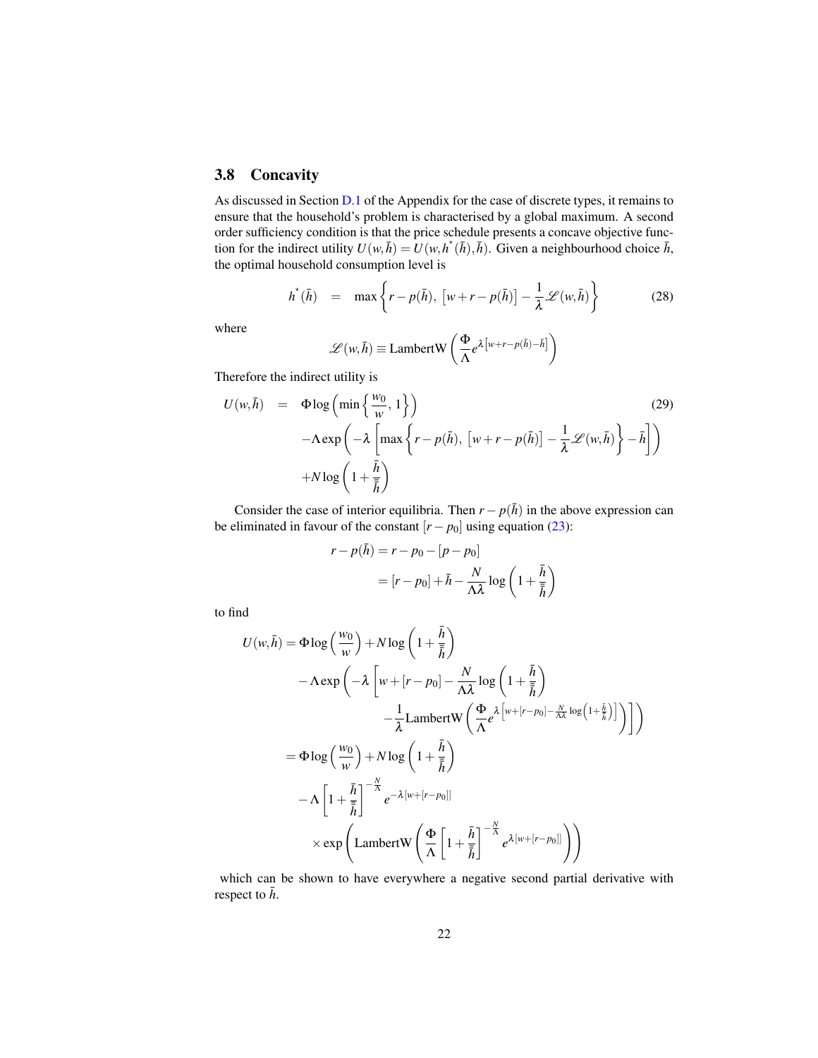### 3.8 Concavity

As discussed in Section D.1 of the Appendix for the case of discrete types, it remains to ensure that the household's problem is characterised by a global maximum. A second order sufficiency condition is that the price schedule presents a concave objective function for the indirect utility $U(w,\bar{h}) = U(w,h^*(\bar{h}),\bar{h})$. Given a neighbourhood choice $\bar{h}$, the optimal household consumption level is

$$h^*(\bar{h}) \quad = \quad \max\left\{r - p(\bar{h}),\; \left[w + r - p(\bar{h})\right] - \frac{1}{\lambda}\mathscr{L}(w,\bar{h})\right\} \tag{28}$$

where

$$\mathscr{L}(w,\bar{h}) \equiv \text{LambertW}\left(\frac{\Phi}{\Lambda} e^{\lambda\left[w + r - p(\bar{h}) - \bar{h}\right]}\right)$$

Therefore the indirect utility is

$$\begin{aligned} U(w,\bar{h}) \quad = \quad & \Phi \log\left(\min\left\{\frac{w_0}{w},\, 1\right\}\right) \\ & -\Lambda \exp\left(-\lambda\left[\max\left\{r - p(\bar{h}),\; \left[w + r - p(\bar{h})\right] - \frac{1}{\lambda}\mathscr{L}(w,\bar{h})\right\} - \bar{h}\right]\right) \\ & +N\log\left(1 + \frac{\bar{h}}{\bar{\bar{h}}}\right) \end{aligned} \tag{29}$$

Consider the case of interior equilibria. Then $r - p(\bar{h})$ in the above expression can be eliminated in favour of the constant $[r - p_0]$ using equation (23):

$$\begin{aligned} r - p(\bar{h}) &= r - p_0 - [p - p_0] \\ &= [r - p_0] + \bar{h} - \frac{N}{\Lambda\lambda}\log\left(1 + \frac{\bar{h}}{\bar{\bar{h}}}\right) \end{aligned}$$

to find

$$\begin{aligned} U(w,\bar{h}) = \; & \Phi\log\left(\frac{w_0}{w}\right) + N\log\left(1 + \frac{\bar{h}}{\bar{\bar{h}}}\right) \\ & - \Lambda\exp\left(-\lambda\left[w + [r - p_0] - \frac{N}{\Lambda\lambda}\log\left(1 + \frac{\bar{h}}{\bar{\bar{h}}}\right)\right.\right. \\ & \qquad\qquad \left.\left. - \frac{1}{\lambda}\text{LambertW}\left(\frac{\Phi}{\Lambda}e^{\lambda\left[w + [r - p_0] - \frac{N}{\Lambda\lambda}\log\left(1 + \frac{\bar{h}}{\bar{\bar{h}}}\right)\right]}\right)\right]\right) \\ = \; & \Phi\log\left(\frac{w_0}{w}\right) + N\log\left(1 + \frac{\bar{h}}{\bar{\bar{h}}}\right) \\ & - \Lambda\left[1 + \frac{\bar{h}}{\bar{\bar{h}}}\right]^{-\frac{N}{\Lambda}} e^{-\lambda[w + [r - p_0]]} \\ & \quad \times \exp\left(\text{LambertW}\left(\frac{\Phi}{\Lambda}\left[1 + \frac{\bar{h}}{\bar{\bar{h}}}\right]^{-\frac{N}{\Lambda}} e^{\lambda[w + [r - p_0]]}\right)\right) \end{aligned}$$

which can be shown to have everywhere a negative second partial derivative with respect to $\bar{h}$.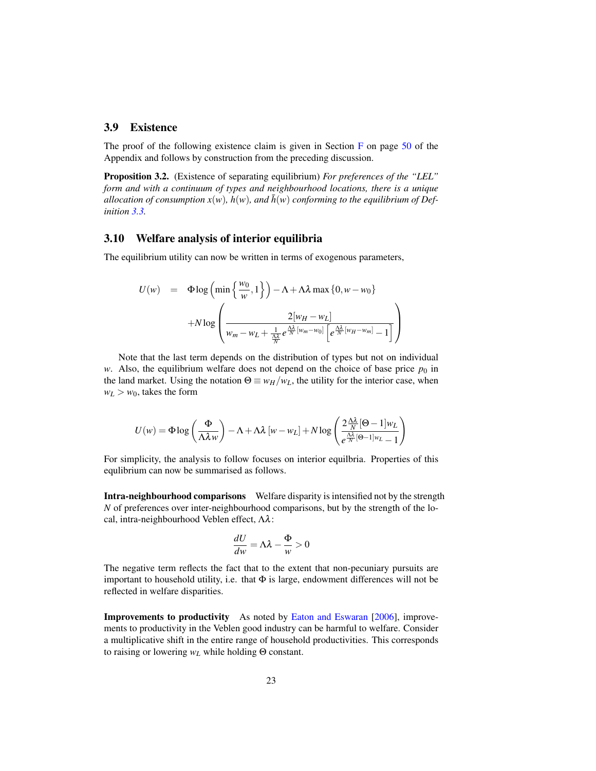### 3.9 Existence

The proof of the following existence claim is given in Section F on page 50 of the Appendix and follows by construction from the preceding discussion.

**Proposition 3.2.** (Existence of separating equilibrium) *For preferences of the "LEL" form and with a continuum of types and neighbourhood locations, there is a unique allocation of consumption $x(w)$, $h(w)$, and $\bar{h}(w)$ conforming to the equilibrium of Definition 3.3.*

### 3.10 Welfare analysis of interior equilibria

The equilibrium utility can now be written in terms of exogenous parameters,

$$
\begin{aligned}
U(w) &= \Phi \log\left(\min\left\{\frac{w_0}{w}, 1\right\}\right) - \Lambda + \Lambda\lambda \max\{0, w - w_0\} \\
&\quad + N \log\left(\frac{2[w_H - w_L]}{w_m - w_L + \frac{1}{\frac{\Lambda\lambda}{N}} e^{\frac{\Lambda\lambda}{N}[w_m - w_0]}\left[e^{\frac{\Lambda\lambda}{N}[w_H - w_m]} - 1\right]}\right)
\end{aligned}
$$

Note that the last term depends on the distribution of types but not on individual $w$. Also, the equilibrium welfare does not depend on the choice of base price $p_0$ in the land market. Using the notation $\Theta \equiv w_H / w_L$, the utility for the interior case, when $w_L > w_0$, takes the form

$$
U(w) = \Phi \log\left(\frac{\Phi}{\Lambda\lambda w}\right) - \Lambda + \Lambda\lambda\,[w - w_L] + N \log\left(\frac{2\frac{\Lambda\lambda}{N}[\Theta - 1]w_L}{e^{\frac{\Lambda\lambda}{N}[\Theta - 1]w_L} - 1}\right)
$$

For simplicity, the analysis to follow focuses on interior equilbria. Properties of this equilibrium can now be summarised as follows.

**Intra-neighbourhood comparisons** Welfare disparity is intensified not by the strength $N$ of preferences over inter-neighbourhood comparisons, but by the strength of the local, intra-neighbourhood Veblen effect, $\Lambda\lambda$:

$$
\frac{dU}{dw} = \Lambda\lambda - \frac{\Phi}{w} > 0
$$

The negative term reflects the fact that to the extent that non-pecuniary pursuits are important to household utility, i.e. that $\Phi$ is large, endowment differences will not be reflected in welfare disparities.

**Improvements to productivity** As noted by Eaton and Eswaran [2006], improvements to productivity in the Veblen good industry can be harmful to welfare. Consider a multiplicative shift in the entire range of household productivities. This corresponds to raising or lowering $w_L$ while holding $\Theta$ constant.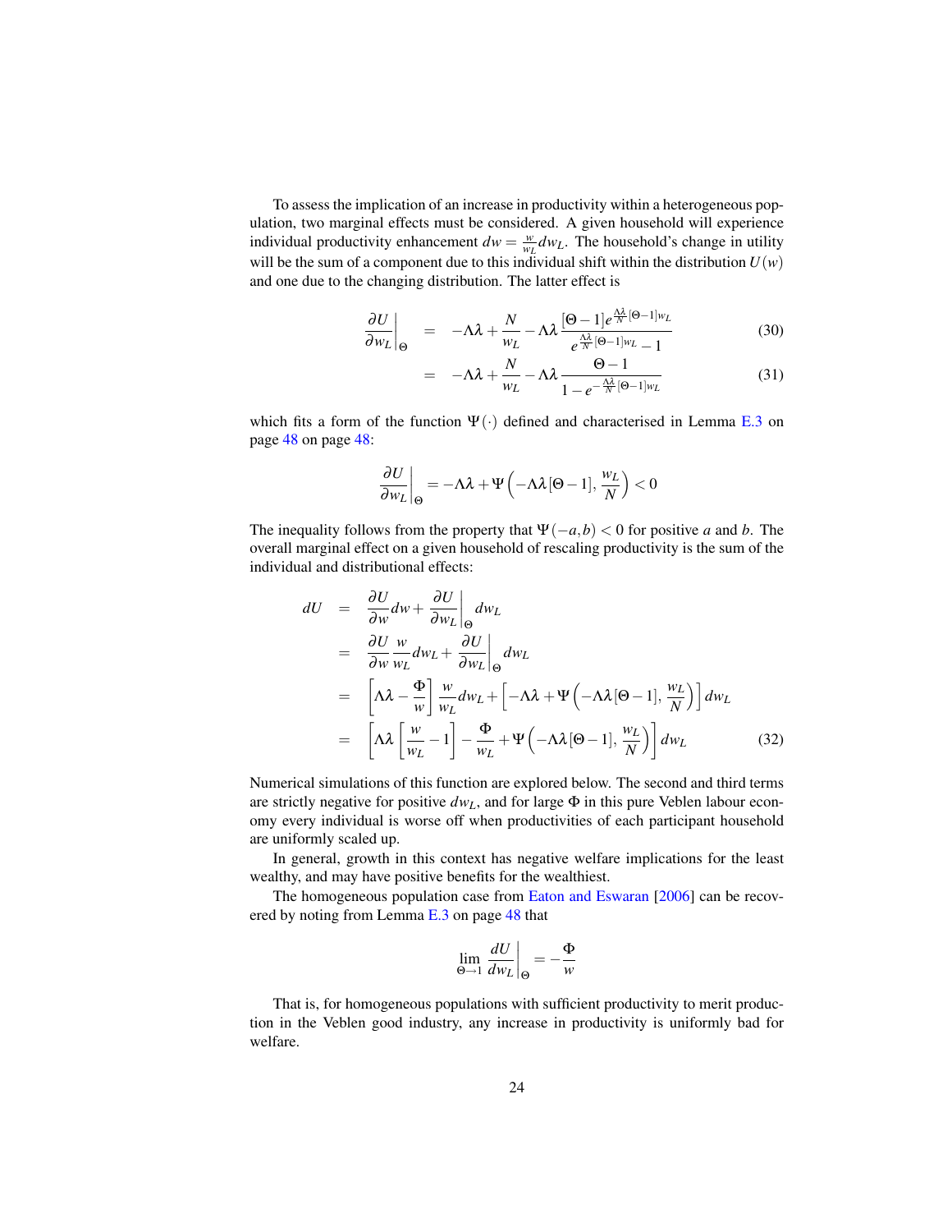To assess the implication of an increase in productivity within a heterogeneous population, two marginal effects must be considered. A given household will experience individual productivity enhancement $dw = \frac{w}{w_L} dw_L$. The household's change in utility will be the sum of a component due to this individual shift within the distribution $U(w)$ and one due to the changing distribution. The latter effect is

$$
\begin{aligned}
\left.\frac{\partial U}{\partial w_L}\right|_{\Theta} &= -\Lambda\lambda + \frac{N}{w_L} - \Lambda\lambda \frac{[\Theta-1]e^{\frac{\Lambda\lambda}{N}[\Theta-1]w_L}}{e^{\frac{\Lambda\lambda}{N}[\Theta-1]w_L}-1} && (30)\\
&= -\Lambda\lambda + \frac{N}{w_L} - \Lambda\lambda \frac{\Theta-1}{1-e^{-\frac{\Lambda\lambda}{N}[\Theta-1]w_L}} && (31)
\end{aligned}
$$

which fits a form of the function $\Psi(\cdot)$ defined and characterised in Lemma E.3 on page 48 on page 48:

$$
\left.\frac{\partial U}{\partial w_L}\right|_{\Theta} = -\Lambda\lambda + \Psi\left(-\Lambda\lambda[\Theta-1], \frac{w_L}{N}\right) < 0
$$

The inequality follows from the property that $\Psi(-a,b) < 0$ for positive $a$ and $b$. The overall marginal effect on a given household of rescaling productivity is the sum of the individual and distributional effects:

$$
\begin{aligned}
dU &= \frac{\partial U}{\partial w} dw + \left.\frac{\partial U}{\partial w_L}\right|_{\Theta} dw_L \\
&= \frac{\partial U}{\partial w}\frac{w}{w_L} dw_L + \left.\frac{\partial U}{\partial w_L}\right|_{\Theta} dw_L \\
&= \left[\Lambda\lambda - \frac{\Phi}{w}\right]\frac{w}{w_L} dw_L + \left[-\Lambda\lambda + \Psi\left(-\Lambda\lambda[\Theta-1], \frac{w_L}{N}\right)\right] dw_L \\
&= \left[\Lambda\lambda\left[\frac{w}{w_L}-1\right] - \frac{\Phi}{w_L} + \Psi\left(-\Lambda\lambda[\Theta-1], \frac{w_L}{N}\right)\right] dw_L && (32)
\end{aligned}
$$

Numerical simulations of this function are explored below. The second and third terms are strictly negative for positive $dw_L$, and for large $\Phi$ in this pure Veblen labour economy every individual is worse off when productivities of each participant household are uniformly scaled up.

In general, growth in this context has negative welfare implications for the least wealthy, and may have positive benefits for the wealthiest.

The homogeneous population case from Eaton and Eswaran [2006] can be recovered by noting from Lemma E.3 on page 48 that

$$
\lim_{\Theta \to 1} \left.\frac{dU}{dw_L}\right|_{\Theta} = -\frac{\Phi}{w}
$$

That is, for homogeneous populations with sufficient productivity to merit production in the Veblen good industry, any increase in productivity is uniformly bad for welfare.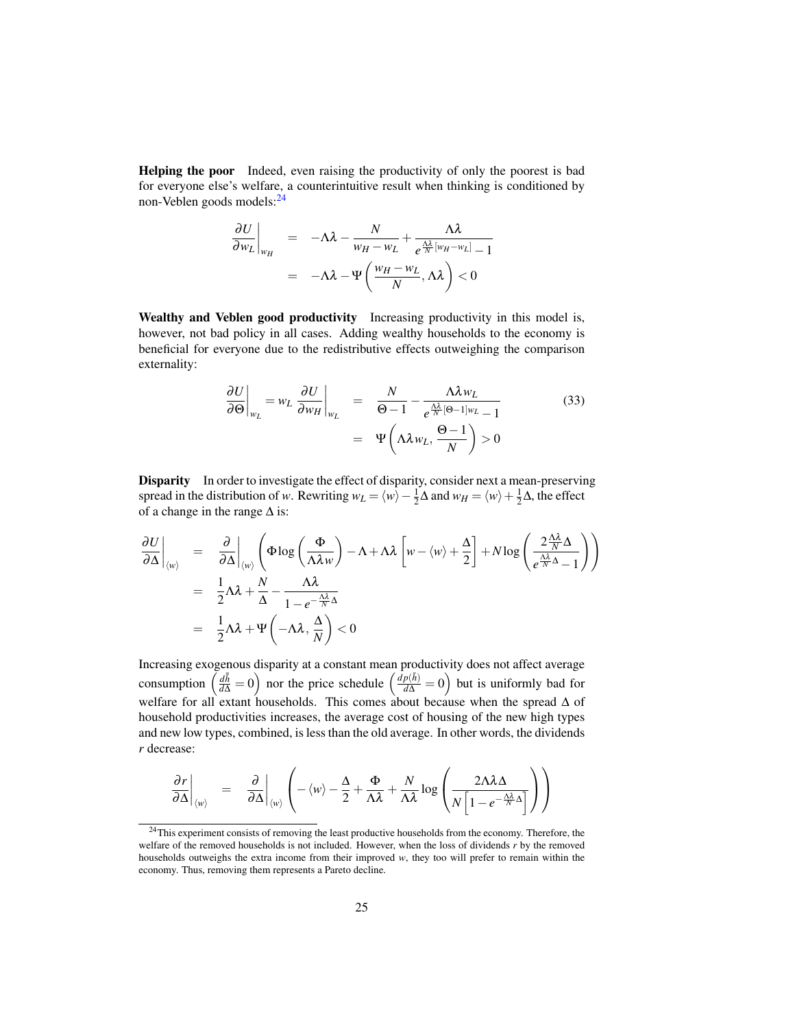**Helping the poor** Indeed, even raising the productivity of only the poorest is bad for everyone else's welfare, a counterintuitive result when thinking is conditioned by non-Veblen goods models:[24]

$$
\begin{aligned}
\left.\frac{\partial U}{\partial w_L}\right|_{w_H} &= -\Lambda\lambda - \frac{N}{w_H - w_L} + \frac{\Lambda\lambda}{e^{\frac{\Lambda\lambda}{N}[w_H - w_L]} - 1} \\
&= -\Lambda\lambda - \Psi\left(\frac{w_H - w_L}{N}, \Lambda\lambda\right) < 0
\end{aligned}
$$

**Wealthy and Veblen good productivity** Increasing productivity in this model is, however, not bad policy in all cases. Adding wealthy households to the economy is beneficial for everyone due to the redistributive effects outweighing the comparison externality:

$$
\begin{aligned}
\left.\frac{\partial U}{\partial \Theta}\right|_{w_L} = w_L \left.\frac{\partial U}{\partial w_H}\right|_{w_L} &= \frac{N}{\Theta - 1} - \frac{\Lambda\lambda w_L}{e^{\frac{\Lambda\lambda}{N}[\Theta-1]w_L} - 1} \\
&= \Psi\left(\Lambda\lambda w_L, \frac{\Theta - 1}{N}\right) > 0
\end{aligned}
\tag{33}
$$

**Disparity** In order to investigate the effect of disparity, consider next a mean-preserving spread in the distribution of $w$. Rewriting $w_L = \langle w \rangle - \frac{1}{2}\Delta$ and $w_H = \langle w \rangle + \frac{1}{2}\Delta$, the effect of a change in the range $\Delta$ is:

$$
\begin{aligned}
\left.\frac{\partial U}{\partial \Delta}\right|_{\langle w \rangle} &= \left.\frac{\partial}{\partial \Delta}\right|_{\langle w \rangle} \left(\Phi \log\left(\frac{\Phi}{\Lambda\lambda w}\right) - \Lambda + \Lambda\lambda\left[w - \langle w \rangle + \frac{\Delta}{2}\right] + N \log\left(\frac{2\frac{\Lambda\lambda}{N}\Delta}{e^{\frac{\Lambda\lambda}{N}\Delta} - 1}\right)\right) \\
&= \frac{1}{2}\Lambda\lambda + \frac{N}{\Delta} - \frac{\Lambda\lambda}{1 - e^{-\frac{\Lambda\lambda}{N}\Delta}} \\
&= \frac{1}{2}\Lambda\lambda + \Psi\left(-\Lambda\lambda, \frac{\Delta}{N}\right) < 0
\end{aligned}
$$

Increasing exogenous disparity at a constant mean productivity does not affect average consumption $\left(\frac{d\bar{h}}{d\Delta} = 0\right)$ nor the price schedule $\left(\frac{dp(\bar{h})}{d\Delta} = 0\right)$ but is uniformly bad for welfare for all extant households. This comes about because when the spread $\Delta$ of household productivities increases, the average cost of housing of the new high types and new low types, combined, is less than the old average. In other words, the dividends $r$ decrease:

$$
\left.\frac{\partial r}{\partial \Delta}\right|_{\langle w \rangle} = \left.\frac{\partial}{\partial \Delta}\right|_{\langle w \rangle} \left(-\langle w \rangle - \frac{\Delta}{2} + \frac{\Phi}{\Lambda\lambda} + \frac{N}{\Lambda\lambda}\log\left(\frac{2\Lambda\lambda\Delta}{N\left[1 - e^{-\frac{\Lambda\lambda}{N}\Delta}\right]}\right)\right)
$$

[24] This experiment consists of removing the least productive households from the economy. Therefore, the welfare of the removed households is not included. However, when the loss of dividends $r$ by the removed households outweighs the extra income from their improved $w$, they too will prefer to remain within the economy. Thus, removing them represents a Pareto decline.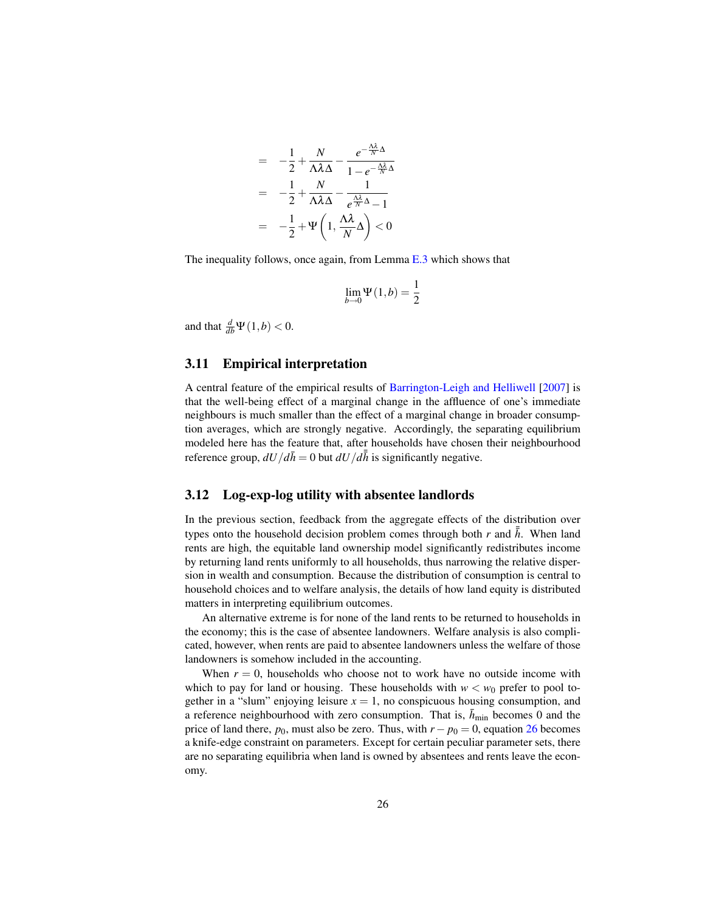$$
\begin{aligned}
&= -\frac{1}{2} + \frac{N}{\Lambda\lambda\Delta} - \frac{e^{-\frac{\Lambda\lambda}{N}\Delta}}{1 - e^{-\frac{\Lambda\lambda}{N}\Delta}} \\
&= -\frac{1}{2} + \frac{N}{\Lambda\lambda\Delta} - \frac{1}{e^{\frac{\Lambda\lambda}{N}\Delta} - 1} \\
&= -\frac{1}{2} + \Psi\left(1, \frac{\Lambda\lambda}{N}\Delta\right) < 0
\end{aligned}
$$

The inequality follows, once again, from Lemma E.3 which shows that

$$
\lim_{b \to 0} \Psi(1, b) = \frac{1}{2}
$$

and that $\frac{d}{db}\Psi(1,b) < 0$.

### 3.11 Empirical interpretation

A central feature of the empirical results of Barrington-Leigh and Helliwell [2007] is that the well-being effect of a marginal change in the affluence of one's immediate neighbours is much smaller than the effect of a marginal change in broader consumption averages, which are strongly negative. Accordingly, the separating equilibrium modeled here has the feature that, after households have chosen their neighbourhood reference group, $dU/d\bar{h} = 0$ but $dU/d\bar{\bar{h}}$ is significantly negative.

### 3.12 Log-exp-log utility with absentee landlords

In the previous section, feedback from the aggregate effects of the distribution over types onto the household decision problem comes through both $r$ and $\bar{\bar{h}}$. When land rents are high, the equitable land ownership model significantly redistributes income by returning land rents uniformly to all households, thus narrowing the relative dispersion in wealth and consumption. Because the distribution of consumption is central to household choices and to welfare analysis, the details of how land equity is distributed matters in interpreting equilibrium outcomes.

An alternative extreme is for none of the land rents to be returned to households in the economy; this is the case of absentee landowners. Welfare analysis is also complicated, however, when rents are paid to absentee landowners unless the welfare of those landowners is somehow included in the accounting.

When $r = 0$, households who choose not to work have no outside income with which to pay for land or housing. These households with $w < w_0$ prefer to pool together in a "slum" enjoying leisure $x = 1$, no conspicuous housing consumption, and a reference neighbourhood with zero consumption. That is, $\bar{h}_{\min}$ becomes 0 and the price of land there, $p_0$, must also be zero. Thus, with $r - p_0 = 0$, equation 26 becomes a knife-edge constraint on parameters. Except for certain peculiar parameter sets, there are no separating equilibria when land is owned by absentees and rents leave the economy.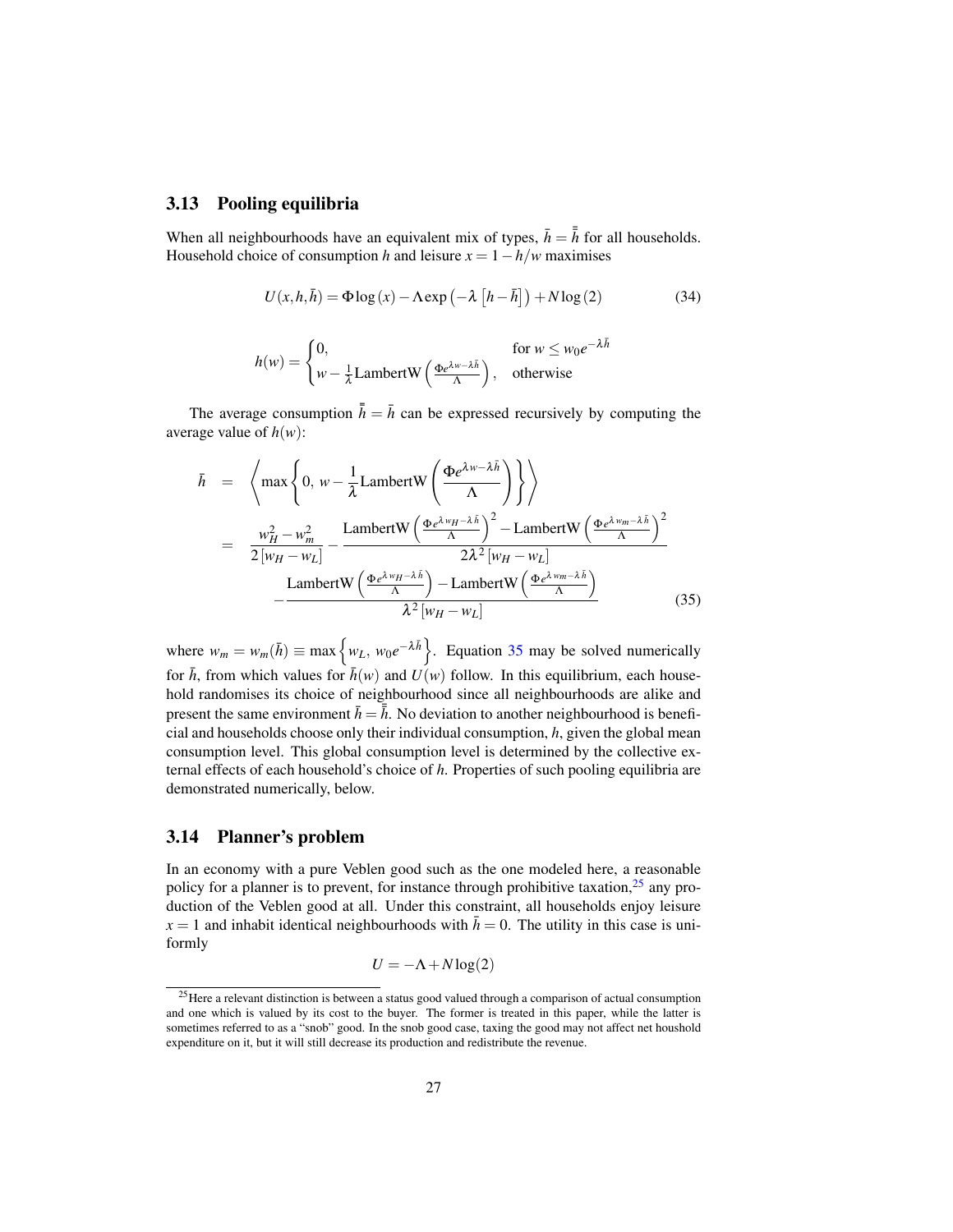## 3.13 Pooling equilibria

When all neighbourhoods have an equivalent mix of types, $\bar{h} = \bar{\bar{h}}$ for all households. Household choice of consumption $h$ and leisure $x = 1 - h/w$ maximises

$$U(x, h, \bar{h}) = \Phi \log(x) - \Lambda \exp\left(-\lambda \left[h - \bar{h}\right]\right) + N \log(2) \tag{34}$$

$$h(w) = \begin{cases} 0, & \text{for } w \leq w_0 e^{-\lambda \bar{h}} \\ w - \frac{1}{\lambda} \text{LambertW}\left(\frac{\Phi e^{\lambda w - \lambda \bar{h}}}{\Lambda}\right), & \text{otherwise} \end{cases}$$

The average consumption $\bar{\bar{h}} = \bar{h}$ can be expressed recursively by computing the average value of $h(w)$:

$$\begin{aligned}
\bar{h} &= \left\langle \max\left\{0,\ w - \frac{1}{\lambda} \text{LambertW}\left(\frac{\Phi e^{\lambda w - \lambda \bar{h}}}{\Lambda}\right)\right\}\right\rangle \\
&= \frac{w_H^2 - w_m^2}{2\left[w_H - w_L\right]} - \frac{\text{LambertW}\left(\frac{\Phi e^{\lambda w_H - \lambda \bar{h}}}{\Lambda}\right)^2 - \text{LambertW}\left(\frac{\Phi e^{\lambda w_m - \lambda \bar{h}}}{\Lambda}\right)^2}{2\lambda^2\left[w_H - w_L\right]} \\
&\quad - \frac{\text{LambertW}\left(\frac{\Phi e^{\lambda w_H - \lambda \bar{h}}}{\Lambda}\right) - \text{LambertW}\left(\frac{\Phi e^{\lambda w_m - \lambda \bar{h}}}{\Lambda}\right)}{\lambda^2\left[w_H - w_L\right]}
\end{aligned} \tag{35}$$

where $w_m = w_m(\bar{h}) \equiv \max\left\{w_L,\ w_0 e^{-\lambda \bar{h}}\right\}$. Equation 35 may be solved numerically for $\bar{h}$, from which values for $\bar{h}(w)$ and $U(w)$ follow. In this equilibrium, each household randomises its choice of neighbourhood since all neighbourhoods are alike and present the same environment $\bar{h} = \bar{\bar{h}}$. No deviation to another neighbourhood is beneficial and households choose only their individual consumption, $h$, given the global mean consumption level. This global consumption level is determined by the collective external effects of each household's choice of $h$. Properties of such pooling equilibria are demonstrated numerically, below.

## 3.14 Planner's problem

In an economy with a pure Veblen good such as the one modeled here, a reasonable policy for a planner is to prevent, for instance through prohibitive taxation,[25] any production of the Veblen good at all. Under this constraint, all households enjoy leisure $x = 1$ and inhabit identical neighbourhoods with $\bar{h} = 0$. The utility in this case is uniformly

$$U = -\Lambda + N \log(2)$$

[25] Here a relevant distinction is between a status good valued through a comparison of actual consumption and one which is valued by its cost to the buyer. The former is treated in this paper, while the latter is sometimes referred to as a "snob" good. In the snob good case, taxing the good may not affect net houshold expenditure on it, but it will still decrease its production and redistribute the revenue.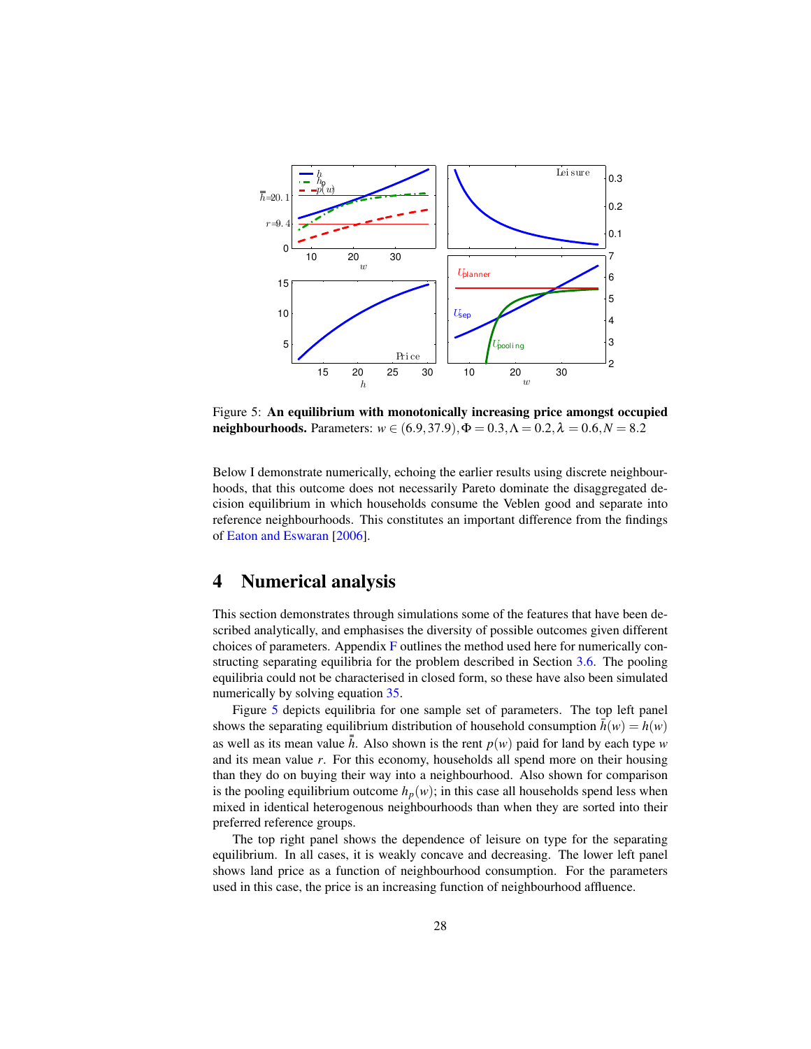Figure 5: **An equilibrium with monotonically increasing price amongst occupied neighbourhoods.** Parameters: $w \in (6.9, 37.9), \Phi = 0.3, \Lambda = 0.2, \lambda = 0.6, N = 8.2$

Below I demonstrate numerically, echoing the earlier results using discrete neighbourhoods, that this outcome does not necessarily Pareto dominate the disaggregated decision equilibrium in which households consume the Veblen good and separate into reference neighbourhoods. This constitutes an important difference from the findings of Eaton and Eswaran [2006].

## 4 Numerical analysis

This section demonstrates through simulations some of the features that have been described analytically, and emphasises the diversity of possible outcomes given different choices of parameters. Appendix F outlines the method used here for numerically constructing separating equilibria for the problem described in Section 3.6. The pooling equilibria could not be characterised in closed form, so these have also been simulated numerically by solving equation 35.

Figure 5 depicts equilibria for one sample set of parameters. The top left panel shows the separating equilibrium distribution of household consumption $\bar{h}(w) = h(w)$ as well as its mean value $\bar{\bar{h}}$. Also shown is the rent $p(w)$ paid for land by each type $w$ and its mean value $r$. For this economy, households all spend more on their housing than they do on buying their way into a neighbourhood. Also shown for comparison is the pooling equilibrium outcome $h_p(w)$; in this case all households spend less when mixed in identical heterogenous neighbourhoods than when they are sorted into their preferred reference groups.

The top right panel shows the dependence of leisure on type for the separating equilibrium. In all cases, it is weakly concave and decreasing. The lower left panel shows land price as a function of neighbourhood consumption. For the parameters used in this case, the price is an increasing function of neighbourhood affluence.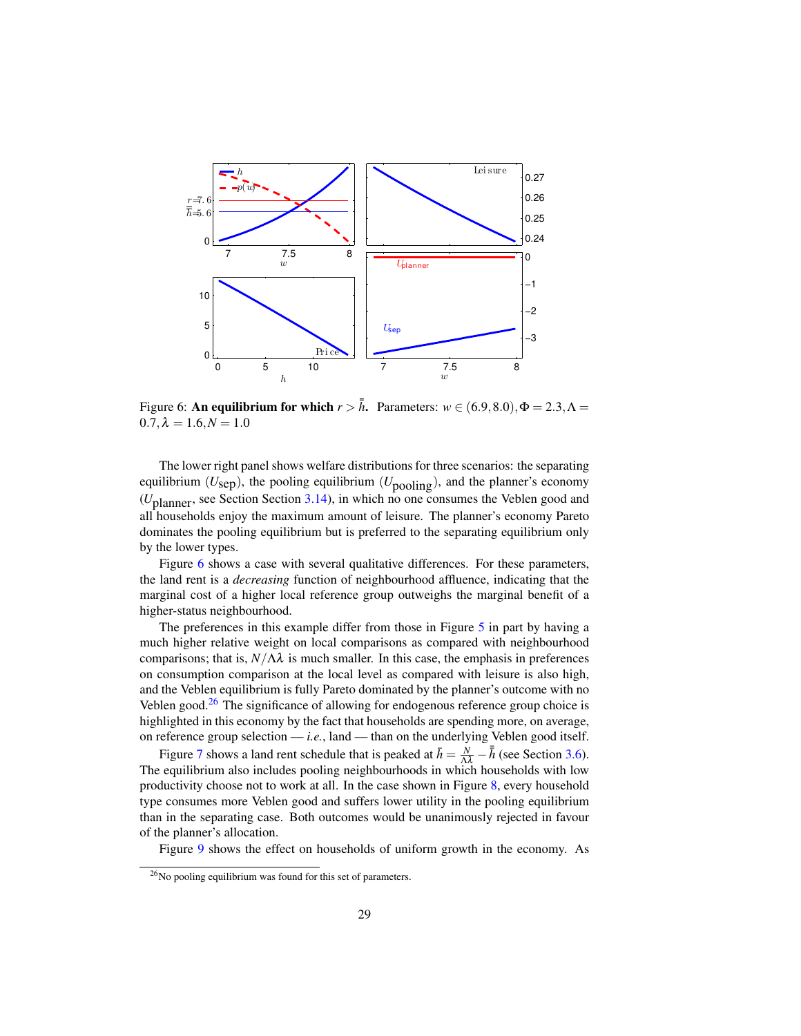Figure 6: **An equilibrium for which $r > \bar{\bar{h}}$.** Parameters: $w \in (6.9, 8.0), \Phi = 2.3, \Lambda = 0.7, \lambda = 1.6, N = 1.0$

The lower right panel shows welfare distributions for three scenarios: the separating equilibrium ($U_{\text{sep}}$), the pooling equilibrium ($U_{\text{pooling}}$), and the planner's economy ($U_{\text{planner}}$, see Section Section 3.14), in which no one consumes the Veblen good and all households enjoy the maximum amount of leisure. The planner's economy Pareto dominates the pooling equilibrium but is preferred to the separating equilibrium only by the lower types.

Figure 6 shows a case with several qualitative differences. For these parameters, the land rent is a *decreasing* function of neighbourhood affluence, indicating that the marginal cost of a higher local reference group outweighs the marginal benefit of a higher-status neighbourhood.

The preferences in this example differ from those in Figure 5 in part by having a much higher relative weight on local comparisons as compared with neighbourhood comparisons; that is, $N/\Lambda\lambda$ is much smaller. In this case, the emphasis in preferences on consumption comparison at the local level as compared with leisure is also high, and the Veblen equilibrium is fully Pareto dominated by the planner's outcome with no Veblen good.[26] The significance of allowing for endogenous reference group choice is highlighted in this economy by the fact that households are spending more, on average, on reference group selection — *i.e.*, land — than on the underlying Veblen good itself.

Figure 7 shows a land rent schedule that is peaked at $\bar{h} = \frac{N}{\Lambda\lambda} - \bar{\bar{h}}$ (see Section 3.6). The equilibrium also includes pooling neighbourhoods in which households with low productivity choose not to work at all. In the case shown in Figure 8, every household type consumes more Veblen good and suffers lower utility in the pooling equilibrium than in the separating case. Both outcomes would be unanimously rejected in favour of the planner's allocation.

Figure 9 shows the effect on households of uniform growth in the economy. As

[26]No pooling equilibrium was found for this set of parameters.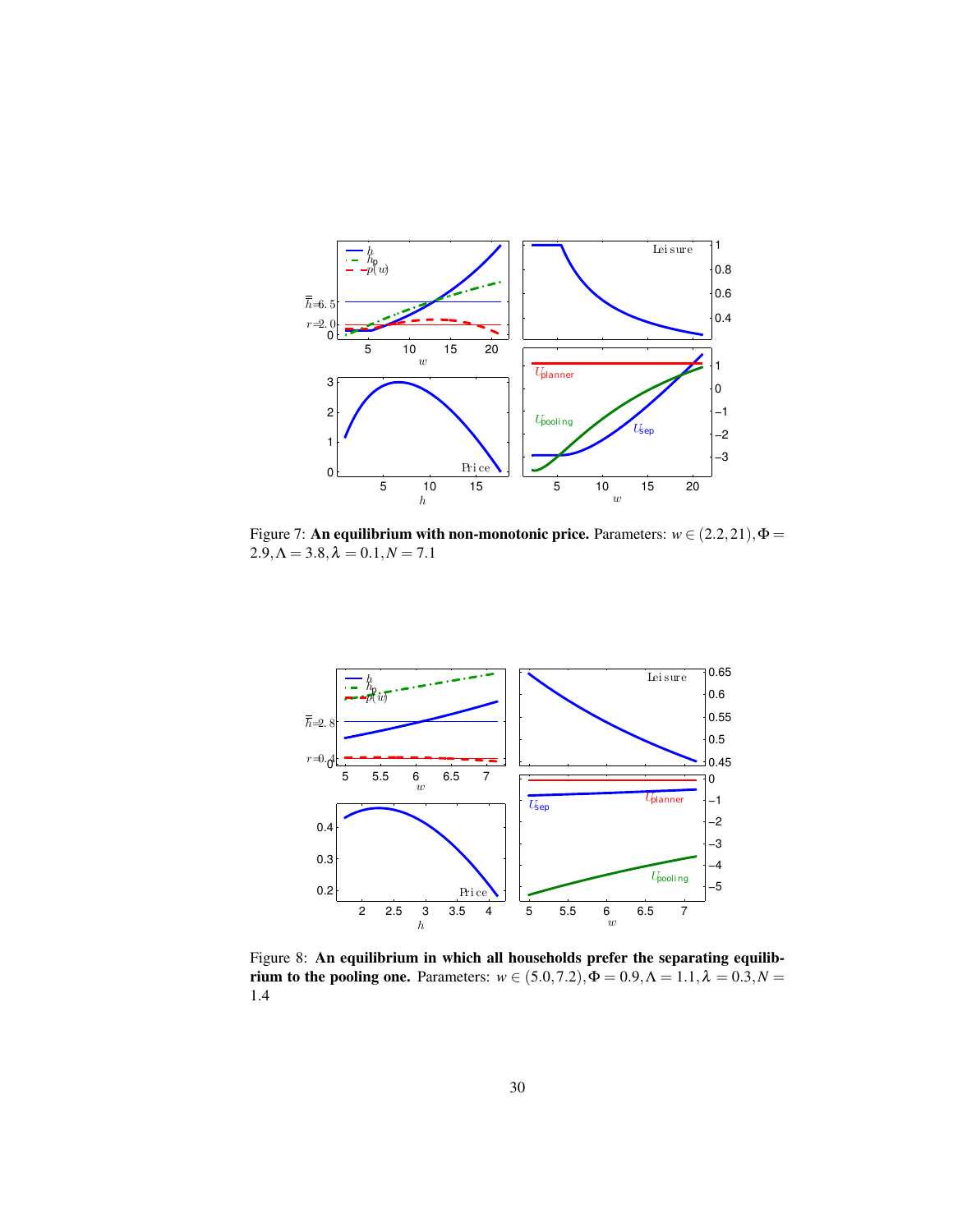Figure 7: **An equilibrium with non-monotonic price.** Parameters: $w \in (2.2, 21), \Phi = 2.9, \Lambda = 3.8, \lambda = 0.1, N = 7.1$

Figure 8: **An equilibrium in which all households prefer the separating equilibrium to the pooling one.** Parameters: $w \in (5.0, 7.2), \Phi = 0.9, \Lambda = 1.1, \lambda = 0.3, N = 1.4$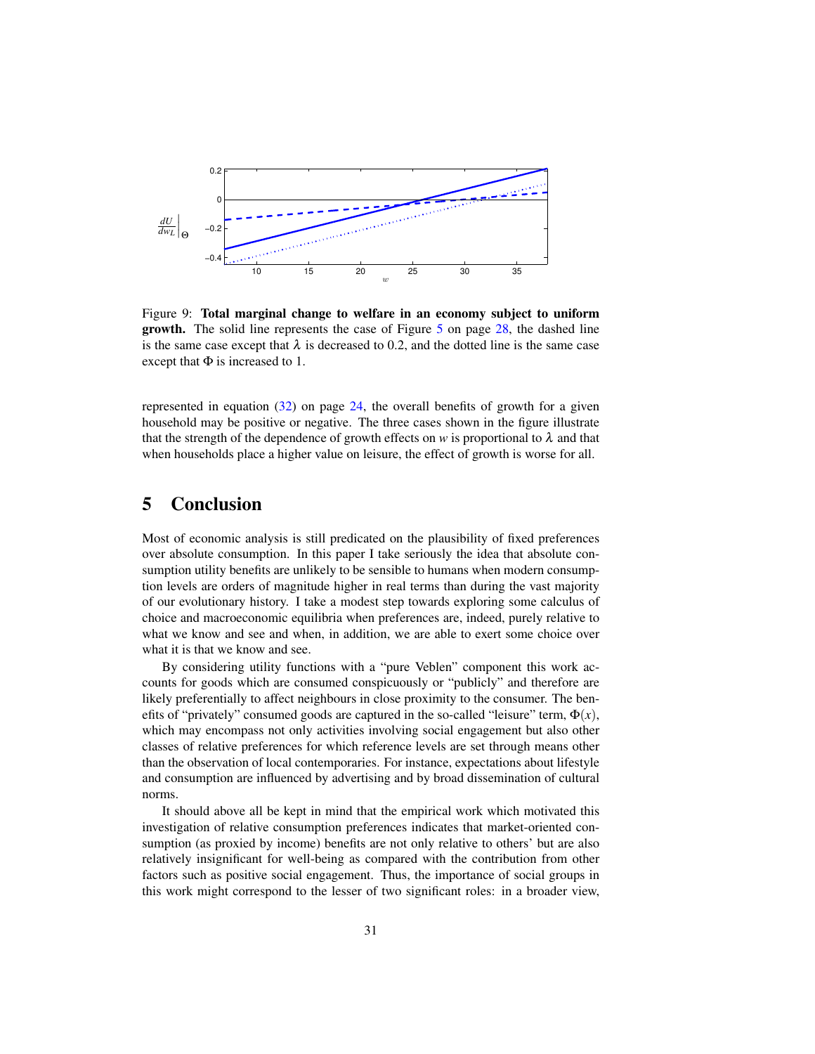Figure 9: **Total marginal change to welfare in an economy subject to uniform growth.** The solid line represents the case of Figure 5 on page 28, the dashed line is the same case except that $\lambda$ is decreased to 0.2, and the dotted line is the same case except that $\Phi$ is increased to 1.

represented in equation (32) on page 24, the overall benefits of growth for a given household may be positive or negative. The three cases shown in the figure illustrate that the strength of the dependence of growth effects on $w$ is proportional to $\lambda$ and that when households place a higher value on leisure, the effect of growth is worse for all.

# 5 Conclusion

Most of economic analysis is still predicated on the plausibility of fixed preferences over absolute consumption. In this paper I take seriously the idea that absolute consumption utility benefits are unlikely to be sensible to humans when modern consumption levels are orders of magnitude higher in real terms than during the vast majority of our evolutionary history. I take a modest step towards exploring some calculus of choice and macroeconomic equilibria when preferences are, indeed, purely relative to what we know and see and when, in addition, we are able to exert some choice over what it is that we know and see.

By considering utility functions with a "pure Veblen" component this work accounts for goods which are consumed conspicuously or "publicly" and therefore are likely preferentially to affect neighbours in close proximity to the consumer. The benefits of "privately" consumed goods are captured in the so-called "leisure" term, $\Phi(x)$, which may encompass not only activities involving social engagement but also other classes of relative preferences for which reference levels are set through means other than the observation of local contemporaries. For instance, expectations about lifestyle and consumption are influenced by advertising and by broad dissemination of cultural norms.

It should above all be kept in mind that the empirical work which motivated this investigation of relative consumption preferences indicates that market-oriented consumption (as proxied by income) benefits are not only relative to others' but are also relatively insignificant for well-being as compared with the contribution from other factors such as positive social engagement. Thus, the importance of social groups in this work might correspond to the lesser of two significant roles: in a broader view,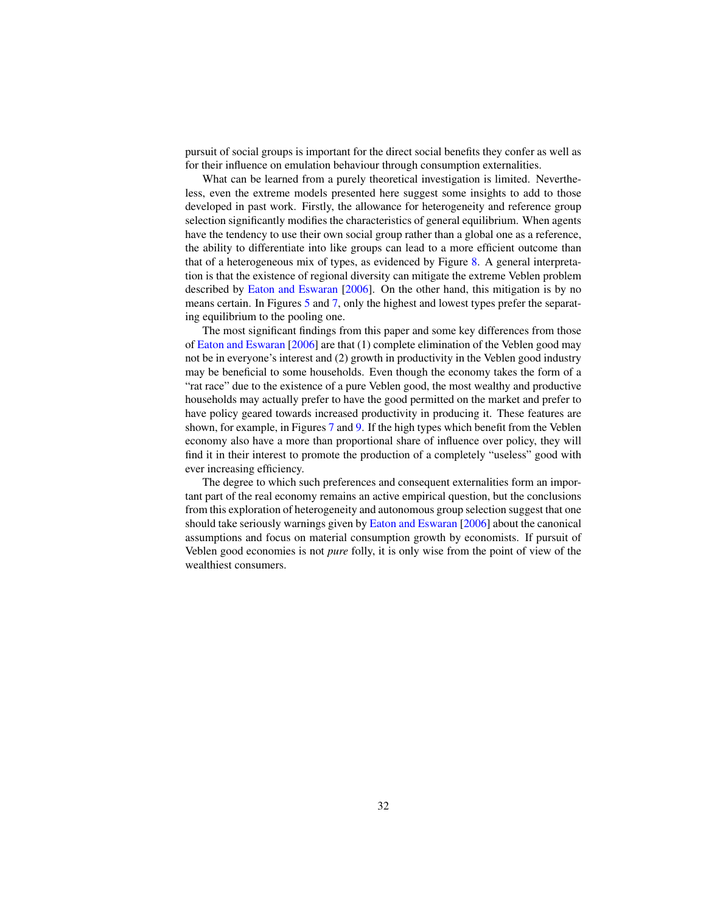pursuit of social groups is important for the direct social benefits they confer as well as for their influence on emulation behaviour through consumption externalities.

What can be learned from a purely theoretical investigation is limited. Nevertheless, even the extreme models presented here suggest some insights to add to those developed in past work. Firstly, the allowance for heterogeneity and reference group selection significantly modifies the characteristics of general equilibrium. When agents have the tendency to use their own social group rather than a global one as a reference, the ability to differentiate into like groups can lead to a more efficient outcome than that of a heterogeneous mix of types, as evidenced by Figure 8. A general interpretation is that the existence of regional diversity can mitigate the extreme Veblen problem described by Eaton and Eswaran [2006]. On the other hand, this mitigation is by no means certain. In Figures 5 and 7, only the highest and lowest types prefer the separating equilibrium to the pooling one.

The most significant findings from this paper and some key differences from those of Eaton and Eswaran [2006] are that (1) complete elimination of the Veblen good may not be in everyone's interest and (2) growth in productivity in the Veblen good industry may be beneficial to some households. Even though the economy takes the form of a "rat race" due to the existence of a pure Veblen good, the most wealthy and productive households may actually prefer to have the good permitted on the market and prefer to have policy geared towards increased productivity in producing it. These features are shown, for example, in Figures 7 and 9. If the high types which benefit from the Veblen economy also have a more than proportional share of influence over policy, they will find it in their interest to promote the production of a completely "useless" good with ever increasing efficiency.

The degree to which such preferences and consequent externalities form an important part of the real economy remains an active empirical question, but the conclusions from this exploration of heterogeneity and autonomous group selection suggest that one should take seriously warnings given by Eaton and Eswaran [2006] about the canonical assumptions and focus on material consumption growth by economists. If pursuit of Veblen good economies is not *pure* folly, it is only wise from the point of view of the wealthiest consumers.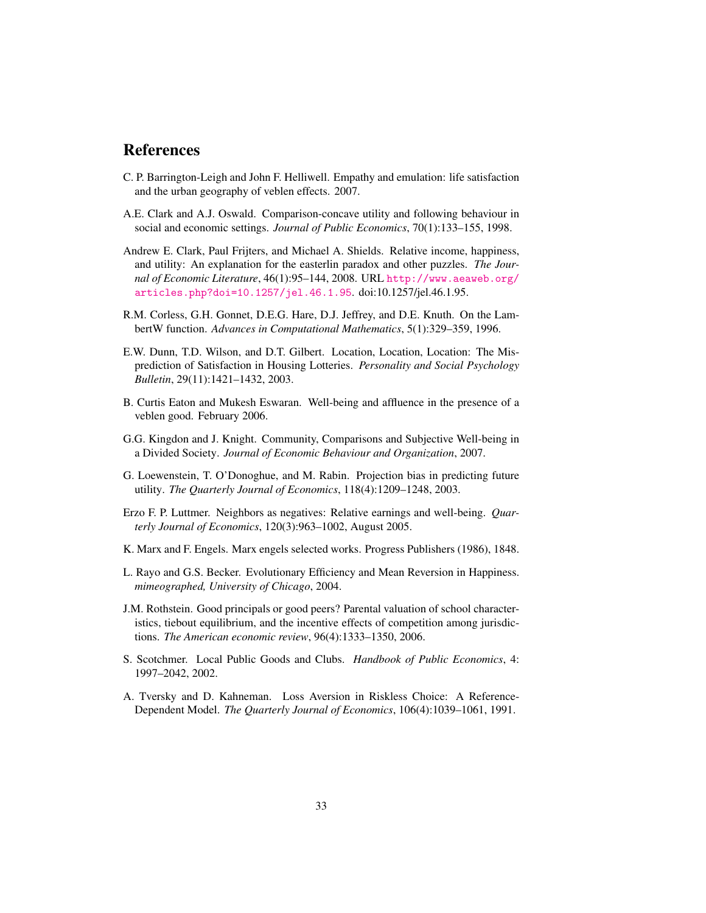# References

C. P. Barrington-Leigh and John F. Helliwell. Empathy and emulation: life satisfaction and the urban geography of veblen effects. 2007.

A.E. Clark and A.J. Oswald. Comparison-concave utility and following behaviour in social and economic settings. *Journal of Public Economics*, 70(1):133–155, 1998.

Andrew E. Clark, Paul Frijters, and Michael A. Shields. Relative income, happiness, and utility: An explanation for the easterlin paradox and other puzzles. *The Journal of Economic Literature*, 46(1):95–144, 2008. URL http://www.aeaweb.org/articles.php?doi=10.1257/jel.46.1.95. doi:10.1257/jel.46.1.95.

R.M. Corless, G.H. Gonnet, D.E.G. Hare, D.J. Jeffrey, and D.E. Knuth. On the LambertW function. *Advances in Computational Mathematics*, 5(1):329–359, 1996.

E.W. Dunn, T.D. Wilson, and D.T. Gilbert. Location, Location, Location: The Misprediction of Satisfaction in Housing Lotteries. *Personality and Social Psychology Bulletin*, 29(11):1421–1432, 2003.

B. Curtis Eaton and Mukesh Eswaran. Well-being and affluence in the presence of a veblen good. February 2006.

G.G. Kingdon and J. Knight. Community, Comparisons and Subjective Well-being in a Divided Society. *Journal of Economic Behaviour and Organization*, 2007.

G. Loewenstein, T. O'Donoghue, and M. Rabin. Projection bias in predicting future utility. *The Quarterly Journal of Economics*, 118(4):1209–1248, 2003.

Erzo F. P. Luttmer. Neighbors as negatives: Relative earnings and well-being. *Quarterly Journal of Economics*, 120(3):963–1002, August 2005.

K. Marx and F. Engels. Marx engels selected works. Progress Publishers (1986), 1848.

L. Rayo and G.S. Becker. Evolutionary Efficiency and Mean Reversion in Happiness. *mimeographed, University of Chicago*, 2004.

J.M. Rothstein. Good principals or good peers? Parental valuation of school characteristics, tiebout equilibrium, and the incentive effects of competition among jurisdictions. *The American economic review*, 96(4):1333–1350, 2006.

S. Scotchmer. Local Public Goods and Clubs. *Handbook of Public Economics*, 4: 1997–2042, 2002.

A. Tversky and D. Kahneman. Loss Aversion in Riskless Choice: A Reference-Dependent Model. *The Quarterly Journal of Economics*, 106(4):1039–1061, 1991.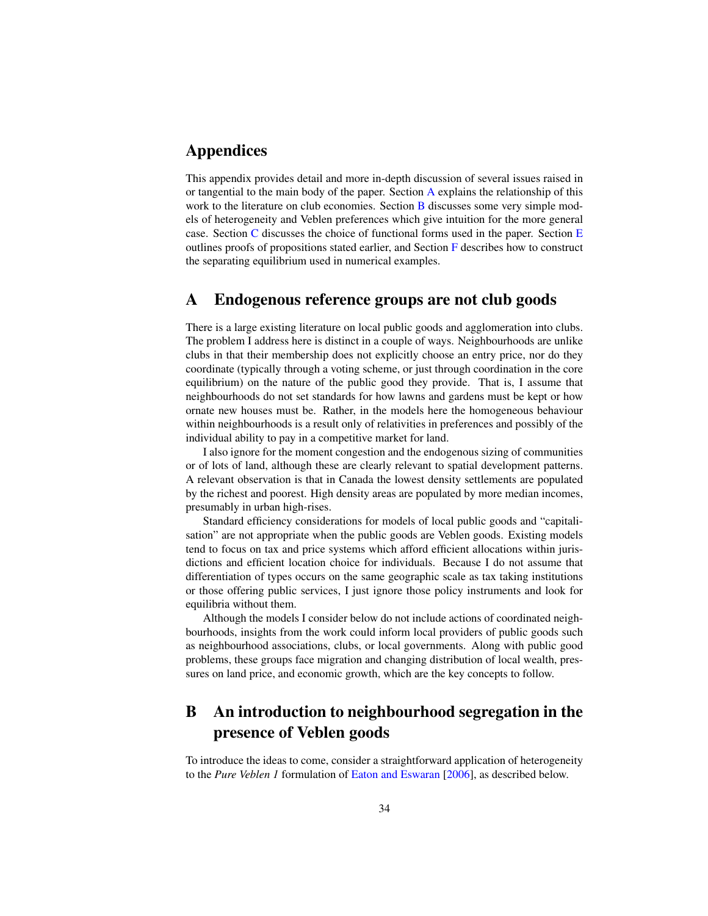# Appendices

This appendix provides detail and more in-depth discussion of several issues raised in or tangential to the main body of the paper. Section A explains the relationship of this work to the literature on club economies. Section B discusses some very simple models of heterogeneity and Veblen preferences which give intuition for the more general case. Section C discusses the choice of functional forms used in the paper. Section E outlines proofs of propositions stated earlier, and Section F describes how to construct the separating equilibrium used in numerical examples.

## A Endogenous reference groups are not club goods

There is a large existing literature on local public goods and agglomeration into clubs. The problem I address here is distinct in a couple of ways. Neighbourhoods are unlike clubs in that their membership does not explicitly choose an entry price, nor do they coordinate (typically through a voting scheme, or just through coordination in the core equilibrium) on the nature of the public good they provide. That is, I assume that neighbourhoods do not set standards for how lawns and gardens must be kept or how ornate new houses must be. Rather, in the models here the homogeneous behaviour within neighbourhoods is a result only of relativities in preferences and possibly of the individual ability to pay in a competitive market for land.

I also ignore for the moment congestion and the endogenous sizing of communities or of lots of land, although these are clearly relevant to spatial development patterns. A relevant observation is that in Canada the lowest density settlements are populated by the richest and poorest. High density areas are populated by more median incomes, presumably in urban high-rises.

Standard efficiency considerations for models of local public goods and "capitalisation" are not appropriate when the public goods are Veblen goods. Existing models tend to focus on tax and price systems which afford efficient allocations within jurisdictions and efficient location choice for individuals. Because I do not assume that differentiation of types occurs on the same geographic scale as tax taking institutions or those offering public services, I just ignore those policy instruments and look for equilibria without them.

Although the models I consider below do not include actions of coordinated neighbourhoods, insights from the work could inform local providers of public goods such as neighbourhood associations, clubs, or local governments. Along with public good problems, these groups face migration and changing distribution of local wealth, pressures on land price, and economic growth, which are the key concepts to follow.

## B An introduction to neighbourhood segregation in the presence of Veblen goods

To introduce the ideas to come, consider a straightforward application of heterogeneity to the *Pure Veblen 1* formulation of Eaton and Eswaran [2006], as described below.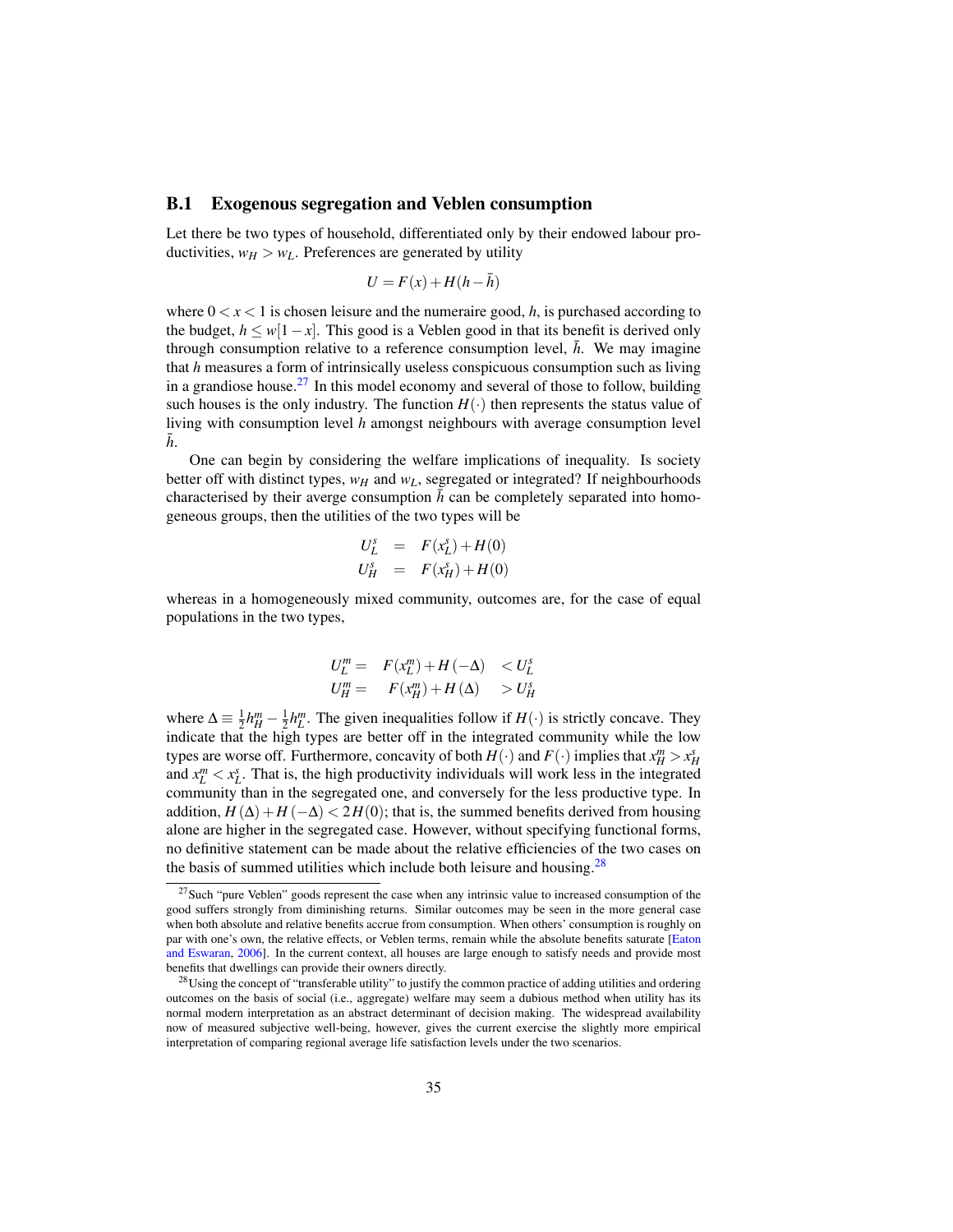## B.1 Exogenous segregation and Veblen consumption

Let there be two types of household, differentiated only by their endowed labour productivities, $w_H > w_L$. Preferences are generated by utility

$$U = F(x) + H(h - \bar{h})$$

where $0 < x < 1$ is chosen leisure and the numeraire good, $h$, is purchased according to the budget, $h \leq w[1-x]$. This good is a Veblen good in that its benefit is derived only through consumption relative to a reference consumption level, $\bar{h}$. We may imagine that $h$ measures a form of intrinsically useless conspicuous consumption such as living in a grandiose house.[27] In this model economy and several of those to follow, building such houses is the only industry. The function $H(\cdot)$ then represents the status value of living with consumption level $h$ amongst neighbours with average consumption level $\bar{h}$.

One can begin by considering the welfare implications of inequality. Is society better off with distinct types, $w_H$ and $w_L$, segregated or integrated? If neighbourhoods characterised by their averge consumption $\bar{h}$ can be completely separated into homogeneous groups, then the utilities of the two types will be

$$\begin{aligned} U_L^s &= F(x_L^s) + H(0) \\ U_H^s &= F(x_H^s) + H(0) \end{aligned}$$

whereas in a homogeneously mixed community, outcomes are, for the case of equal populations in the two types,

$$\begin{aligned} U_L^m = \quad & F(x_L^m) + H(-\Delta) \quad < U_L^s \\ U_H^m = \quad & F(x_H^m) + H(\Delta) \quad > U_H^s \end{aligned}$$

where $\Delta \equiv \frac{1}{2}h_H^m - \frac{1}{2}h_L^m$. The given inequalities follow if $H(\cdot)$ is strictly concave. They indicate that the high types are better off in the integrated community while the low types are worse off. Furthermore, concavity of both $H(\cdot)$ and $F(\cdot)$ implies that $x_H^m > x_H^s$ and $x_L^m < x_L^s$. That is, the high productivity individuals will work less in the integrated community than in the segregated one, and conversely for the less productive type. In addition, $H(\Delta) + H(-\Delta) < 2H(0)$; that is, the summed benefits derived from housing alone are higher in the segregated case. However, without specifying functional forms, no definitive statement can be made about the relative efficiencies of the two cases on the basis of summed utilities which include both leisure and housing.[28]

[27] Such "pure Veblen" goods represent the case when any intrinsic value to increased consumption of the good suffers strongly from diminishing returns. Similar outcomes may be seen in the more general case when both absolute and relative benefits accrue from consumption. When others' consumption is roughly on par with one's own, the relative effects, or Veblen terms, remain while the absolute benefits saturate [Eaton and Eswaran, 2006]. In the current context, all houses are large enough to satisfy needs and provide most benefits that dwellings can provide their owners directly.

[28] Using the concept of "transferable utility" to justify the common practice of adding utilities and ordering outcomes on the basis of social (i.e., aggregate) welfare may seem a dubious method when utility has its normal modern interpretation as an abstract determinant of decision making. The widespread availability now of measured subjective well-being, however, gives the current exercise the slightly more empirical interpretation of comparing regional average life satisfaction levels under the two scenarios.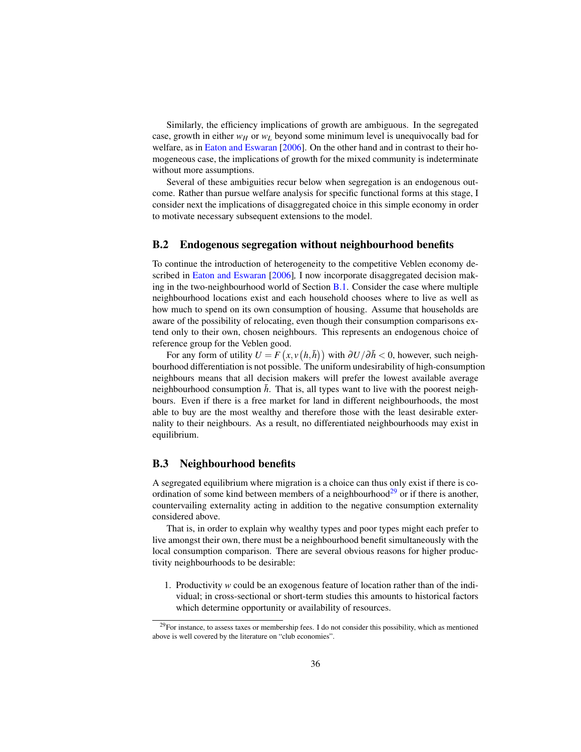Similarly, the efficiency implications of growth are ambiguous. In the segregated case, growth in either $w_H$ or $w_L$ beyond some minimum level is unequivocally bad for welfare, as in Eaton and Eswaran [2006]. On the other hand and in contrast to their homogeneous case, the implications of growth for the mixed community is indeterminate without more assumptions.

Several of these ambiguities recur below when segregation is an endogenous outcome. Rather than pursue welfare analysis for specific functional forms at this stage, I consider next the implications of disaggregated choice in this simple economy in order to motivate necessary subsequent extensions to the model.

## B.2 Endogenous segregation without neighbourhood benefits

To continue the introduction of heterogeneity to the competitive Veblen economy described in Eaton and Eswaran [2006], I now incorporate disaggregated decision making in the two-neighbourhood world of Section B.1. Consider the case where multiple neighbourhood locations exist and each household chooses where to live as well as how much to spend on its own consumption of housing. Assume that households are aware of the possibility of relocating, even though their consumption comparisons extend only to their own, chosen neighbours. This represents an endogenous choice of reference group for the Veblen good.

For any form of utility $U = F\left(x, v\left(h, \bar{h}\right)\right)$ with $\partial U / \partial \bar{h} < 0$, however, such neighbourhood differentiation is not possible. The uniform undesirability of high-consumption neighbours means that all decision makers will prefer the lowest available average neighbourhood consumption $\bar{h}$. That is, all types want to live with the poorest neighbours. Even if there is a free market for land in different neighbourhoods, the most able to buy are the most wealthy and therefore those with the least desirable externality to their neighbours. As a result, no differentiated neighbourhoods may exist in equilibrium.

## B.3 Neighbourhood benefits

A segregated equilibrium where migration is a choice can thus only exist if there is coordination of some kind between members of a neighbourhood[29] or if there is another, countervailing externality acting in addition to the negative consumption externality considered above.

That is, in order to explain why wealthy types and poor types might each prefer to live amongst their own, there must be a neighbourhood benefit simultaneously with the local consumption comparison. There are several obvious reasons for higher productivity neighbourhoods to be desirable:

1. Productivity $w$ could be an exogenous feature of location rather than of the individual; in cross-sectional or short-term studies this amounts to historical factors which determine opportunity or availability of resources.

[29] For instance, to assess taxes or membership fees. I do not consider this possibility, which as mentioned above is well covered by the literature on "club economies".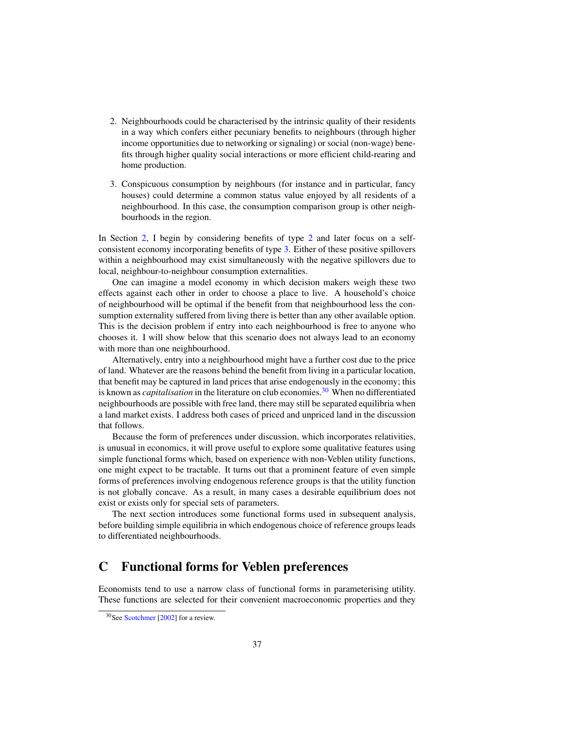2. Neighbourhoods could be characterised by the intrinsic quality of their residents in a way which confers either pecuniary benefits to neighbours (through higher income opportunities due to networking or signaling) or social (non-wage) benefits through higher quality social interactions or more efficient child-rearing and home production.

3. Conspicuous consumption by neighbours (for instance and in particular, fancy houses) could determine a common status value enjoyed by all residents of a neighbourhood. In this case, the consumption comparison group is other neighbourhoods in the region.

In Section 2, I begin by considering benefits of type 2 and later focus on a self-consistent economy incorporating benefits of type 3. Either of these positive spillovers within a neighbourhood may exist simultaneously with the negative spillovers due to local, neighbour-to-neighbour consumption externalities.

One can imagine a model economy in which decision makers weigh these two effects against each other in order to choose a place to live. A household's choice of neighbourhood will be optimal if the benefit from that neighbourhood less the consumption externality suffered from living there is better than any other available option. This is the decision problem if entry into each neighbourhood is free to anyone who chooses it. I will show below that this scenario does not always lead to an economy with more than one neighbourhood.

Alternatively, entry into a neighbourhood might have a further cost due to the price of land. Whatever are the reasons behind the benefit from living in a particular location, that benefit may be captured in land prices that arise endogenously in the economy; this is known as *capitalisation* in the literature on club economies.[30] When no differentiated neighbourhoods are possible with free land, there may still be separated equilibria when a land market exists. I address both cases of priced and unpriced land in the discussion that follows.

Because the form of preferences under discussion, which incorporates relativities, is unusual in economics, it will prove useful to explore some qualitative features using simple functional forms which, based on experience with non-Veblen utility functions, one might expect to be tractable. It turns out that a prominent feature of even simple forms of preferences involving endogenous reference groups is that the utility function is not globally concave. As a result, in many cases a desirable equilibrium does not exist or exists only for special sets of parameters.

The next section introduces some functional forms used in subsequent analysis, before building simple equilibria in which endogenous choice of reference groups leads to differentiated neighbourhoods.

# C Functional forms for Veblen preferences

Economists tend to use a narrow class of functional forms in parameterising utility. These functions are selected for their convenient macroeconomic properties and they

[30] See Scotchmer [2002] for a review.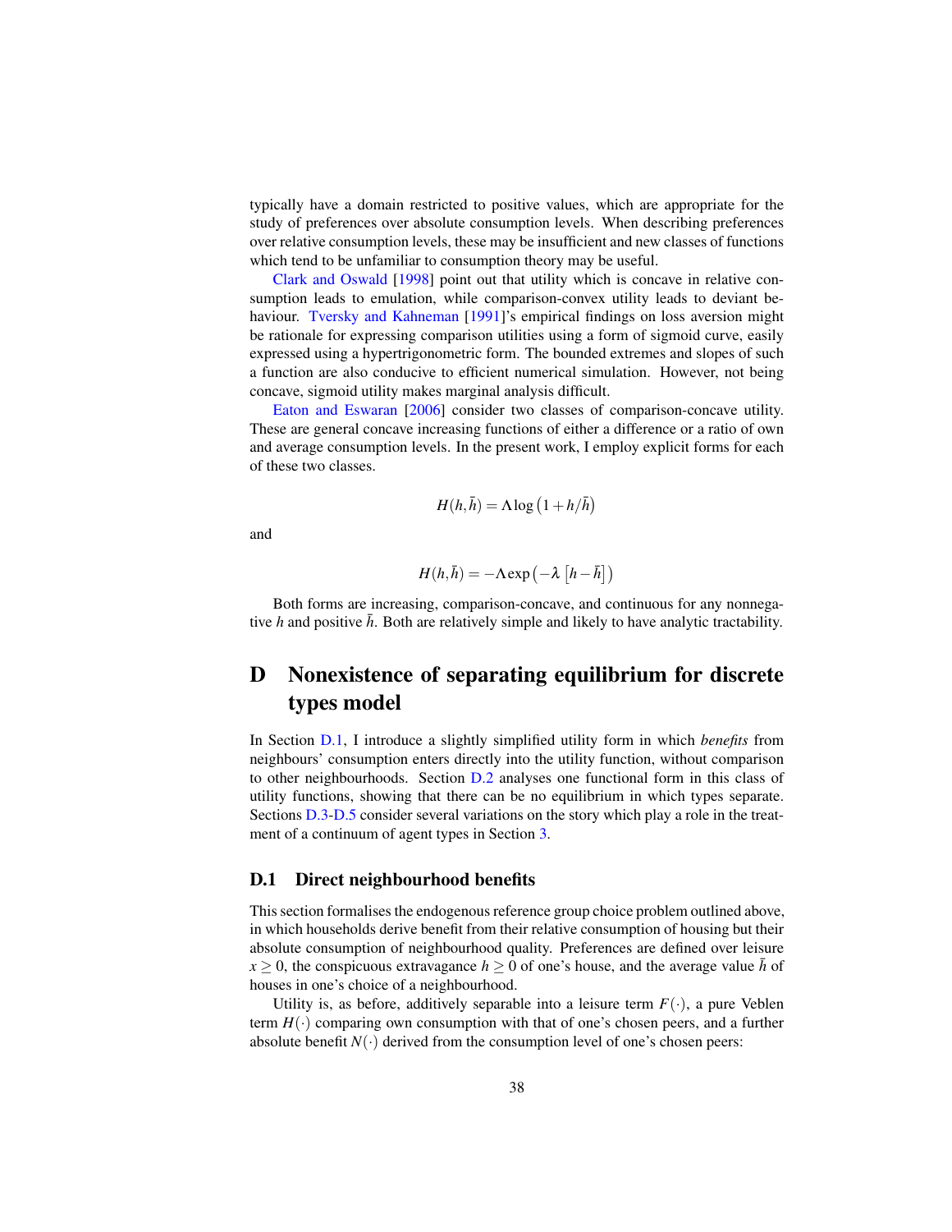typically have a domain restricted to positive values, which are appropriate for the study of preferences over absolute consumption levels. When describing preferences over relative consumption levels, these may be insufficient and new classes of functions which tend to be unfamiliar to consumption theory may be useful.

Clark and Oswald [1998] point out that utility which is concave in relative consumption leads to emulation, while comparison-convex utility leads to deviant behaviour. Tversky and Kahneman [1991]'s empirical findings on loss aversion might be rationale for expressing comparison utilities using a form of sigmoid curve, easily expressed using a hypertrigonometric form. The bounded extremes and slopes of such a function are also conducive to efficient numerical simulation. However, not being concave, sigmoid utility makes marginal analysis difficult.

Eaton and Eswaran [2006] consider two classes of comparison-concave utility. These are general concave increasing functions of either a difference or a ratio of own and average consumption levels. In the present work, I employ explicit forms for each of these two classes.

$$H(h,\bar{h}) = \Lambda \log\left(1 + h/\bar{h}\right)$$

and

$$H(h,\bar{h}) = -\Lambda \exp\left(-\lambda\left[h - \bar{h}\right]\right)$$

Both forms are increasing, comparison-concave, and continuous for any nonnegative $h$ and positive $\bar{h}$. Both are relatively simple and likely to have analytic tractability.

# D Nonexistence of separating equilibrium for discrete types model

In Section D.1, I introduce a slightly simplified utility form in which *benefits* from neighbours' consumption enters directly into the utility function, without comparison to other neighbourhoods. Section D.2 analyses one functional form in this class of utility functions, showing that there can be no equilibrium in which types separate. Sections D.3-D.5 consider several variations on the story which play a role in the treatment of a continuum of agent types in Section 3.

## D.1 Direct neighbourhood benefits

This section formalises the endogenous reference group choice problem outlined above, in which households derive benefit from their relative consumption of housing but their absolute consumption of neighbourhood quality. Preferences are defined over leisure $x \geq 0$, the conspicuous extravagance $h \geq 0$ of one's house, and the average value $\bar{h}$ of houses in one's choice of a neighbourhood.

Utility is, as before, additively separable into a leisure term $F(\cdot)$, a pure Veblen term $H(\cdot)$ comparing own consumption with that of one's chosen peers, and a further absolute benefit $N(\cdot)$ derived from the consumption level of one's chosen peers: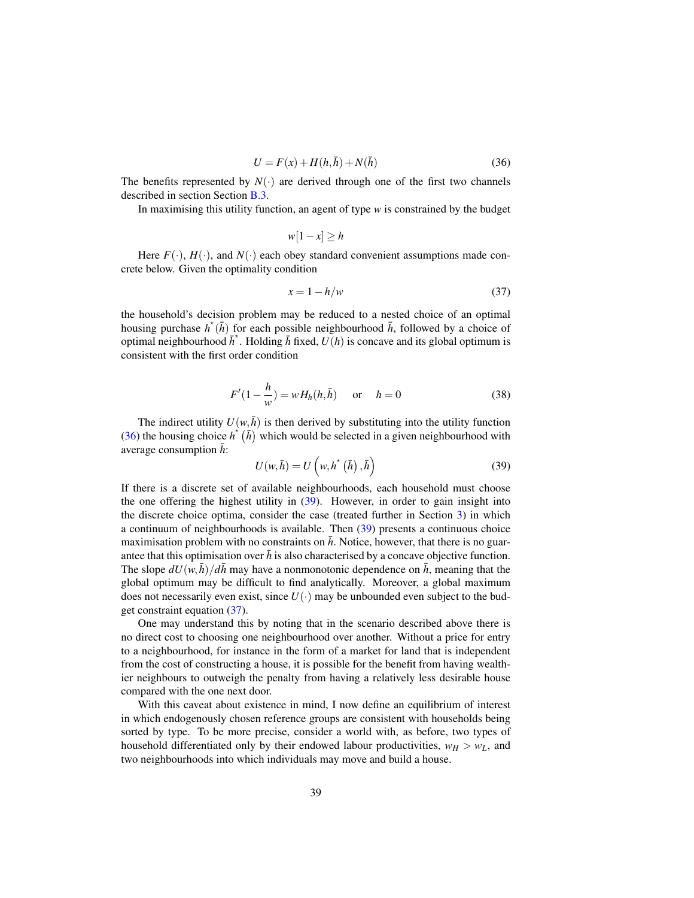$$U = F(x) + H(h, \bar{h}) + N(\bar{h}) \tag{36}$$

The benefits represented by $N(\cdot)$ are derived through one of the first two channels described in section Section B.3.

In maximising this utility function, an agent of type $w$ is constrained by the budget

$$w[1-x] \geq h$$

Here $F(\cdot)$, $H(\cdot)$, and $N(\cdot)$ each obey standard convenient assumptions made concrete below. Given the optimality condition

$$x = 1 - h/w \tag{37}$$

the household's decision problem may be reduced to a nested choice of an optimal housing purchase $h^{*}(\bar{h})$ for each possible neighbourhood $\bar{h}$, followed by a choice of optimal neighbourhood $\bar{h}^{*}$. Holding $\bar{h}$ fixed, $U(h)$ is concave and its global optimum is consistent with the first order condition

$$F'(1 - \frac{h}{w}) = wH_h(h, \bar{h}) \quad \text{ or } \quad h = 0 \tag{38}$$

The indirect utility $U(w, \bar{h})$ is then derived by substituting into the utility function (36) the housing choice $h^{*}(\bar{h})$ which would be selected in a given neighbourhood with average consumption $\bar{h}$:

$$U(w, \bar{h}) = U\left(w, h^{*}(\bar{h}), \bar{h}\right) \tag{39}$$

If there is a discrete set of available neighbourhoods, each household must choose the one offering the highest utility in (39). However, in order to gain insight into the discrete choice optima, consider the case (treated further in Section 3) in which a continuum of neighbourhoods is available. Then (39) presents a continuous choice maximisation problem with no constraints on $\bar{h}$. Notice, however, that there is no guarantee that this optimisation over $\bar{h}$ is also characterised by a concave objective function. The slope $dU(w, \bar{h})/d\bar{h}$ may have a nonmonotonic dependence on $\bar{h}$, meaning that the global optimum may be difficult to find analytically. Moreover, a global maximum does not necessarily even exist, since $U(\cdot)$ may be unbounded even subject to the budget constraint equation (37).

One may understand this by noting that in the scenario described above there is no direct cost to choosing one neighbourhood over another. Without a price for entry to a neighbourhood, for instance in the form of a market for land that is independent from the cost of constructing a house, it is possible for the benefit from having wealthier neighbours to outweigh the penalty from having a relatively less desirable house compared with the one next door.

With this caveat about existence in mind, I now define an equilibrium of interest in which endogenously chosen reference groups are consistent with households being sorted by type. To be more precise, consider a world with, as before, two types of household differentiated only by their endowed labour productivities, $w_H > w_L$, and two neighbourhoods into which individuals may move and build a house.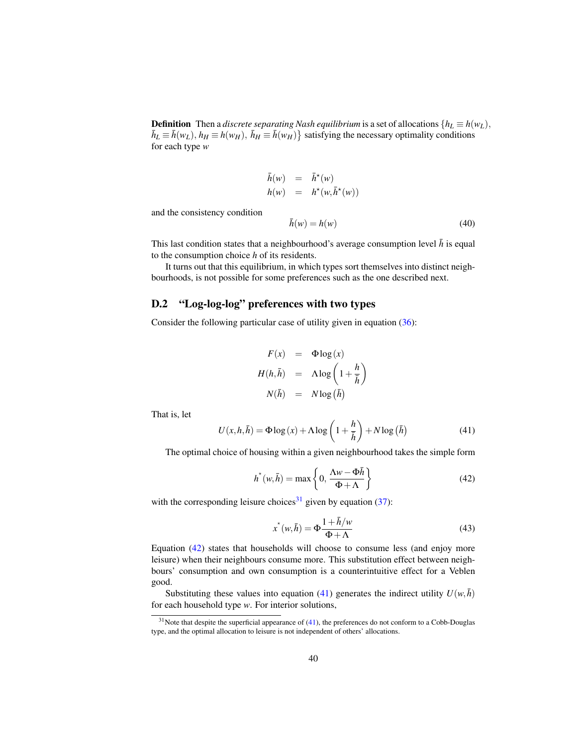**Definition** Then a *discrete separating Nash equilibrium* is a set of allocations $\{h_L \equiv h(w_L),$ $\bar{h}_L \equiv \bar{h}(w_L),\, h_H \equiv h(w_H),\, \bar{h}_H \equiv \bar{h}(w_H)\}$ satisfying the necessary optimality conditions for each type $w$

$$
\begin{aligned}
\bar{h}(w) &= \bar{h}^{\star}(w) \\
h(w) &= h^{\star}(w, \bar{h}^{\star}(w))
\end{aligned}
$$

and the consistency condition

$$
\bar{h}(w) = h(w) \tag{40}
$$

This last condition states that a neighbourhood's average consumption level $\bar{h}$ is equal to the consumption choice $h$ of its residents.

It turns out that this equilibrium, in which types sort themselves into distinct neighbourhoods, is not possible for some preferences such as the one described next.

## D.2 "Log-log-log" preferences with two types

Consider the following particular case of utility given in equation (36):

$$
\begin{aligned}
F(x) &= \Phi \log(x) \\
H(h, \bar{h}) &= \Lambda \log\left(1 + \frac{h}{\bar{h}}\right) \\
N(\bar{h}) &= N \log\left(\bar{h}\right)
\end{aligned}
$$

That is, let

$$
U(x, h, \bar{h}) = \Phi \log(x) + \Lambda \log\left(1 + \frac{h}{\bar{h}}\right) + N \log\left(\bar{h}\right) \tag{41}
$$

The optimal choice of housing within a given neighbourhood takes the simple form

$$
h^{\star}(w, \bar{h}) = \max\left\{0,\, \frac{\Lambda w - \Phi \bar{h}}{\Phi + \Lambda}\right\} \tag{42}
$$

with the corresponding leisure choices[31] given by equation (37):

$$
x^{\star}(w, \bar{h}) = \Phi \frac{1 + \bar{h}/w}{\Phi + \Lambda} \tag{43}
$$

Equation (42) states that households will choose to consume less (and enjoy more leisure) when their neighbours consume more. This substitution effect between neighbours' consumption and own consumption is a counterintuitive effect for a Veblen good.

Substituting these values into equation (41) generates the indirect utility $U(w, \bar{h})$ for each household type $w$. For interior solutions,

[31] Note that despite the superficial appearance of (41), the preferences do not conform to a Cobb-Douglas type, and the optimal allocation to leisure is not independent of others' allocations.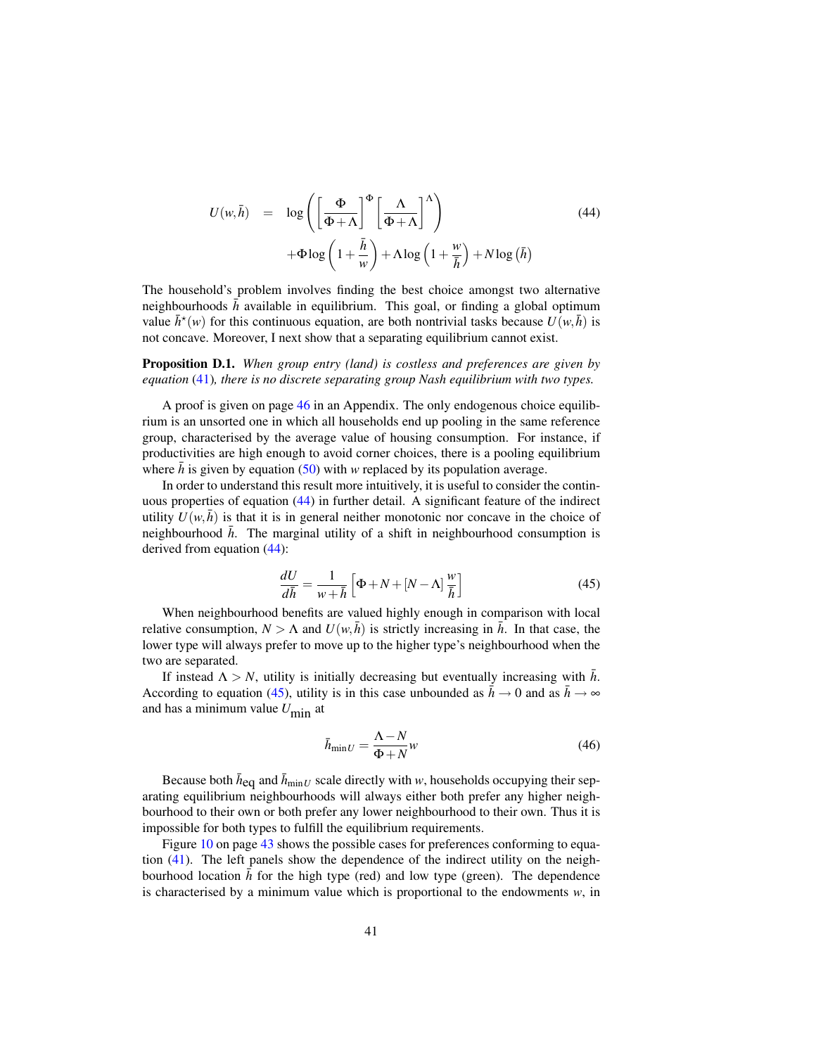$$U(w,\bar{h}) = \log\left(\left[\frac{\Phi}{\Phi+\Lambda}\right]^{\Phi}\left[\frac{\Lambda}{\Phi+\Lambda}\right]^{\Lambda}\right) + \Phi\log\left(1+\frac{\bar{h}}{w}\right) + \Lambda\log\left(1+\frac{w}{\bar{h}}\right) + N\log\left(\bar{h}\right) \tag{44}$$

The household's problem involves finding the best choice amongst two alternative neighbourhoods $\bar{h}$ available in equilibrium. This goal, or finding a global optimum value $\bar{h}^{\star}(w)$ for this continuous equation, are both nontrivial tasks because $U(w,\bar{h})$ is not concave. Moreover, I next show that a separating equilibrium cannot exist.

**Proposition D.1.** *When group entry (land) is costless and preferences are given by equation* (41)*, there is no discrete separating group Nash equilibrium with two types.*

A proof is given on page 46 in an Appendix. The only endogenous choice equilibrium is an unsorted one in which all households end up pooling in the same reference group, characterised by the average value of housing consumption. For instance, if productivities are high enough to avoid corner choices, there is a pooling equilibrium where $\bar{h}$ is given by equation (50) with $w$ replaced by its population average.

In order to understand this result more intuitively, it is useful to consider the continuous properties of equation (44) in further detail. A significant feature of the indirect utility $U(w,\bar{h})$ is that it is in general neither monotonic nor concave in the choice of neighbourhood $\bar{h}$. The marginal utility of a shift in neighbourhood consumption is derived from equation (44):

$$\frac{dU}{d\bar{h}} = \frac{1}{w+\bar{h}}\left[\Phi + N + [N-\Lambda]\frac{w}{\bar{h}}\right] \tag{45}$$

When neighbourhood benefits are valued highly enough in comparison with local relative consumption, $N > \Lambda$ and $U(w,\bar{h})$ is strictly increasing in $\bar{h}$. In that case, the lower type will always prefer to move up to the higher type's neighbourhood when the two are separated.

If instead $\Lambda > N$, utility is initially decreasing but eventually increasing with $\bar{h}$. According to equation (45), utility is in this case unbounded as $\bar{h} \to 0$ and as $\bar{h} \to \infty$ and has a minimum value $U_{\min}$ at

$$\bar{h}_{\min U} = \frac{\Lambda - N}{\Phi + N} w \tag{46}$$

Because both $\bar{h}_{\text{eq}}$ and $\bar{h}_{\min U}$ scale directly with $w$, households occupying their separating equilibrium neighbourhoods will always either both prefer any higher neighbourhood to their own or both prefer any lower neighbourhood to their own. Thus it is impossible for both types to fulfill the equilibrium requirements.

Figure 10 on page 43 shows the possible cases for preferences conforming to equation (41). The left panels show the dependence of the indirect utility on the neighbourhood location $\bar{h}$ for the high type (red) and low type (green). The dependence is characterised by a minimum value which is proportional to the endowments $w$, in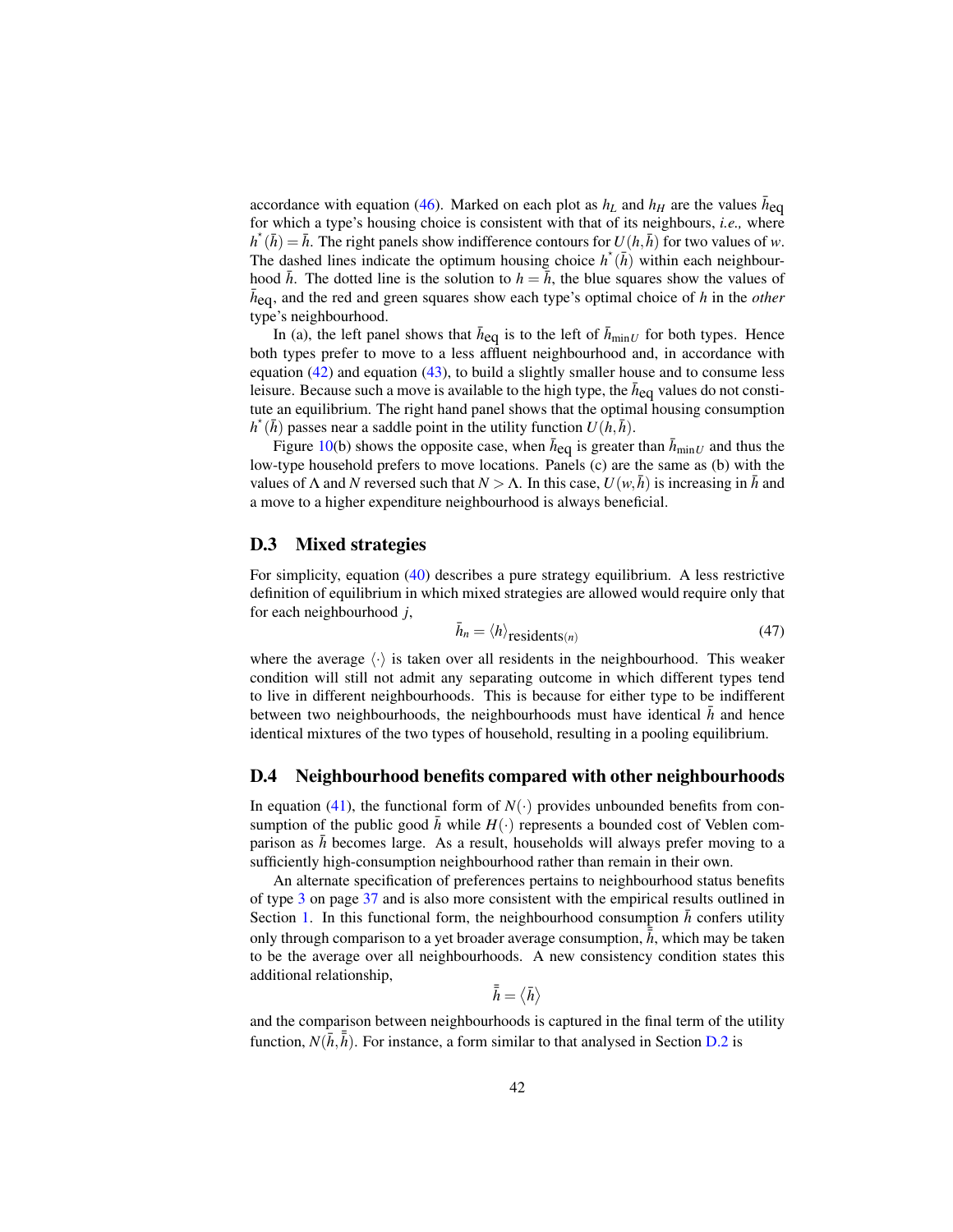accordance with equation (46). Marked on each plot as $h_L$ and $h_H$ are the values $\bar{h}_{\text{eq}}$ for which a type's housing choice is consistent with that of its neighbours, *i.e.,* where $h^*(\bar{h}) = \bar{h}$. The right panels show indifference contours for $U(h, \bar{h})$ for two values of $w$. The dashed lines indicate the optimum housing choice $h^*(\bar{h})$ within each neighbourhood $\bar{h}$. The dotted line is the solution to $h = \bar{h}$, the blue squares show the values of $\bar{h}_{\text{eq}}$, and the red and green squares show each type's optimal choice of $h$ in the *other* type's neighbourhood.

In (a), the left panel shows that $\bar{h}_{\text{eq}}$ is to the left of $\bar{h}_{\min U}$ for both types. Hence both types prefer to move to a less affluent neighbourhood and, in accordance with equation (42) and equation (43), to build a slightly smaller house and to consume less leisure. Because such a move is available to the high type, the $\bar{h}_{\text{eq}}$ values do not constitute an equilibrium. The right hand panel shows that the optimal housing consumption $h^*(\bar{h})$ passes near a saddle point in the utility function $U(h, \bar{h})$.

Figure 10(b) shows the opposite case, when $\bar{h}_{\text{eq}}$ is greater than $\bar{h}_{\min U}$ and thus the low-type household prefers to move locations. Panels (c) are the same as (b) with the values of $\Lambda$ and $N$ reversed such that $N > \Lambda$. In this case, $U(w, \bar{h})$ is increasing in $\bar{h}$ and a move to a higher expenditure neighbourhood is always beneficial.

## D.3 Mixed strategies

For simplicity, equation (40) describes a pure strategy equilibrium. A less restrictive definition of equilibrium in which mixed strategies are allowed would require only that for each neighbourhood $j$,

$$\bar{h}_n = \langle h \rangle_{\text{residents}(n)} \tag{47}$$

where the average $\langle \cdot \rangle$ is taken over all residents in the neighbourhood. This weaker condition will still not admit any separating outcome in which different types tend to live in different neighbourhoods. This is because for either type to be indifferent between two neighbourhoods, the neighbourhoods must have identical $\bar{h}$ and hence identical mixtures of the two types of household, resulting in a pooling equilibrium.

## D.4 Neighbourhood benefits compared with other neighbourhoods

In equation (41), the functional form of $N(\cdot)$ provides unbounded benefits from consumption of the public good $\bar{h}$ while $H(\cdot)$ represents a bounded cost of Veblen comparison as $\bar{h}$ becomes large. As a result, households will always prefer moving to a sufficiently high-consumption neighbourhood rather than remain in their own.

An alternate specification of preferences pertains to neighbourhood status benefits of type 3 on page 37 and is also more consistent with the empirical results outlined in Section 1. In this functional form, the neighbourhood consumption $\bar{h}$ confers utility only through comparison to a yet broader average consumption, $\bar{\bar{h}}$, which may be taken to be the average over all neighbourhoods. A new consistency condition states this additional relationship,

$$\bar{\bar{h}} = \langle \bar{h} \rangle$$

and the comparison between neighbourhoods is captured in the final term of the utility function, $N(\bar{h}, \bar{\bar{h}})$. For instance, a form similar to that analysed in Section D.2 is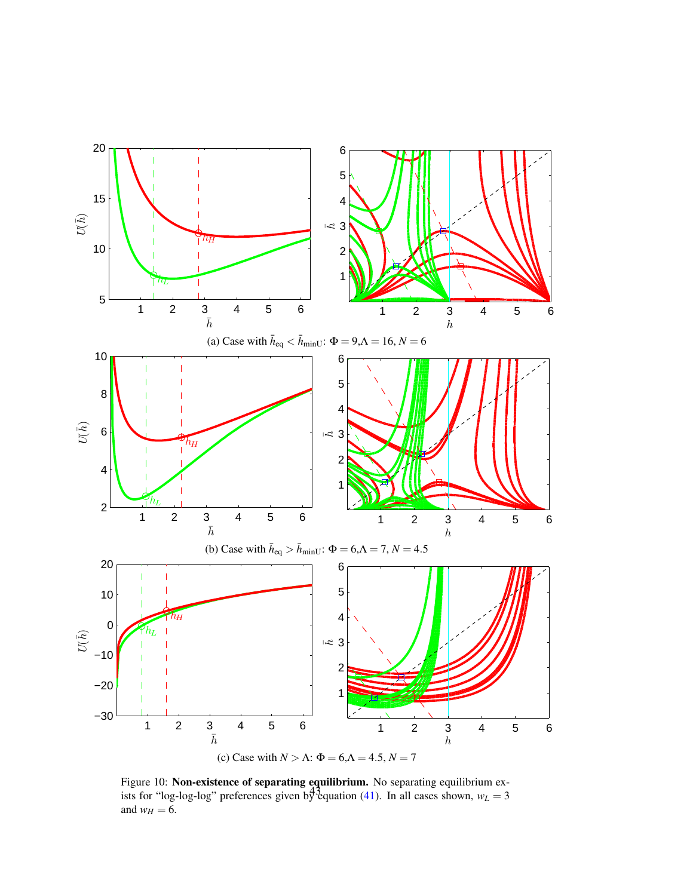(a) Case with $\bar{h}_{\text{eq}} < \bar{h}_{\text{minU}}$: $\Phi = 9, \Lambda = 16, N = 6$

(b) Case with $\bar{h}_{\text{eq}} > \bar{h}_{\text{minU}}$: $\Phi = 6, \Lambda = 7, N = 4.5$

(c) Case with $N > \Lambda$: $\Phi = 6, \Lambda = 4.5, N = 7$

Figure 10: **Non-existence of separating equilibrium.** No separating equilibrium exists for "log-log-log" preferences given by equation (41). In all cases shown, $w_L = 3$ and $w_H = 6$.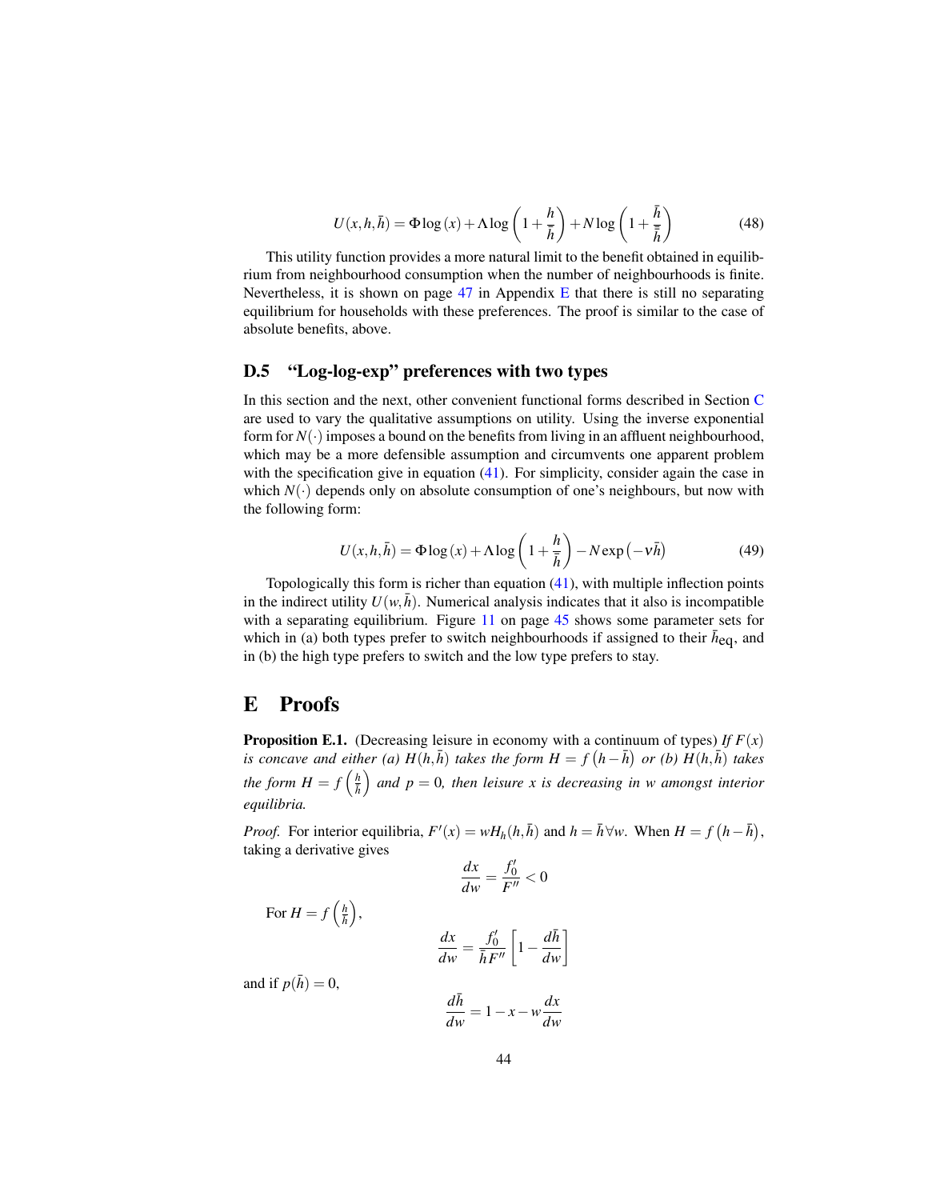$$U(x,h,\bar{h}) = \Phi \log(x) + \Lambda \log\left(1+\frac{h}{\bar{h}}\right) + N \log\left(1+\frac{\bar{h}}{\bar{\bar{h}}}\right) \tag{48}$$

This utility function provides a more natural limit to the benefit obtained in equilibrium from neighbourhood consumption when the number of neighbourhoods is finite. Nevertheless, it is shown on page 47 in Appendix E that there is still no separating equilibrium for households with these preferences. The proof is similar to the case of absolute benefits, above.

## D.5 "Log-log-exp" preferences with two types

In this section and the next, other convenient functional forms described in Section C are used to vary the qualitative assumptions on utility. Using the inverse exponential form for $N(\cdot)$ imposes a bound on the benefits from living in an affluent neighbourhood, which may be a more defensible assumption and circumvents one apparent problem with the specification give in equation (41). For simplicity, consider again the case in which $N(\cdot)$ depends only on absolute consumption of one's neighbours, but now with the following form:

$$U(x,h,\bar{h}) = \Phi \log(x) + \Lambda \log\left(1+\frac{h}{\bar{h}}\right) - N \exp\left(-\nu \bar{h}\right) \tag{49}$$

Topologically this form is richer than equation (41), with multiple inflection points in the indirect utility $U(w,\bar{h})$. Numerical analysis indicates that it also is incompatible with a separating equilibrium. Figure 11 on page 45 shows some parameter sets for which in (a) both types prefer to switch neighbourhoods if assigned to their $\bar{h}_{\text{eq}}$, and in (b) the high type prefers to switch and the low type prefers to stay.

# E Proofs

**Proposition E.1.** (Decreasing leisure in economy with a continuum of types) *If $F(x)$ is concave and either (a) $H(h,\bar{h})$ takes the form $H = f\left(h-\bar{h}\right)$ or (b) $H(h,\bar{h})$ takes the form $H = f\left(\frac{h}{\bar{h}}\right)$ and $p = 0$, then leisure $x$ is decreasing in $w$ amongst interior equilibria.*

*Proof.* For interior equilibria, $F'(x) = wH_h(h,\bar{h})$ and $h = \bar{h}\,\forall w$. When $H = f\left(h-\bar{h}\right)$, taking a derivative gives

$$\frac{dx}{dw} = \frac{f_0'}{F''} < 0$$

For $H = f\left(\frac{h}{\bar{h}}\right)$,

$$\frac{dx}{dw} = \frac{f_0'}{\bar{h}F''}\left[1 - \frac{d\bar{h}}{dw}\right]$$

and if $p(\bar{h}) = 0$,

$$\frac{d\bar{h}}{dw} = 1 - x - w\frac{dx}{dw}$$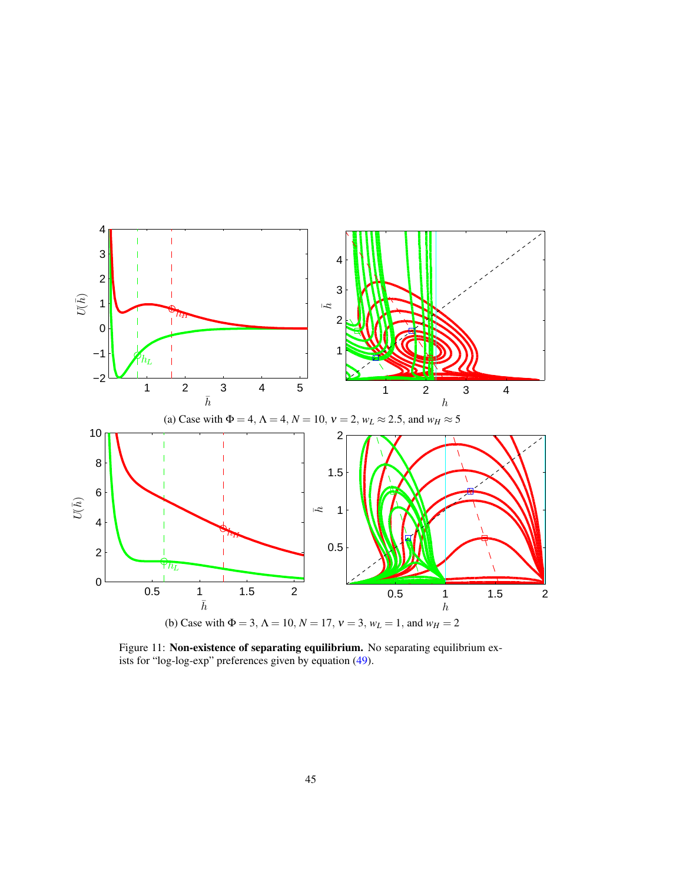(a) Case with $\Phi = 4$, $\Lambda = 4$, $N = 10$, $\nu = 2$, $w_L \approx 2.5$, and $w_H \approx 5$

(b) Case with $\Phi = 3$, $\Lambda = 10$, $N = 17$, $\nu = 3$, $w_L = 1$, and $w_H = 2$

Figure 11: **Non-existence of separating equilibrium.** No separating equilibrium exists for "log-log-exp" preferences given by equation (49).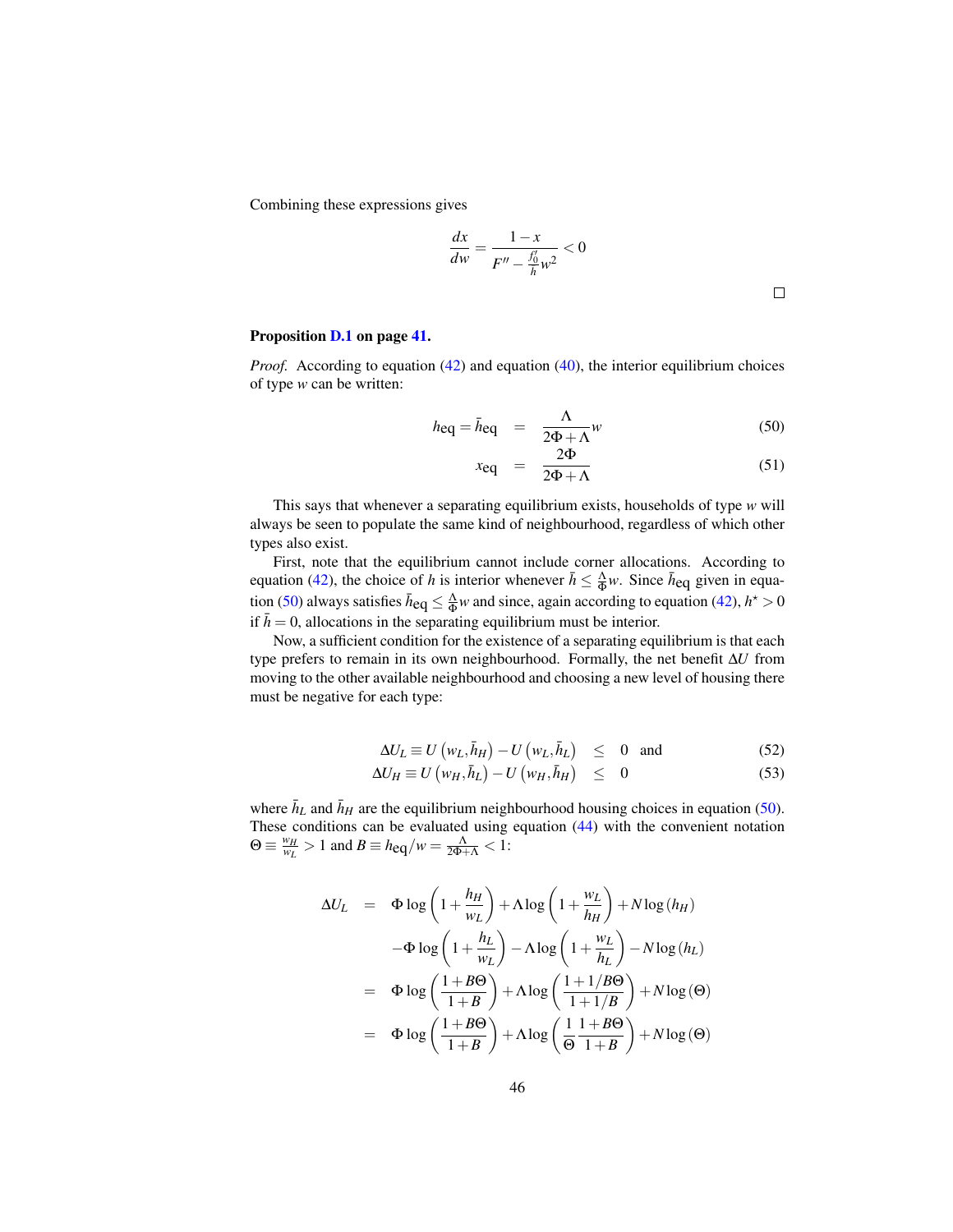Combining these expressions gives

$$\frac{dx}{dw} = \frac{1-x}{F'' - \frac{f_0'}{h}w^2} < 0$$

□

**Proposition D.1 on page 41.**

*Proof.* According to equation (42) and equation (40), the interior equilibrium choices of type $w$ can be written:

$$h_{\text{eq}} = \bar{h}_{\text{eq}} = \frac{\Lambda}{2\Phi + \Lambda} w \tag{50}$$

$$x_{\text{eq}} = \frac{2\Phi}{2\Phi + \Lambda} \tag{51}$$

This says that whenever a separating equilibrium exists, households of type $w$ will always be seen to populate the same kind of neighbourhood, regardless of which other types also exist.

First, note that the equilibrium cannot include corner allocations. According to equation (42), the choice of $h$ is interior whenever $\bar{h} \leq \frac{\Lambda}{\Phi} w$. Since $\bar{h}_{\text{eq}}$ given in equation (50) always satisfies $\bar{h}_{\text{eq}} \leq \frac{\Lambda}{\Phi} w$ and since, again according to equation (42), $h^{\star} > 0$ if $\bar{h} = 0$, allocations in the separating equilibrium must be interior.

Now, a sufficient condition for the existence of a separating equilibrium is that each type prefers to remain in its own neighbourhood. Formally, the net benefit $\Delta U$ from moving to the other available neighbourhood and choosing a new level of housing there must be negative for each type:

$$\Delta U_L \equiv U\left(w_L, \bar{h}_H\right) - U\left(w_L, \bar{h}_L\right) \leq 0 \quad \text{and} \tag{52}$$

$$\Delta U_H \equiv U\left(w_H, \bar{h}_L\right) - U\left(w_H, \bar{h}_H\right) \leq 0 \tag{53}$$

where $\bar{h}_L$ and $\bar{h}_H$ are the equilibrium neighbourhood housing choices in equation (50). These conditions can be evaluated using equation (44) with the convenient notation $\Theta \equiv \frac{w_H}{w_L} > 1$ and $B \equiv h_{\text{eq}}/w = \frac{\Lambda}{2\Phi+\Lambda} < 1$:

$$\begin{aligned}
\Delta U_L &= \Phi \log\left(1 + \frac{h_H}{w_L}\right) + \Lambda \log\left(1 + \frac{w_L}{h_H}\right) + N \log\left(h_H\right) \\
&\quad - \Phi \log\left(1 + \frac{h_L}{w_L}\right) - \Lambda \log\left(1 + \frac{w_L}{h_L}\right) - N \log\left(h_L\right) \\
&= \Phi \log\left(\frac{1 + B\Theta}{1 + B}\right) + \Lambda \log\left(\frac{1 + 1/B\Theta}{1 + 1/B}\right) + N \log\left(\Theta\right) \\
&= \Phi \log\left(\frac{1 + B\Theta}{1 + B}\right) + \Lambda \log\left(\frac{1}{\Theta} \frac{1 + B\Theta}{1 + B}\right) + N \log\left(\Theta\right)
\end{aligned}$$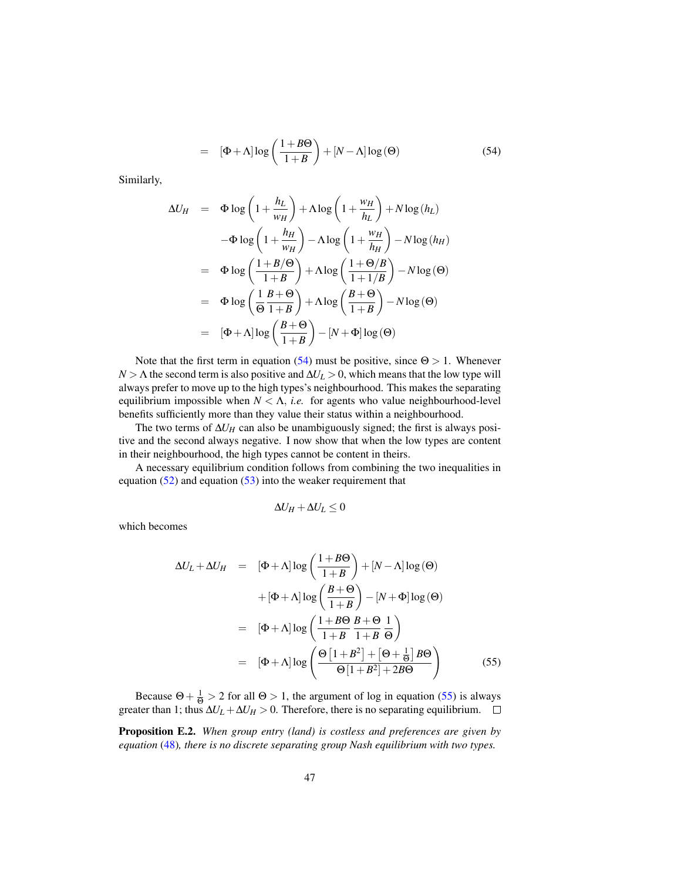$$= \quad [\Phi+\Lambda]\log\left(\frac{1+B\Theta}{1+B}\right)+[N-\Lambda]\log(\Theta) \tag{54}$$

Similarly,

$$\begin{aligned}
\Delta U_H &= \Phi\log\left(1+\frac{h_L}{w_H}\right)+\Lambda\log\left(1+\frac{w_H}{h_L}\right)+N\log(h_L) \\
&\quad -\Phi\log\left(1+\frac{h_H}{w_H}\right)-\Lambda\log\left(1+\frac{w_H}{h_H}\right)-N\log(h_H) \\
&= \Phi\log\left(\frac{1+B/\Theta}{1+B}\right)+\Lambda\log\left(\frac{1+\Theta/B}{1+1/B}\right)-N\log(\Theta) \\
&= \Phi\log\left(\frac{1}{\Theta}\frac{B+\Theta}{1+B}\right)+\Lambda\log\left(\frac{B+\Theta}{1+B}\right)-N\log(\Theta) \\
&= [\Phi+\Lambda]\log\left(\frac{B+\Theta}{1+B}\right)-[N+\Phi]\log(\Theta)
\end{aligned}$$

Note that the first term in equation (54) must be positive, since $\Theta > 1$. Whenever $N > \Lambda$ the second term is also positive and $\Delta U_L > 0$, which means that the low type will always prefer to move up to the high types's neighbourhood. This makes the separating equilibrium impossible when $N < \Lambda$, *i.e.* for agents who value neighbourhood-level benefits sufficiently more than they value their status within a neighbourhood.

The two terms of $\Delta U_H$ can also be unambiguously signed; the first is always positive and the second always negative. I now show that when the low types are content in their neighbourhood, the high types cannot be content in theirs.

A necessary equilibrium condition follows from combining the two inequalities in equation (52) and equation (53) into the weaker requirement that

$$\Delta U_H + \Delta U_L \leq 0$$

which becomes

$$\begin{aligned}
\Delta U_L + \Delta U_H &= [\Phi+\Lambda]\log\left(\frac{1+B\Theta}{1+B}\right)+[N-\Lambda]\log(\Theta) \\
&\quad +[\Phi+\Lambda]\log\left(\frac{B+\Theta}{1+B}\right)-[N+\Phi]\log(\Theta) \\
&= [\Phi+\Lambda]\log\left(\frac{1+B\Theta}{1+B}\,\frac{B+\Theta}{1+B}\,\frac{1}{\Theta}\right) \\
&= [\Phi+\Lambda]\log\left(\frac{\Theta\left[1+B^2\right]+\left[\Theta+\frac{1}{\Theta}\right]B\Theta}{\Theta\left[1+B^2\right]+2B\Theta}\right)
\end{aligned} \tag{55}$$

Because $\Theta + \frac{1}{\Theta} > 2$ for all $\Theta > 1$, the argument of log in equation (55) is always greater than 1; thus $\Delta U_L + \Delta U_H > 0$. Therefore, there is no separating equilibrium. □

**Proposition E.2.** *When group entry (land) is costless and preferences are given by equation (48), there is no discrete separating group Nash equilibrium with two types.*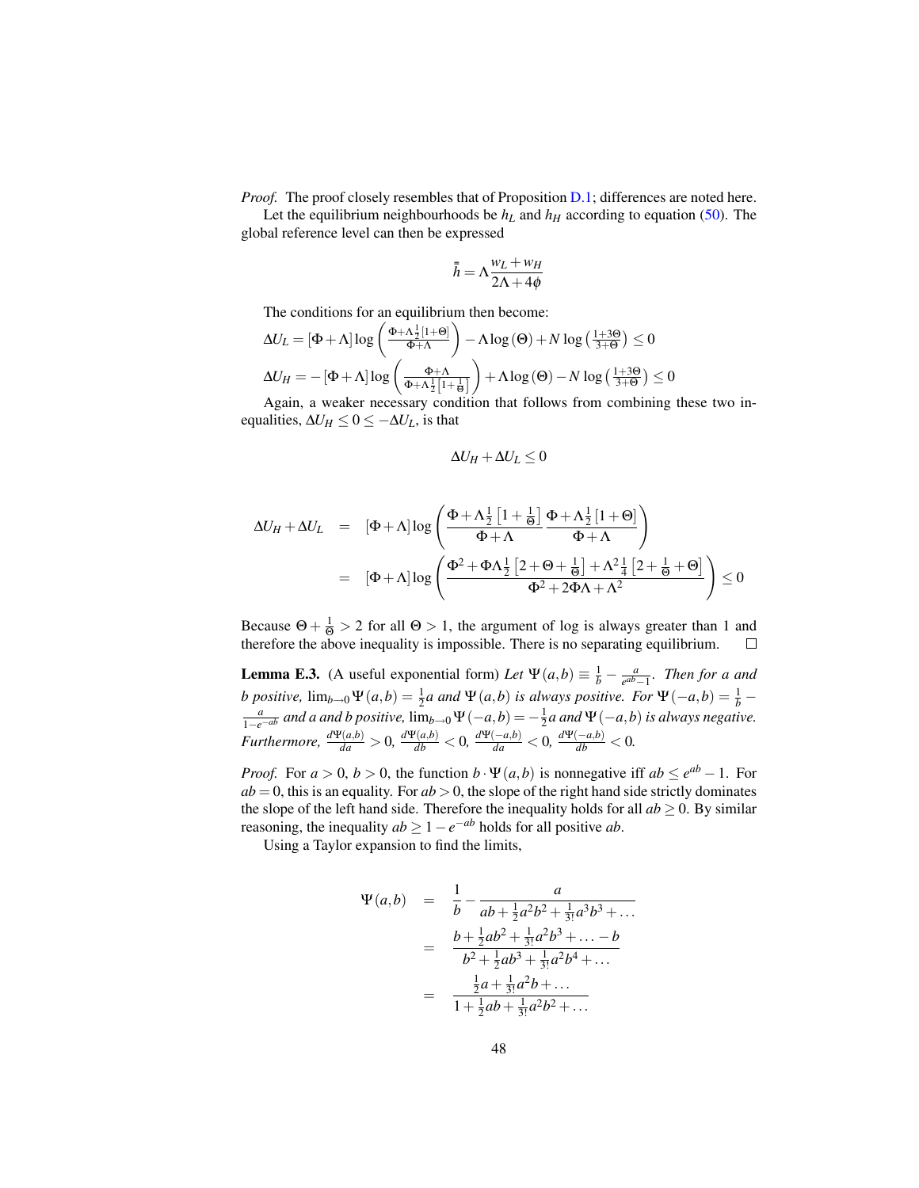*Proof.* The proof closely resembles that of Proposition D.1; differences are noted here.

Let the equilibrium neighbourhoods be $h_L$ and $h_H$ according to equation (50). The global reference level can then be expressed

$$\bar{\bar{h}} = \Lambda \frac{w_L + w_H}{2\Lambda + 4\phi}$$

The conditions for an equilibrium then become:

$$\Delta U_L = [\Phi + \Lambda] \log\left(\frac{\Phi + \Lambda \frac{1}{2}[1+\Theta]}{\Phi + \Lambda}\right) - \Lambda \log(\Theta) + N \log\left(\frac{1+3\Theta}{3+\Theta}\right) \leq 0$$

$$\Delta U_H = -[\Phi + \Lambda] \log\left(\frac{\Phi + \Lambda}{\Phi + \Lambda \frac{1}{2}\left[1+\frac{1}{\Theta}\right]}\right) + \Lambda \log(\Theta) - N \log\left(\frac{1+3\Theta}{3+\Theta}\right) \leq 0$$

Again, a weaker necessary condition that follows from combining these two inequalities, $\Delta U_H \leq 0 \leq -\Delta U_L$, is that

$$\Delta U_H + \Delta U_L \leq 0$$

$$\begin{aligned}
\Delta U_H + \Delta U_L &= [\Phi + \Lambda] \log\left(\frac{\Phi + \Lambda \frac{1}{2}\left[1+\frac{1}{\Theta}\right]}{\Phi + \Lambda} \frac{\Phi + \Lambda \frac{1}{2}[1+\Theta]}{\Phi + \Lambda}\right) \\
&= [\Phi + \Lambda] \log\left(\frac{\Phi^2 + \Phi\Lambda \frac{1}{2}\left[2 + \Theta + \frac{1}{\Theta}\right] + \Lambda^2 \frac{1}{4}\left[2 + \frac{1}{\Theta} + \Theta\right]}{\Phi^2 + 2\Phi\Lambda + \Lambda^2}\right) \leq 0
\end{aligned}$$

Because $\Theta + \frac{1}{\Theta} > 2$ for all $\Theta > 1$, the argument of log is always greater than 1 and therefore the above inequality is impossible. There is no separating equilibrium. $\square$

**Lemma E.3.** (A useful exponential form) *Let $\Psi(a,b) \equiv \frac{1}{b} - \frac{a}{e^{ab}-1}$. Then for $a$ and $b$ positive, $\lim_{b\to 0} \Psi(a,b) = \frac{1}{2}a$ and $\Psi(a,b)$ is always positive. For $\Psi(-a,b) = \frac{1}{b} - \frac{a}{1-e^{-ab}}$ and $a$ and $b$ positive, $\lim_{b\to 0} \Psi(-a,b) = -\frac{1}{2}a$ and $\Psi(-a,b)$ is always negative. Furthermore, $\frac{d\Psi(a,b)}{da} > 0$, $\frac{d\Psi(a,b)}{db} < 0$, $\frac{d\Psi(-a,b)}{da} < 0$, $\frac{d\Psi(-a,b)}{db} < 0$.*

*Proof.* For $a > 0$, $b > 0$, the function $b \cdot \Psi(a,b)$ is nonnegative iff $ab \leq e^{ab} - 1$. For $ab = 0$, this is an equality. For $ab > 0$, the slope of the right hand side strictly dominates the slope of the left hand side. Therefore the inequality holds for all $ab \geq 0$. By similar reasoning, the inequality $ab \geq 1 - e^{-ab}$ holds for all positive $ab$.

Using a Taylor expansion to find the limits,

$$\begin{aligned}
\Psi(a,b) &= \frac{1}{b} - \frac{a}{ab + \frac{1}{2}a^2b^2 + \frac{1}{3!}a^3b^3 + \dots} \\
&= \frac{b + \frac{1}{2}ab^2 + \frac{1}{3!}a^2b^3 + \dots - b}{b^2 + \frac{1}{2}ab^3 + \frac{1}{3!}a^2b^4 + \dots} \\
&= \frac{\frac{1}{2}a + \frac{1}{3!}a^2b + \dots}{1 + \frac{1}{2}ab + \frac{1}{3!}a^2b^2 + \dots}
\end{aligned}$$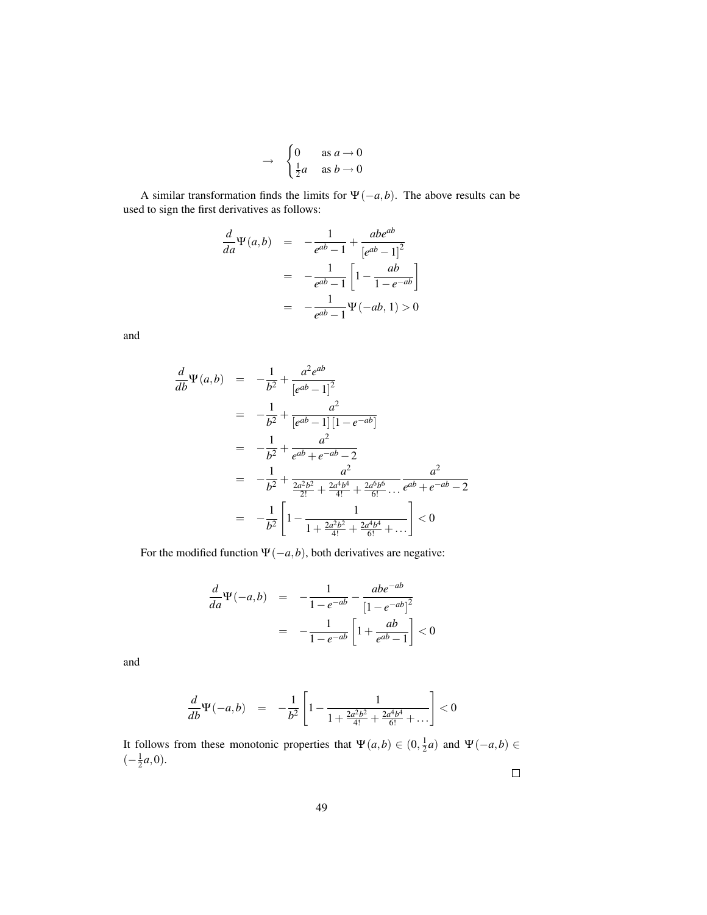$$
\rightarrow \quad \begin{cases} 0 & \text{as } a \rightarrow 0 \\ \frac{1}{2}a & \text{as } b \rightarrow 0 \end{cases}
$$

A similar transformation finds the limits for $\Psi(-a,b)$. The above results can be used to sign the first derivatives as follows:

$$
\begin{aligned}
\frac{d}{da}\Psi(a,b) &= -\frac{1}{e^{ab}-1} + \frac{abe^{ab}}{\left[e^{ab}-1\right]^2} \\
&= -\frac{1}{e^{ab}-1}\left[1 - \frac{ab}{1-e^{-ab}}\right] \\
&= -\frac{1}{e^{ab}-1}\Psi(-ab,1) > 0
\end{aligned}
$$

and

$$
\begin{aligned}
\frac{d}{db}\Psi(a,b) &= -\frac{1}{b^2} + \frac{a^2e^{ab}}{\left[e^{ab}-1\right]^2} \\
&= -\frac{1}{b^2} + \frac{a^2}{\left[e^{ab}-1\right]\left[1-e^{-ab}\right]} \\
&= -\frac{1}{b^2} + \frac{a^2}{e^{ab}+e^{-ab}-2} \\
&= -\frac{1}{b^2} + \frac{a^2}{\frac{2a^2b^2}{2!} + \frac{2a^4b^4}{4!} + \frac{2a^6b^6}{6!}\dots}\frac{a^2}{e^{ab}+e^{-ab}-2} \\
&= -\frac{1}{b^2}\left[1 - \frac{1}{1+\frac{2a^2b^2}{4!}+\frac{2a^4b^4}{6!}+\dots}\right] < 0
\end{aligned}
$$

For the modified function $\Psi(-a,b)$, both derivatives are negative:

$$
\begin{aligned}
\frac{d}{da}\Psi(-a,b) &= -\frac{1}{1-e^{-ab}} - \frac{abe^{-ab}}{\left[1-e^{-ab}\right]^2} \\
&= -\frac{1}{1-e^{-ab}}\left[1 + \frac{ab}{e^{ab}-1}\right] < 0
\end{aligned}
$$

and

$$
\frac{d}{db}\Psi(-a,b) = -\frac{1}{b^2}\left[1 - \frac{1}{1+\frac{2a^2b^2}{4!}+\frac{2a^4b^4}{6!}+\dots}\right] < 0
$$

It follows from these monotonic properties that $\Psi(a,b) \in (0, \frac{1}{2}a)$ and $\Psi(-a,b) \in (-\frac{1}{2}a, 0)$.

□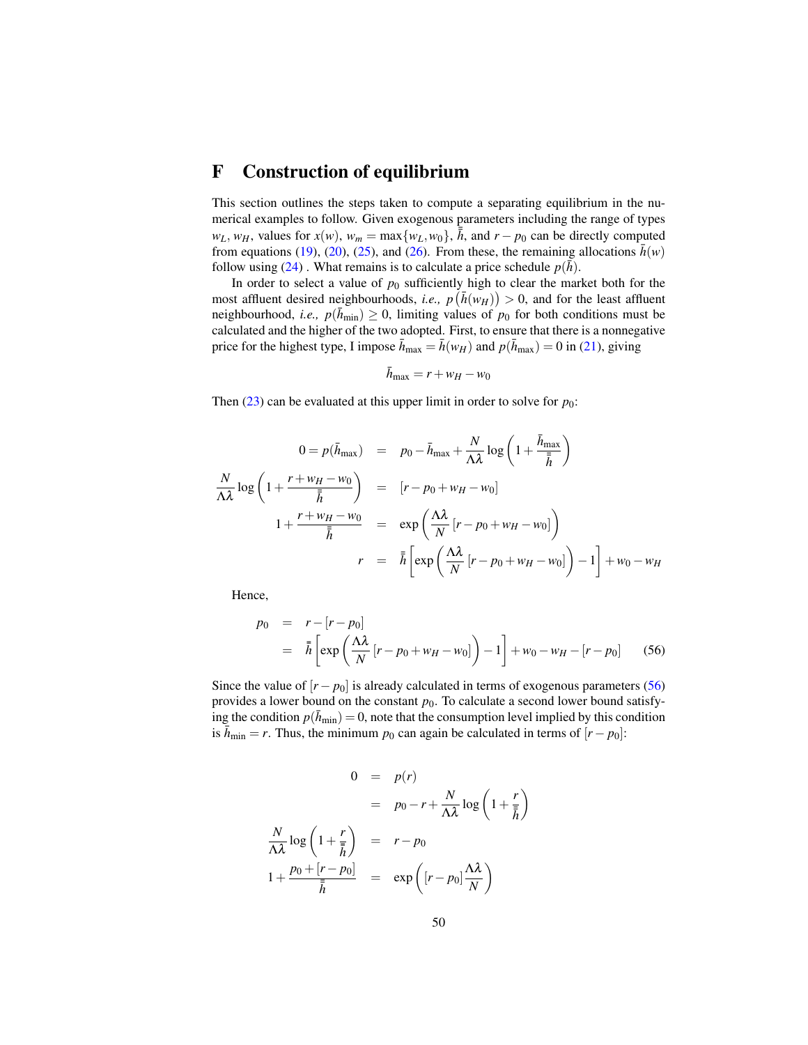# F Construction of equilibrium

This section outlines the steps taken to compute a separating equilibrium in the numerical examples to follow. Given exogenous parameters including the range of types $w_L$, $w_H$, values for $x(w)$, $w_m = \max\{w_L, w_0\}$, $\bar{\bar{h}}$, and $r - p_0$ can be directly computed from equations (19), (20), (25), and (26). From these, the remaining allocations $\bar{h}(w)$ follow using (24) . What remains is to calculate a price schedule $p(\bar{h})$.

In order to select a value of $p_0$ sufficiently high to clear the market both for the most affluent desired neighbourhoods, *i.e.,* $p\left(\bar{h}(w_H)\right) > 0$, and for the least affluent neighbourhood, *i.e.,* $p(\bar{h}_{\min}) \geq 0$, limiting values of $p_0$ for both conditions must be calculated and the higher of the two adopted. First, to ensure that there is a nonnegative price for the highest type, I impose $\bar{h}_{\max} = \bar{h}(w_H)$ and $p(\bar{h}_{\max}) = 0$ in (21), giving

$$\bar{h}_{\max} = r + w_H - w_0$$

Then (23) can be evaluated at this upper limit in order to solve for $p_0$:

$$\begin{aligned}
0 = p(\bar{h}_{\max}) &= p_0 - \bar{h}_{\max} + \frac{N}{\Lambda\lambda}\log\left(1 + \frac{\bar{h}_{\max}}{\bar{\bar{h}}}\right) \\
\frac{N}{\Lambda\lambda}\log\left(1 + \frac{r + w_H - w_0}{\bar{\bar{h}}}\right) &= [r - p_0 + w_H - w_0] \\
1 + \frac{r + w_H - w_0}{\bar{\bar{h}}} &= \exp\left(\frac{\Lambda\lambda}{N}[r - p_0 + w_H - w_0]\right) \\
r &= \bar{\bar{h}}\left[\exp\left(\frac{\Lambda\lambda}{N}[r - p_0 + w_H - w_0]\right) - 1\right] + w_0 - w_H
\end{aligned}$$

Hence,

$$\begin{aligned}
p_0 &= r - [r - p_0] \\
&= \bar{\bar{h}}\left[\exp\left(\frac{\Lambda\lambda}{N}[r - p_0 + w_H - w_0]\right) - 1\right] + w_0 - w_H - [r - p_0] \qquad (56)
\end{aligned}$$

Since the value of $[r - p_0]$ is already calculated in terms of exogenous parameters (56) provides a lower bound on the constant $p_0$. To calculate a second lower bound satisfying the condition $p(\bar{h}_{\min}) = 0$, note that the consumption level implied by this condition is $\bar{h}_{\min} = r$. Thus, the minimum $p_0$ can again be calculated in terms of $[r - p_0]$:

$$\begin{aligned}
0 &= p(r) \\
&= p_0 - r + \frac{N}{\Lambda\lambda}\log\left(1 + \frac{r}{\bar{\bar{h}}}\right) \\
\frac{N}{\Lambda\lambda}\log\left(1 + \frac{r}{\bar{\bar{h}}}\right) &= r - p_0 \\
1 + \frac{p_0 + [r - p_0]}{\bar{\bar{h}}} &= \exp\left([r - p_0]\frac{\Lambda\lambda}{N}\right)
\end{aligned}$$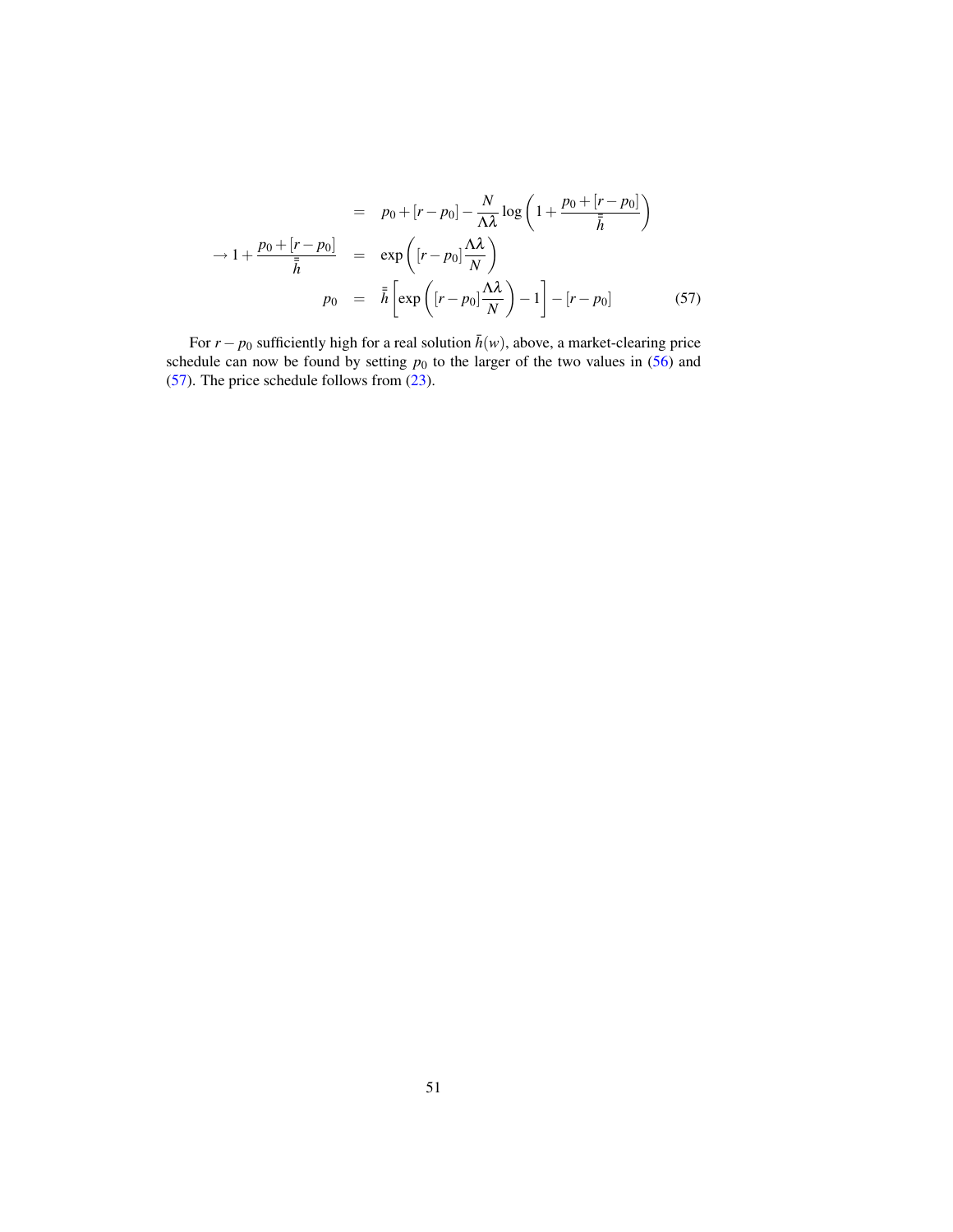$$
\begin{aligned}
&= p_0 + [r - p_0] - \frac{N}{\Lambda\lambda} \log\left(1 + \frac{p_0 + [r - p_0]}{\bar{\bar{h}}}\right) \\
\rightarrow 1 + \frac{p_0 + [r - p_0]}{\bar{\bar{h}}} &= \exp\left([r - p_0]\frac{\Lambda\lambda}{N}\right) \\
p_0 &= \bar{\bar{h}}\left[\exp\left([r - p_0]\frac{\Lambda\lambda}{N}\right) - 1\right] - [r - p_0] \qquad (57)
\end{aligned}
$$

For $r - p_0$ sufficiently high for a real solution $\bar{h}(w)$, above, a market-clearing price schedule can now be found by setting $p_0$ to the larger of the two values in (56) and (57). The price schedule follows from (23).